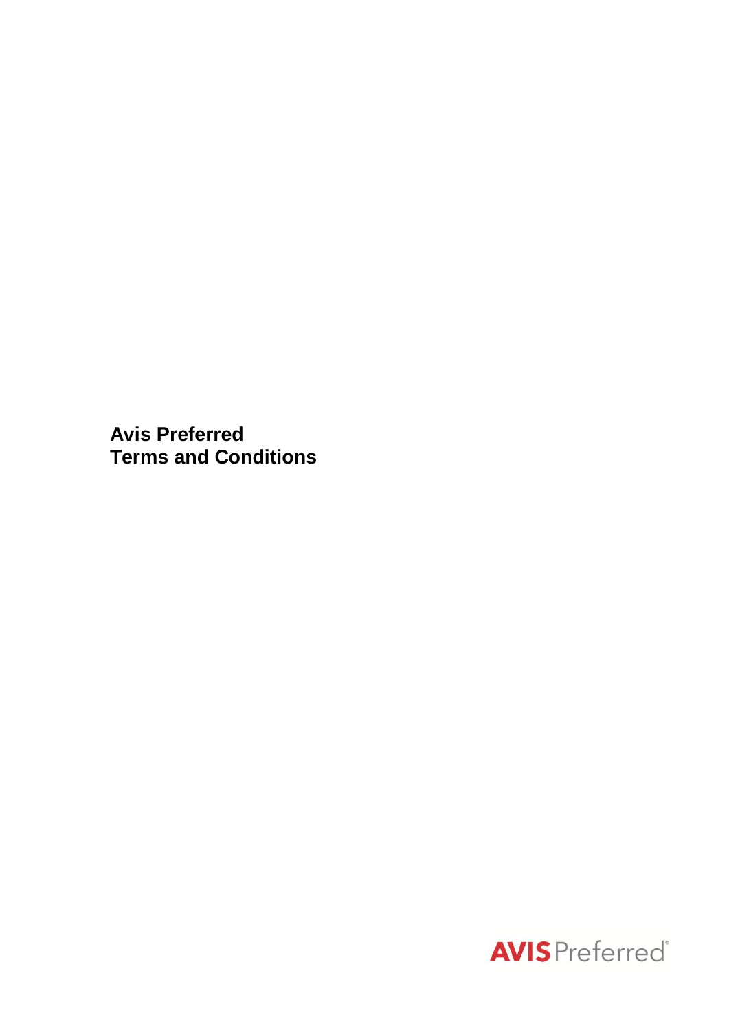# Avis Preferred
# Terms and Conditions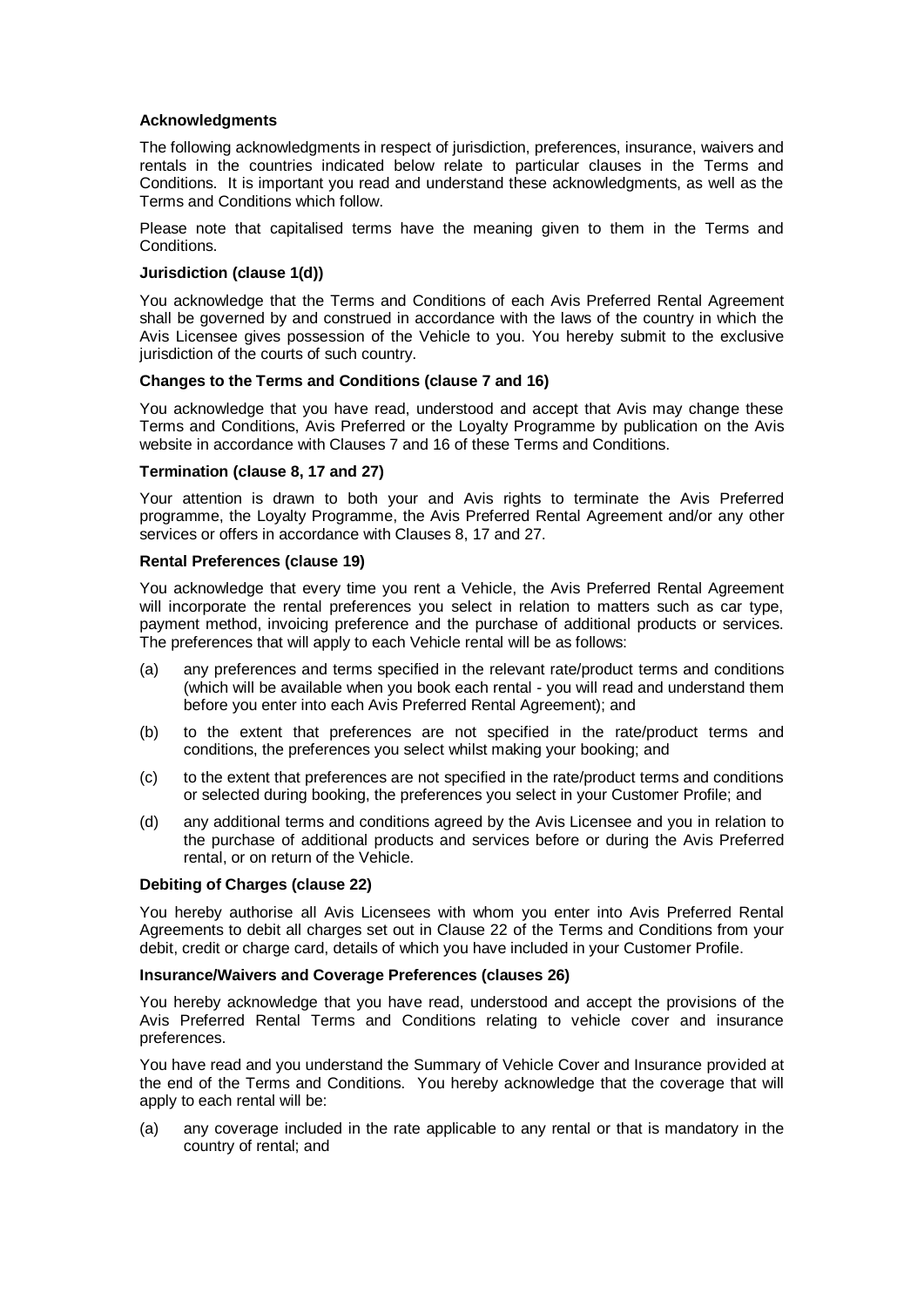### Acknowledgments

The following acknowledgments in respect of jurisdiction, preferences, insurance, waivers and rentals in the countries indicated below relate to particular clauses in the Terms and Conditions. It is important you read and understand these acknowledgments, as well as the Terms and Conditions which follow.

Please note that capitalised terms have the meaning given to them in the Terms and Conditions.

### Jurisdiction (clause 1(d))

You acknowledge that the Terms and Conditions of each Avis Preferred Rental Agreement shall be governed by and construed in accordance with the laws of the country in which the Avis Licensee gives possession of the Vehicle to you. You hereby submit to the exclusive jurisdiction of the courts of such country.

### Changes to the Terms and Conditions (clause 7 and 16)

You acknowledge that you have read, understood and accept that Avis may change these Terms and Conditions, Avis Preferred or the Loyalty Programme by publication on the Avis website in accordance with Clauses 7 and 16 of these Terms and Conditions.

### Termination (clause 8, 17 and 27)

Your attention is drawn to both your and Avis rights to terminate the Avis Preferred programme, the Loyalty Programme, the Avis Preferred Rental Agreement and/or any other services or offers in accordance with Clauses 8, 17 and 27.

### Rental Preferences (clause 19)

You acknowledge that every time you rent a Vehicle, the Avis Preferred Rental Agreement will incorporate the rental preferences you select in relation to matters such as car type, payment method, invoicing preference and the purchase of additional products or services. The preferences that will apply to each Vehicle rental will be as follows:

(a) any preferences and terms specified in the relevant rate/product terms and conditions (which will be available when you book each rental - you will read and understand them before you enter into each Avis Preferred Rental Agreement); and

(b) to the extent that preferences are not specified in the rate/product terms and conditions, the preferences you select whilst making your booking; and

(c) to the extent that preferences are not specified in the rate/product terms and conditions or selected during booking, the preferences you select in your Customer Profile; and

(d) any additional terms and conditions agreed by the Avis Licensee and you in relation to the purchase of additional products and services before or during the Avis Preferred rental, or on return of the Vehicle.

### Debiting of Charges (clause 22)

You hereby authorise all Avis Licensees with whom you enter into Avis Preferred Rental Agreements to debit all charges set out in Clause 22 of the Terms and Conditions from your debit, credit or charge card, details of which you have included in your Customer Profile.

### Insurance/Waivers and Coverage Preferences (clauses 26)

You hereby acknowledge that you have read, understood and accept the provisions of the Avis Preferred Rental Terms and Conditions relating to vehicle cover and insurance preferences.

You have read and you understand the Summary of Vehicle Cover and Insurance provided at the end of the Terms and Conditions. You hereby acknowledge that the coverage that will apply to each rental will be:

(a) any coverage included in the rate applicable to any rental or that is mandatory in the country of rental; and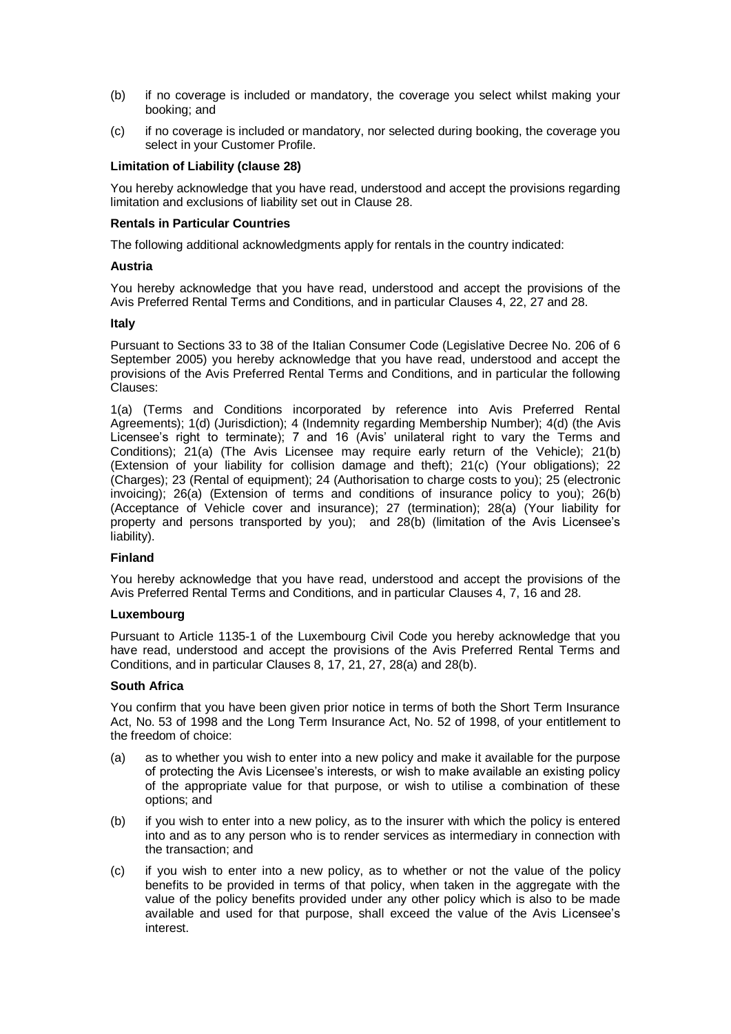(b) if no coverage is included or mandatory, the coverage you select whilst making your booking; and

(c) if no coverage is included or mandatory, nor selected during booking, the coverage you select in your Customer Profile.

**Limitation of Liability (clause 28)**

You hereby acknowledge that you have read, understood and accept the provisions regarding limitation and exclusions of liability set out in Clause 28.

**Rentals in Particular Countries**

The following additional acknowledgments apply for rentals in the country indicated:

**Austria**

You hereby acknowledge that you have read, understood and accept the provisions of the Avis Preferred Rental Terms and Conditions, and in particular Clauses 4, 22, 27 and 28.

**Italy**

Pursuant to Sections 33 to 38 of the Italian Consumer Code (Legislative Decree No. 206 of 6 September 2005) you hereby acknowledge that you have read, understood and accept the provisions of the Avis Preferred Rental Terms and Conditions, and in particular the following Clauses:

1(a) (Terms and Conditions incorporated by reference into Avis Preferred Rental Agreements); 1(d) (Jurisdiction); 4 (Indemnity regarding Membership Number); 4(d) (the Avis Licensee's right to terminate); 7 and 16 (Avis' unilateral right to vary the Terms and Conditions); 21(a) (The Avis Licensee may require early return of the Vehicle); 21(b) (Extension of your liability for collision damage and theft); 21(c) (Your obligations); 22 (Charges); 23 (Rental of equipment); 24 (Authorisation to charge costs to you); 25 (electronic invoicing); 26(a) (Extension of terms and conditions of insurance policy to you); 26(b) (Acceptance of Vehicle cover and insurance); 27 (termination); 28(a) (Your liability for property and persons transported by you); and 28(b) (limitation of the Avis Licensee's liability).

**Finland**

You hereby acknowledge that you have read, understood and accept the provisions of the Avis Preferred Rental Terms and Conditions, and in particular Clauses 4, 7, 16 and 28.

**Luxembourg**

Pursuant to Article 1135-1 of the Luxembourg Civil Code you hereby acknowledge that you have read, understood and accept the provisions of the Avis Preferred Rental Terms and Conditions, and in particular Clauses 8, 17, 21, 27, 28(a) and 28(b).

**South Africa**

You confirm that you have been given prior notice in terms of both the Short Term Insurance Act, No. 53 of 1998 and the Long Term Insurance Act, No. 52 of 1998, of your entitlement to the freedom of choice:

(a) as to whether you wish to enter into a new policy and make it available for the purpose of protecting the Avis Licensee's interests, or wish to make available an existing policy of the appropriate value for that purpose, or wish to utilise a combination of these options; and

(b) if you wish to enter into a new policy, as to the insurer with which the policy is entered into and as to any person who is to render services as intermediary in connection with the transaction; and

(c) if you wish to enter into a new policy, as to whether or not the value of the policy benefits to be provided in terms of that policy, when taken in the aggregate with the value of the policy benefits provided under any other policy which is also to be made available and used for that purpose, shall exceed the value of the Avis Licensee's interest.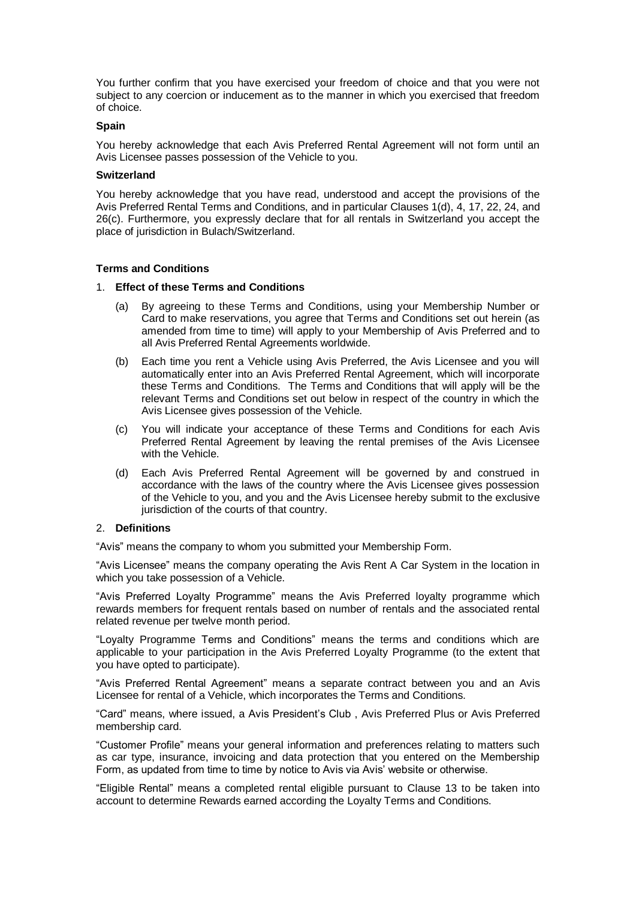You further confirm that you have exercised your freedom of choice and that you were not subject to any coercion or inducement as to the manner in which you exercised that freedom of choice.

**Spain**

You hereby acknowledge that each Avis Preferred Rental Agreement will not form until an Avis Licensee passes possession of the Vehicle to you.

**Switzerland**

You hereby acknowledge that you have read, understood and accept the provisions of the Avis Preferred Rental Terms and Conditions, and in particular Clauses 1(d), 4, 17, 22, 24, and 26(c). Furthermore, you expressly declare that for all rentals in Switzerland you accept the place of jurisdiction in Bulach/Switzerland.

## Terms and Conditions

1. **Effect of these Terms and Conditions**

   (a) By agreeing to these Terms and Conditions, using your Membership Number or Card to make reservations, you agree that Terms and Conditions set out herein (as amended from time to time) will apply to your Membership of Avis Preferred and to all Avis Preferred Rental Agreements worldwide.

   (b) Each time you rent a Vehicle using Avis Preferred, the Avis Licensee and you will automatically enter into an Avis Preferred Rental Agreement, which will incorporate these Terms and Conditions. The Terms and Conditions that will apply will be the relevant Terms and Conditions set out below in respect of the country in which the Avis Licensee gives possession of the Vehicle.

   (c) You will indicate your acceptance of these Terms and Conditions for each Avis Preferred Rental Agreement by leaving the rental premises of the Avis Licensee with the Vehicle.

   (d) Each Avis Preferred Rental Agreement will be governed by and construed in accordance with the laws of the country where the Avis Licensee gives possession of the Vehicle to you, and you and the Avis Licensee hereby submit to the exclusive jurisdiction of the courts of that country.

2. **Definitions**

"Avis" means the company to whom you submitted your Membership Form.

"Avis Licensee" means the company operating the Avis Rent A Car System in the location in which you take possession of a Vehicle.

"Avis Preferred Loyalty Programme" means the Avis Preferred loyalty programme which rewards members for frequent rentals based on number of rentals and the associated rental related revenue per twelve month period.

"Loyalty Programme Terms and Conditions" means the terms and conditions which are applicable to your participation in the Avis Preferred Loyalty Programme (to the extent that you have opted to participate).

"Avis Preferred Rental Agreement" means a separate contract between you and an Avis Licensee for rental of a Vehicle, which incorporates the Terms and Conditions.

"Card" means, where issued, a Avis President's Club , Avis Preferred Plus or Avis Preferred membership card.

"Customer Profile" means your general information and preferences relating to matters such as car type, insurance, invoicing and data protection that you entered on the Membership Form, as updated from time to time by notice to Avis via Avis' website or otherwise.

"Eligible Rental" means a completed rental eligible pursuant to Clause 13 to be taken into account to determine Rewards earned according the Loyalty Terms and Conditions.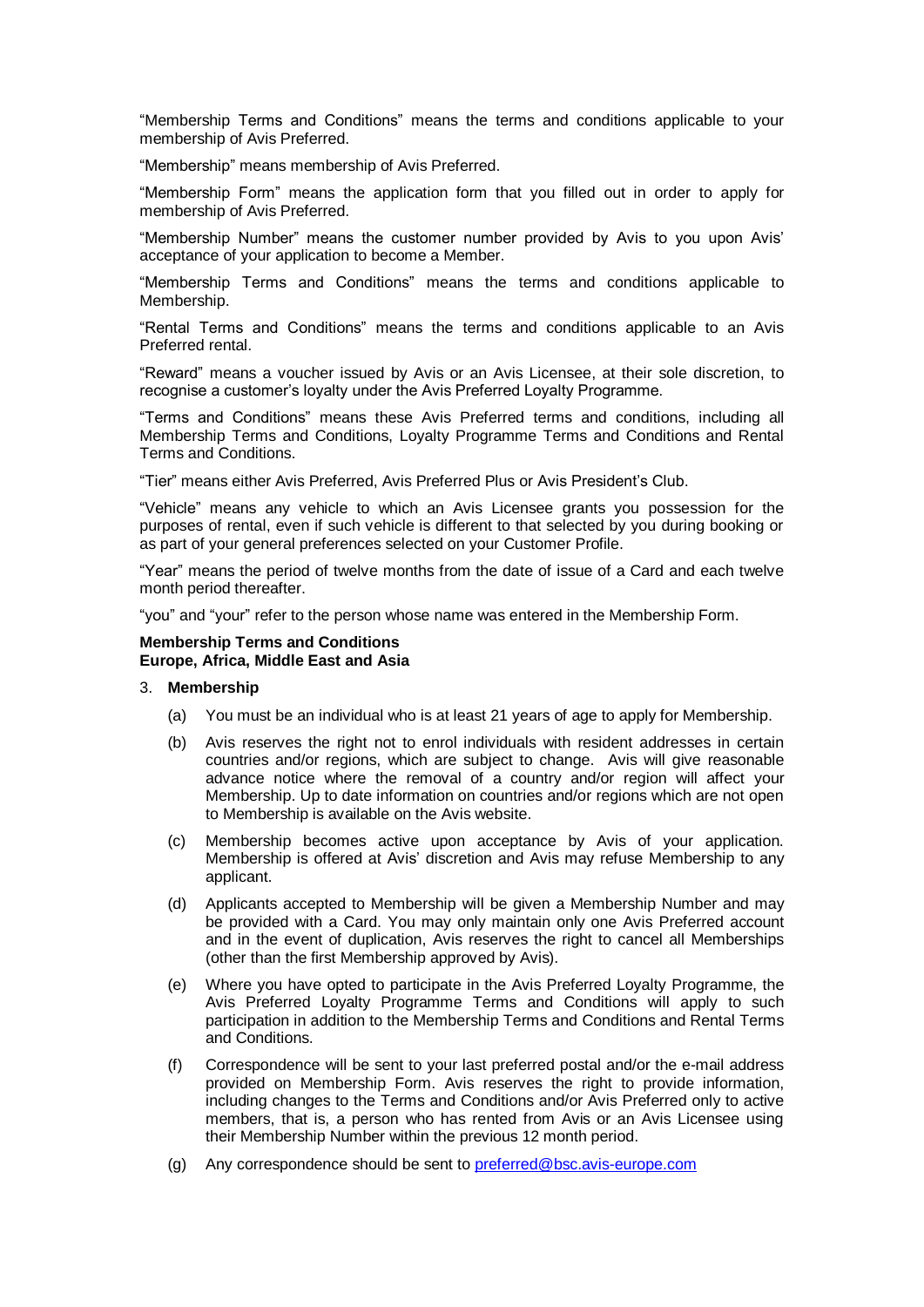"Membership Terms and Conditions" means the terms and conditions applicable to your membership of Avis Preferred.

"Membership" means membership of Avis Preferred.

"Membership Form" means the application form that you filled out in order to apply for membership of Avis Preferred.

"Membership Number" means the customer number provided by Avis to you upon Avis' acceptance of your application to become a Member.

"Membership Terms and Conditions" means the terms and conditions applicable to Membership.

"Rental Terms and Conditions" means the terms and conditions applicable to an Avis Preferred rental.

"Reward" means a voucher issued by Avis or an Avis Licensee, at their sole discretion, to recognise a customer's loyalty under the Avis Preferred Loyalty Programme.

"Terms and Conditions" means these Avis Preferred terms and conditions, including all Membership Terms and Conditions, Loyalty Programme Terms and Conditions and Rental Terms and Conditions.

"Tier" means either Avis Preferred, Avis Preferred Plus or Avis President's Club.

"Vehicle" means any vehicle to which an Avis Licensee grants you possession for the purposes of rental, even if such vehicle is different to that selected by you during booking or as part of your general preferences selected on your Customer Profile.

"Year" means the period of twelve months from the date of issue of a Card and each twelve month period thereafter.

"you" and "your" refer to the person whose name was entered in the Membership Form.

**Membership Terms and Conditions**
**Europe, Africa, Middle East and Asia**

3. **Membership**

   (a) You must be an individual who is at least 21 years of age to apply for Membership.

   (b) Avis reserves the right not to enrol individuals with resident addresses in certain countries and/or regions, which are subject to change. Avis will give reasonable advance notice where the removal of a country and/or region will affect your Membership. Up to date information on countries and/or regions which are not open to Membership is available on the Avis website.

   (c) Membership becomes active upon acceptance by Avis of your application. Membership is offered at Avis' discretion and Avis may refuse Membership to any applicant.

   (d) Applicants accepted to Membership will be given a Membership Number and may be provided with a Card. You may only maintain only one Avis Preferred account and in the event of duplication, Avis reserves the right to cancel all Memberships (other than the first Membership approved by Avis).

   (e) Where you have opted to participate in the Avis Preferred Loyalty Programme, the Avis Preferred Loyalty Programme Terms and Conditions will apply to such participation in addition to the Membership Terms and Conditions and Rental Terms and Conditions.

   (f) Correspondence will be sent to your last preferred postal and/or the e-mail address provided on Membership Form. Avis reserves the right to provide information, including changes to the Terms and Conditions and/or Avis Preferred only to active members, that is, a person who has rented from Avis or an Avis Licensee using their Membership Number within the previous 12 month period.

   (g) Any correspondence should be sent to preferred@bsc.avis-europe.com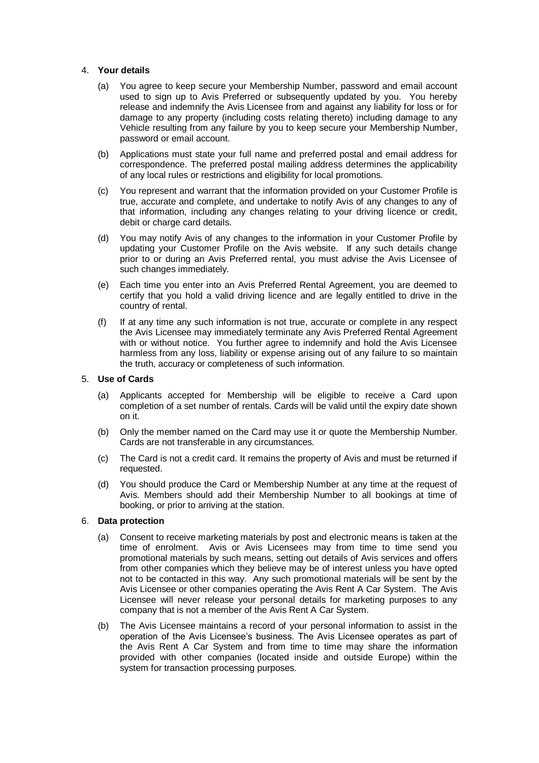4. **Your details**

   (a) You agree to keep secure your Membership Number, password and email account used to sign up to Avis Preferred or subsequently updated by you. You hereby release and indemnify the Avis Licensee from and against any liability for loss or for damage to any property (including costs relating thereto) including damage to any Vehicle resulting from any failure by you to keep secure your Membership Number, password or email account.

   (b) Applications must state your full name and preferred postal and email address for correspondence. The preferred postal mailing address determines the applicability of any local rules or restrictions and eligibility for local promotions.

   (c) You represent and warrant that the information provided on your Customer Profile is true, accurate and complete, and undertake to notify Avis of any changes to any of that information, including any changes relating to your driving licence or credit, debit or charge card details.

   (d) You may notify Avis of any changes to the information in your Customer Profile by updating your Customer Profile on the Avis website. If any such details change prior to or during an Avis Preferred rental, you must advise the Avis Licensee of such changes immediately.

   (e) Each time you enter into an Avis Preferred Rental Agreement, you are deemed to certify that you hold a valid driving licence and are legally entitled to drive in the country of rental.

   (f) If at any time any such information is not true, accurate or complete in any respect the Avis Licensee may immediately terminate any Avis Preferred Rental Agreement with or without notice. You further agree to indemnify and hold the Avis Licensee harmless from any loss, liability or expense arising out of any failure to so maintain the truth, accuracy or completeness of such information.

5. **Use of Cards**

   (a) Applicants accepted for Membership will be eligible to receive a Card upon completion of a set number of rentals. Cards will be valid until the expiry date shown on it.

   (b) Only the member named on the Card may use it or quote the Membership Number. Cards are not transferable in any circumstances.

   (c) The Card is not a credit card. It remains the property of Avis and must be returned if requested.

   (d) You should produce the Card or Membership Number at any time at the request of Avis. Members should add their Membership Number to all bookings at time of booking, or prior to arriving at the station.

6. **Data protection**

   (a) Consent to receive marketing materials by post and electronic means is taken at the time of enrolment. Avis or Avis Licensees may from time to time send you promotional materials by such means, setting out details of Avis services and offers from other companies which they believe may be of interest unless you have opted not to be contacted in this way. Any such promotional materials will be sent by the Avis Licensee or other companies operating the Avis Rent A Car System. The Avis Licensee will never release your personal details for marketing purposes to any company that is not a member of the Avis Rent A Car System.

   (b) The Avis Licensee maintains a record of your personal information to assist in the operation of the Avis Licensee's business. The Avis Licensee operates as part of the Avis Rent A Car System and from time to time may share the information provided with other companies (located inside and outside Europe) within the system for transaction processing purposes.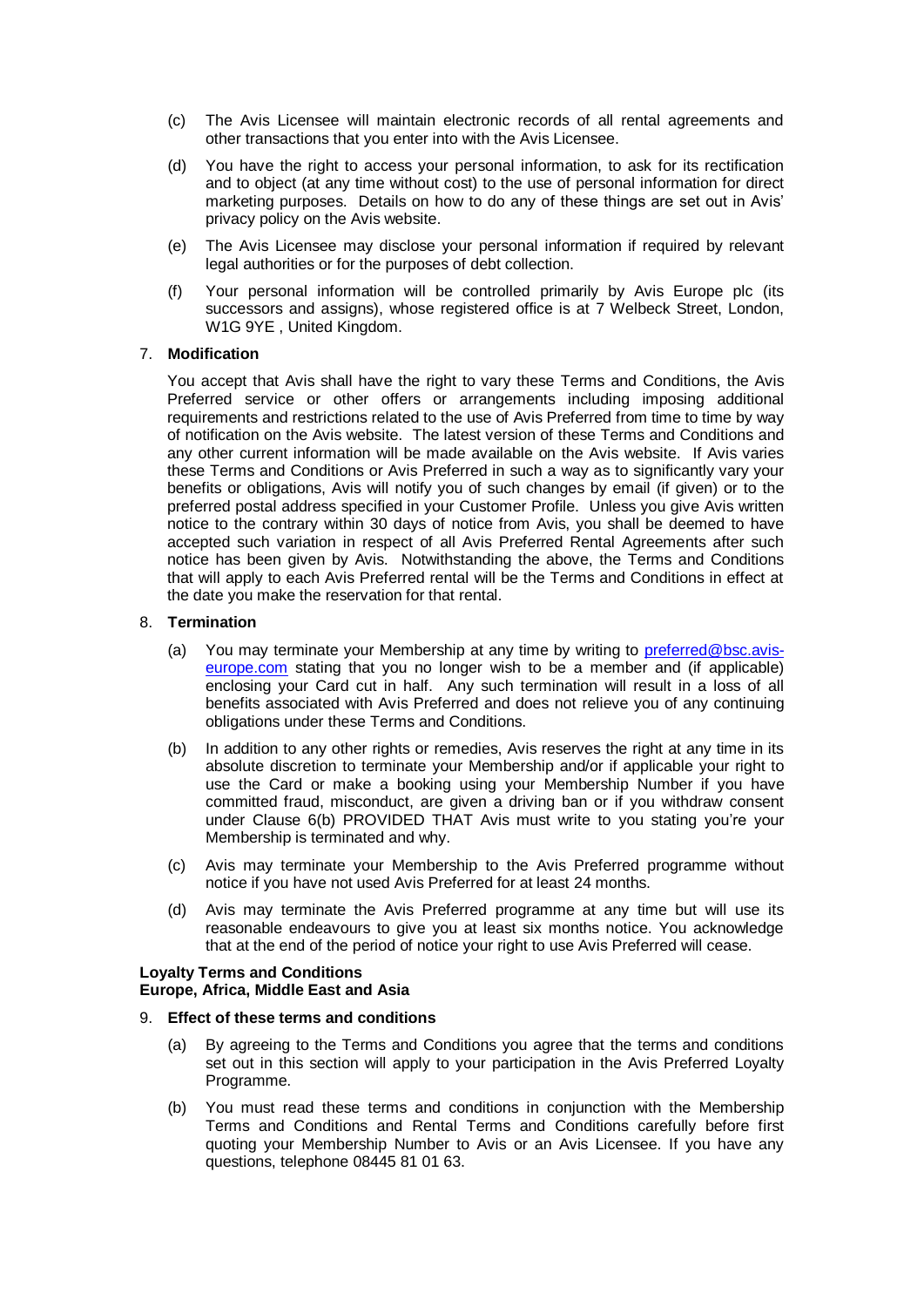(c) The Avis Licensee will maintain electronic records of all rental agreements and other transactions that you enter into with the Avis Licensee.

(d) You have the right to access your personal information, to ask for its rectification and to object (at any time without cost) to the use of personal information for direct marketing purposes. Details on how to do any of these things are set out in Avis' privacy policy on the Avis website.

(e) The Avis Licensee may disclose your personal information if required by relevant legal authorities or for the purposes of debt collection.

(f) Your personal information will be controlled primarily by Avis Europe plc (its successors and assigns), whose registered office is at 7 Welbeck Street, London, W1G 9YE , United Kingdom.

7. **Modification**

You accept that Avis shall have the right to vary these Terms and Conditions, the Avis Preferred service or other offers or arrangements including imposing additional requirements and restrictions related to the use of Avis Preferred from time to time by way of notification on the Avis website. The latest version of these Terms and Conditions and any other current information will be made available on the Avis website. If Avis varies these Terms and Conditions or Avis Preferred in such a way as to significantly vary your benefits or obligations, Avis will notify you of such changes by email (if given) or to the preferred postal address specified in your Customer Profile. Unless you give Avis written notice to the contrary within 30 days of notice from Avis, you shall be deemed to have accepted such variation in respect of all Avis Preferred Rental Agreements after such notice has been given by Avis. Notwithstanding the above, the Terms and Conditions that will apply to each Avis Preferred rental will be the Terms and Conditions in effect at the date you make the reservation for that rental.

8. **Termination**

(a) You may terminate your Membership at any time by writing to preferred@bsc.avis-europe.com stating that you no longer wish to be a member and (if applicable) enclosing your Card cut in half. Any such termination will result in a loss of all benefits associated with Avis Preferred and does not relieve you of any continuing obligations under these Terms and Conditions.

(b) In addition to any other rights or remedies, Avis reserves the right at any time in its absolute discretion to terminate your Membership and/or if applicable your right to use the Card or make a booking using your Membership Number if you have committed fraud, misconduct, are given a driving ban or if you withdraw consent under Clause 6(b) PROVIDED THAT Avis must write to you stating you're your Membership is terminated and why.

(c) Avis may terminate your Membership to the Avis Preferred programme without notice if you have not used Avis Preferred for at least 24 months.

(d) Avis may terminate the Avis Preferred programme at any time but will use its reasonable endeavours to give you at least six months notice. You acknowledge that at the end of the period of notice your right to use Avis Preferred will cease.

**Loyalty Terms and Conditions**
**Europe, Africa, Middle East and Asia**

9. **Effect of these terms and conditions**

(a) By agreeing to the Terms and Conditions you agree that the terms and conditions set out in this section will apply to your participation in the Avis Preferred Loyalty Programme.

(b) You must read these terms and conditions in conjunction with the Membership Terms and Conditions and Rental Terms and Conditions carefully before first quoting your Membership Number to Avis or an Avis Licensee. If you have any questions, telephone 08445 81 01 63.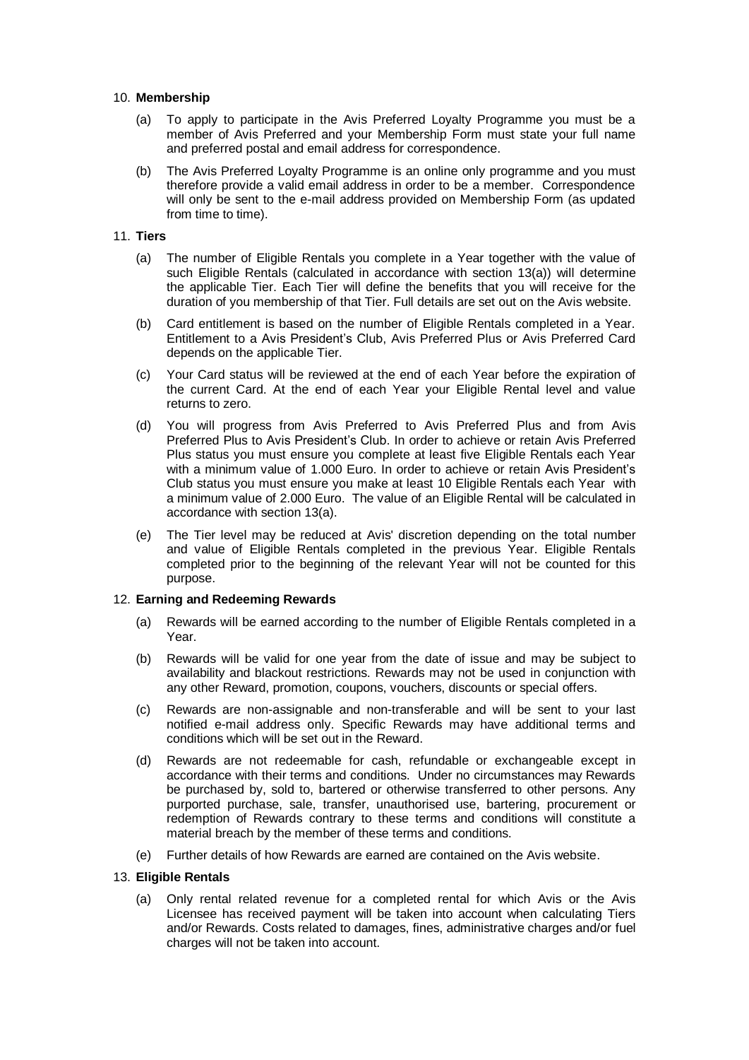10. **Membership**

    (a) To apply to participate in the Avis Preferred Loyalty Programme you must be a member of Avis Preferred and your Membership Form must state your full name and preferred postal and email address for correspondence.

    (b) The Avis Preferred Loyalty Programme is an online only programme and you must therefore provide a valid email address in order to be a member. Correspondence will only be sent to the e-mail address provided on Membership Form (as updated from time to time).

11. **Tiers**

    (a) The number of Eligible Rentals you complete in a Year together with the value of such Eligible Rentals (calculated in accordance with section 13(a)) will determine the applicable Tier. Each Tier will define the benefits that you will receive for the duration of you membership of that Tier. Full details are set out on the Avis website.

    (b) Card entitlement is based on the number of Eligible Rentals completed in a Year. Entitlement to a Avis President's Club, Avis Preferred Plus or Avis Preferred Card depends on the applicable Tier.

    (c) Your Card status will be reviewed at the end of each Year before the expiration of the current Card. At the end of each Year your Eligible Rental level and value returns to zero.

    (d) You will progress from Avis Preferred to Avis Preferred Plus and from Avis Preferred Plus to Avis President's Club. In order to achieve or retain Avis Preferred Plus status you must ensure you complete at least five Eligible Rentals each Year with a minimum value of 1.000 Euro. In order to achieve or retain Avis President's Club status you must ensure you make at least 10 Eligible Rentals each Year with a minimum value of 2.000 Euro. The value of an Eligible Rental will be calculated in accordance with section 13(a).

    (e) The Tier level may be reduced at Avis' discretion depending on the total number and value of Eligible Rentals completed in the previous Year. Eligible Rentals completed prior to the beginning of the relevant Year will not be counted for this purpose.

12. **Earning and Redeeming Rewards**

    (a) Rewards will be earned according to the number of Eligible Rentals completed in a Year.

    (b) Rewards will be valid for one year from the date of issue and may be subject to availability and blackout restrictions. Rewards may not be used in conjunction with any other Reward, promotion, coupons, vouchers, discounts or special offers.

    (c) Rewards are non-assignable and non-transferable and will be sent to your last notified e-mail address only. Specific Rewards may have additional terms and conditions which will be set out in the Reward.

    (d) Rewards are not redeemable for cash, refundable or exchangeable except in accordance with their terms and conditions. Under no circumstances may Rewards be purchased by, sold to, bartered or otherwise transferred to other persons. Any purported purchase, sale, transfer, unauthorised use, bartering, procurement or redemption of Rewards contrary to these terms and conditions will constitute a material breach by the member of these terms and conditions.

    (e) Further details of how Rewards are earned are contained on the Avis website.

13. **Eligible Rentals**

    (a) Only rental related revenue for a completed rental for which Avis or the Avis Licensee has received payment will be taken into account when calculating Tiers and/or Rewards. Costs related to damages, fines, administrative charges and/or fuel charges will not be taken into account.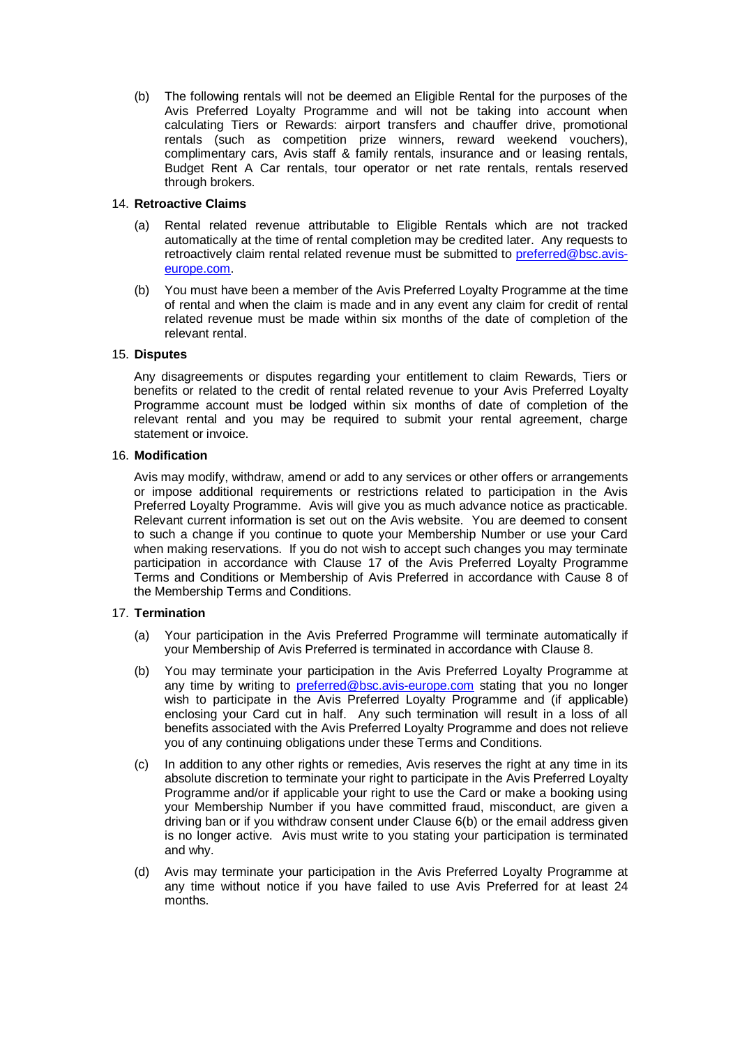(b) The following rentals will not be deemed an Eligible Rental for the purposes of the Avis Preferred Loyalty Programme and will not be taking into account when calculating Tiers or Rewards: airport transfers and chauffer drive, promotional rentals (such as competition prize winners, reward weekend vouchers), complimentary cars, Avis staff & family rentals, insurance and or leasing rentals, Budget Rent A Car rentals, tour operator or net rate rentals, rentals reserved through brokers.

14. **Retroactive Claims**

(a) Rental related revenue attributable to Eligible Rentals which are not tracked automatically at the time of rental completion may be credited later. Any requests to retroactively claim rental related revenue must be submitted to preferred@bsc.avis-europe.com.

(b) You must have been a member of the Avis Preferred Loyalty Programme at the time of rental and when the claim is made and in any event any claim for credit of rental related revenue must be made within six months of the date of completion of the relevant rental.

15. **Disputes**

Any disagreements or disputes regarding your entitlement to claim Rewards, Tiers or benefits or related to the credit of rental related revenue to your Avis Preferred Loyalty Programme account must be lodged within six months of date of completion of the relevant rental and you may be required to submit your rental agreement, charge statement or invoice.

16. **Modification**

Avis may modify, withdraw, amend or add to any services or other offers or arrangements or impose additional requirements or restrictions related to participation in the Avis Preferred Loyalty Programme. Avis will give you as much advance notice as practicable. Relevant current information is set out on the Avis website. You are deemed to consent to such a change if you continue to quote your Membership Number or use your Card when making reservations. If you do not wish to accept such changes you may terminate participation in accordance with Clause 17 of the Avis Preferred Loyalty Programme Terms and Conditions or Membership of Avis Preferred in accordance with Cause 8 of the Membership Terms and Conditions.

17. **Termination**

(a) Your participation in the Avis Preferred Programme will terminate automatically if your Membership of Avis Preferred is terminated in accordance with Clause 8.

(b) You may terminate your participation in the Avis Preferred Loyalty Programme at any time by writing to preferred@bsc.avis-europe.com stating that you no longer wish to participate in the Avis Preferred Loyalty Programme and (if applicable) enclosing your Card cut in half. Any such termination will result in a loss of all benefits associated with the Avis Preferred Loyalty Programme and does not relieve you of any continuing obligations under these Terms and Conditions.

(c) In addition to any other rights or remedies, Avis reserves the right at any time in its absolute discretion to terminate your right to participate in the Avis Preferred Loyalty Programme and/or if applicable your right to use the Card or make a booking using your Membership Number if you have committed fraud, misconduct, are given a driving ban or if you withdraw consent under Clause 6(b) or the email address given is no longer active. Avis must write to you stating your participation is terminated and why.

(d) Avis may terminate your participation in the Avis Preferred Loyalty Programme at any time without notice if you have failed to use Avis Preferred for at least 24 months.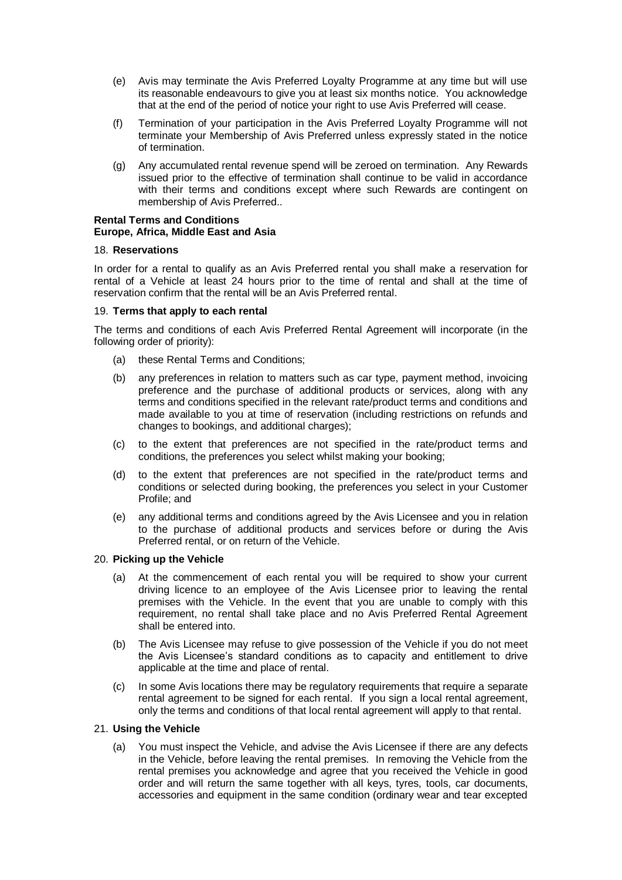(e) Avis may terminate the Avis Preferred Loyalty Programme at any time but will use its reasonable endeavours to give you at least six months notice. You acknowledge that at the end of the period of notice your right to use Avis Preferred will cease.

(f) Termination of your participation in the Avis Preferred Loyalty Programme will not terminate your Membership of Avis Preferred unless expressly stated in the notice of termination.

(g) Any accumulated rental revenue spend will be zeroed on termination. Any Rewards issued prior to the effective of termination shall continue to be valid in accordance with their terms and conditions except where such Rewards are contingent on membership of Avis Preferred..

**Rental Terms and Conditions**
**Europe, Africa, Middle East and Asia**

18. **Reservations**

In order for a rental to qualify as an Avis Preferred rental you shall make a reservation for rental of a Vehicle at least 24 hours prior to the time of rental and shall at the time of reservation confirm that the rental will be an Avis Preferred rental.

19. **Terms that apply to each rental**

The terms and conditions of each Avis Preferred Rental Agreement will incorporate (in the following order of priority):

(a) these Rental Terms and Conditions;

(b) any preferences in relation to matters such as car type, payment method, invoicing preference and the purchase of additional products or services, along with any terms and conditions specified in the relevant rate/product terms and conditions and made available to you at time of reservation (including restrictions on refunds and changes to bookings, and additional charges);

(c) to the extent that preferences are not specified in the rate/product terms and conditions, the preferences you select whilst making your booking;

(d) to the extent that preferences are not specified in the rate/product terms and conditions or selected during booking, the preferences you select in your Customer Profile; and

(e) any additional terms and conditions agreed by the Avis Licensee and you in relation to the purchase of additional products and services before or during the Avis Preferred rental, or on return of the Vehicle.

20. **Picking up the Vehicle**

(a) At the commencement of each rental you will be required to show your current driving licence to an employee of the Avis Licensee prior to leaving the rental premises with the Vehicle. In the event that you are unable to comply with this requirement, no rental shall take place and no Avis Preferred Rental Agreement shall be entered into.

(b) The Avis Licensee may refuse to give possession of the Vehicle if you do not meet the Avis Licensee's standard conditions as to capacity and entitlement to drive applicable at the time and place of rental.

(c) In some Avis locations there may be regulatory requirements that require a separate rental agreement to be signed for each rental. If you sign a local rental agreement, only the terms and conditions of that local rental agreement will apply to that rental.

21. **Using the Vehicle**

(a) You must inspect the Vehicle, and advise the Avis Licensee if there are any defects in the Vehicle, before leaving the rental premises. In removing the Vehicle from the rental premises you acknowledge and agree that you received the Vehicle in good order and will return the same together with all keys, tyres, tools, car documents, accessories and equipment in the same condition (ordinary wear and tear excepted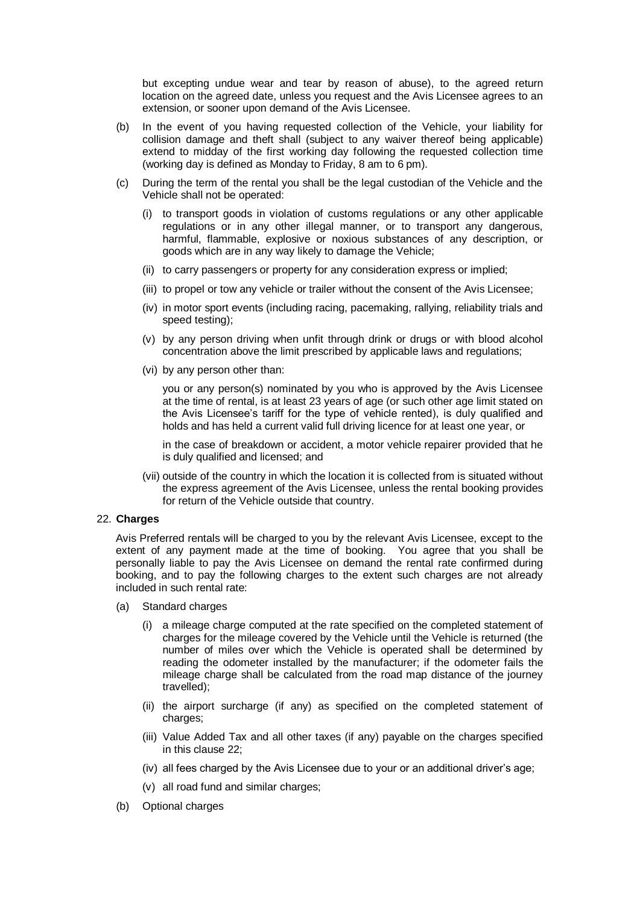but excepting undue wear and tear by reason of abuse), to the agreed return location on the agreed date, unless you request and the Avis Licensee agrees to an extension, or sooner upon demand of the Avis Licensee.

(b) In the event of you having requested collection of the Vehicle, your liability for collision damage and theft shall (subject to any waiver thereof being applicable) extend to midday of the first working day following the requested collection time (working day is defined as Monday to Friday, 8 am to 6 pm).

(c) During the term of the rental you shall be the legal custodian of the Vehicle and the Vehicle shall not be operated:

  (i) to transport goods in violation of customs regulations or any other applicable regulations or in any other illegal manner, or to transport any dangerous, harmful, flammable, explosive or noxious substances of any description, or goods which are in any way likely to damage the Vehicle;

  (ii) to carry passengers or property for any consideration express or implied;

  (iii) to propel or tow any vehicle or trailer without the consent of the Avis Licensee;

  (iv) in motor sport events (including racing, pacemaking, rallying, reliability trials and speed testing);

  (v) by any person driving when unfit through drink or drugs or with blood alcohol concentration above the limit prescribed by applicable laws and regulations;

  (vi) by any person other than:

  you or any person(s) nominated by you who is approved by the Avis Licensee at the time of rental, is at least 23 years of age (or such other age limit stated on the Avis Licensee's tariff for the type of vehicle rented), is duly qualified and holds and has held a current valid full driving licence for at least one year, or

  in the case of breakdown or accident, a motor vehicle repairer provided that he is duly qualified and licensed; and

  (vii) outside of the country in which the location it is collected from is situated without the express agreement of the Avis Licensee, unless the rental booking provides for return of the Vehicle outside that country.

22. **Charges**

Avis Preferred rentals will be charged to you by the relevant Avis Licensee, except to the extent of any payment made at the time of booking. You agree that you shall be personally liable to pay the Avis Licensee on demand the rental rate confirmed during booking, and to pay the following charges to the extent such charges are not already included in such rental rate:

(a) Standard charges

  (i) a mileage charge computed at the rate specified on the completed statement of charges for the mileage covered by the Vehicle until the Vehicle is returned (the number of miles over which the Vehicle is operated shall be determined by reading the odometer installed by the manufacturer; if the odometer fails the mileage charge shall be calculated from the road map distance of the journey travelled);

  (ii) the airport surcharge (if any) as specified on the completed statement of charges;

  (iii) Value Added Tax and all other taxes (if any) payable on the charges specified in this clause 22;

  (iv) all fees charged by the Avis Licensee due to your or an additional driver's age;

  (v) all road fund and similar charges;

(b) Optional charges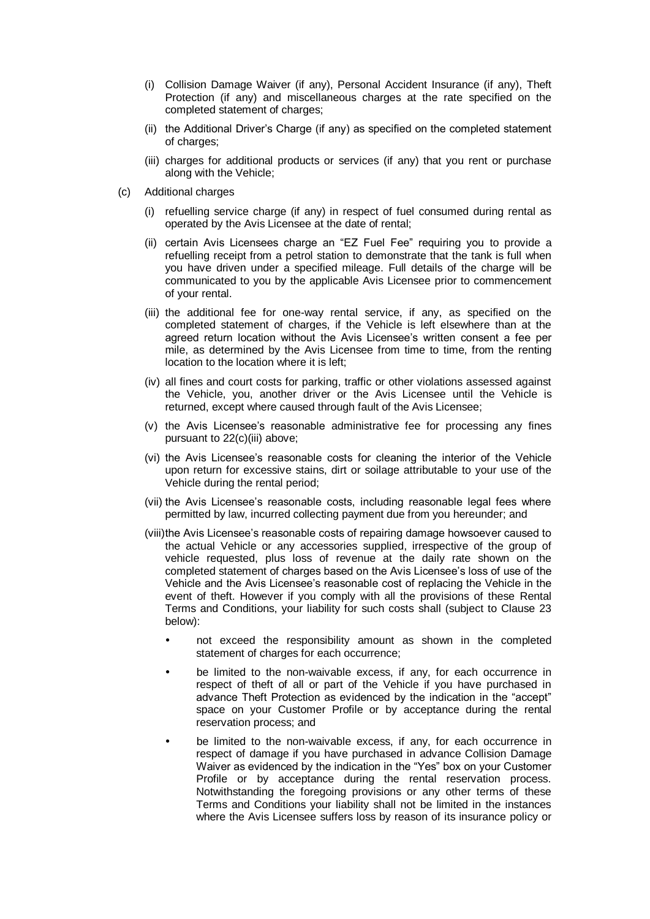(i) Collision Damage Waiver (if any), Personal Accident Insurance (if any), Theft Protection (if any) and miscellaneous charges at the rate specified on the completed statement of charges;

(ii) the Additional Driver's Charge (if any) as specified on the completed statement of charges;

(iii) charges for additional products or services (if any) that you rent or purchase along with the Vehicle;

(c) Additional charges

(i) refuelling service charge (if any) in respect of fuel consumed during rental as operated by the Avis Licensee at the date of rental;

(ii) certain Avis Licensees charge an "EZ Fuel Fee" requiring you to provide a refuelling receipt from a petrol station to demonstrate that the tank is full when you have driven under a specified mileage. Full details of the charge will be communicated to you by the applicable Avis Licensee prior to commencement of your rental.

(iii) the additional fee for one-way rental service, if any, as specified on the completed statement of charges, if the Vehicle is left elsewhere than at the agreed return location without the Avis Licensee's written consent a fee per mile, as determined by the Avis Licensee from time to time, from the renting location to the location where it is left;

(iv) all fines and court costs for parking, traffic or other violations assessed against the Vehicle, you, another driver or the Avis Licensee until the Vehicle is returned, except where caused through fault of the Avis Licensee;

(v) the Avis Licensee's reasonable administrative fee for processing any fines pursuant to 22(c)(iii) above;

(vi) the Avis Licensee's reasonable costs for cleaning the interior of the Vehicle upon return for excessive stains, dirt or soilage attributable to your use of the Vehicle during the rental period;

(vii) the Avis Licensee's reasonable costs, including reasonable legal fees where permitted by law, incurred collecting payment due from you hereunder; and

(viii) the Avis Licensee's reasonable costs of repairing damage howsoever caused to the actual Vehicle or any accessories supplied, irrespective of the group of vehicle requested, plus loss of revenue at the daily rate shown on the completed statement of charges based on the Avis Licensee's loss of use of the Vehicle and the Avis Licensee's reasonable cost of replacing the Vehicle in the event of theft. However if you comply with all the provisions of these Rental Terms and Conditions, your liability for such costs shall (subject to Clause 23 below):

- not exceed the responsibility amount as shown in the completed statement of charges for each occurrence;
- be limited to the non-waivable excess, if any, for each occurrence in respect of theft of all or part of the Vehicle if you have purchased in advance Theft Protection as evidenced by the indication in the "accept" space on your Customer Profile or by acceptance during the rental reservation process; and
- be limited to the non-waivable excess, if any, for each occurrence in respect of damage if you have purchased in advance Collision Damage Waiver as evidenced by the indication in the "Yes" box on your Customer Profile or by acceptance during the rental reservation process. Notwithstanding the foregoing provisions or any other terms of these Terms and Conditions your liability shall not be limited in the instances where the Avis Licensee suffers loss by reason of its insurance policy or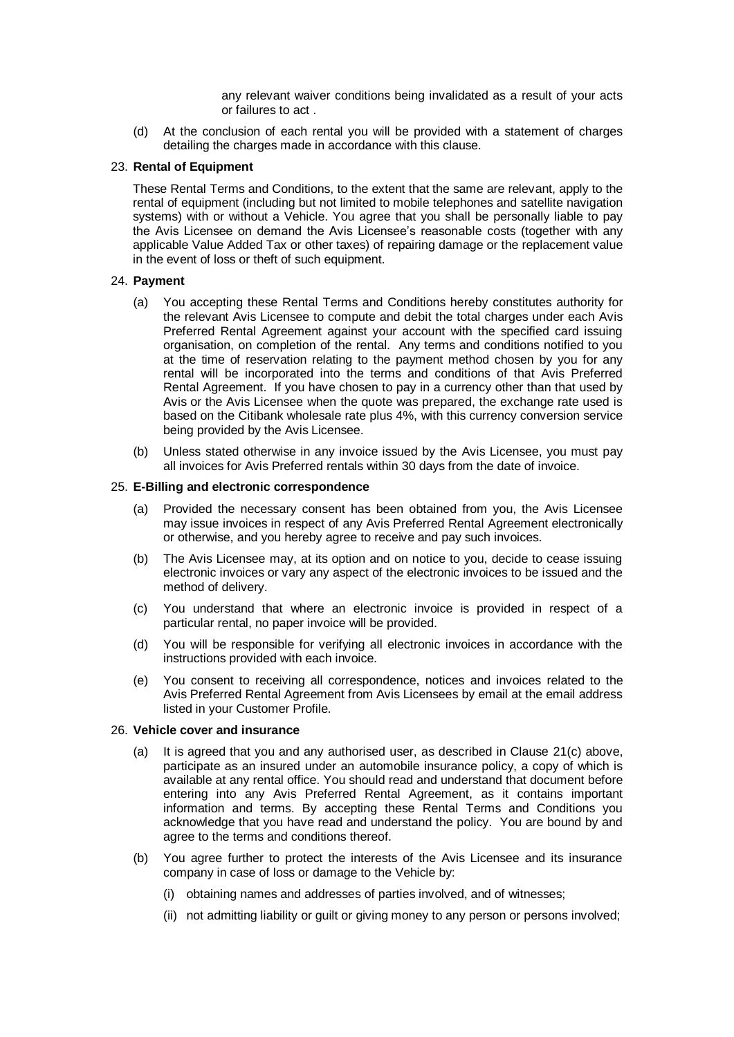any relevant waiver conditions being invalidated as a result of your acts or failures to act .

(d) At the conclusion of each rental you will be provided with a statement of charges detailing the charges made in accordance with this clause.

23. **Rental of Equipment**

These Rental Terms and Conditions, to the extent that the same are relevant, apply to the rental of equipment (including but not limited to mobile telephones and satellite navigation systems) with or without a Vehicle. You agree that you shall be personally liable to pay the Avis Licensee on demand the Avis Licensee's reasonable costs (together with any applicable Value Added Tax or other taxes) of repairing damage or the replacement value in the event of loss or theft of such equipment.

24. **Payment**

(a) You accepting these Rental Terms and Conditions hereby constitutes authority for the relevant Avis Licensee to compute and debit the total charges under each Avis Preferred Rental Agreement against your account with the specified card issuing organisation, on completion of the rental. Any terms and conditions notified to you at the time of reservation relating to the payment method chosen by you for any rental will be incorporated into the terms and conditions of that Avis Preferred Rental Agreement. If you have chosen to pay in a currency other than that used by Avis or the Avis Licensee when the quote was prepared, the exchange rate used is based on the Citibank wholesale rate plus 4%, with this currency conversion service being provided by the Avis Licensee.

(b) Unless stated otherwise in any invoice issued by the Avis Licensee, you must pay all invoices for Avis Preferred rentals within 30 days from the date of invoice.

25. **E-Billing and electronic correspondence**

(a) Provided the necessary consent has been obtained from you, the Avis Licensee may issue invoices in respect of any Avis Preferred Rental Agreement electronically or otherwise, and you hereby agree to receive and pay such invoices.

(b) The Avis Licensee may, at its option and on notice to you, decide to cease issuing electronic invoices or vary any aspect of the electronic invoices to be issued and the method of delivery.

(c) You understand that where an electronic invoice is provided in respect of a particular rental, no paper invoice will be provided.

(d) You will be responsible for verifying all electronic invoices in accordance with the instructions provided with each invoice.

(e) You consent to receiving all correspondence, notices and invoices related to the Avis Preferred Rental Agreement from Avis Licensees by email at the email address listed in your Customer Profile.

26. **Vehicle cover and insurance**

(a) It is agreed that you and any authorised user, as described in Clause 21(c) above, participate as an insured under an automobile insurance policy, a copy of which is available at any rental office. You should read and understand that document before entering into any Avis Preferred Rental Agreement, as it contains important information and terms. By accepting these Rental Terms and Conditions you acknowledge that you have read and understand the policy. You are bound by and agree to the terms and conditions thereof.

(b) You agree further to protect the interests of the Avis Licensee and its insurance company in case of loss or damage to the Vehicle by:

(i) obtaining names and addresses of parties involved, and of witnesses;

(ii) not admitting liability or guilt or giving money to any person or persons involved;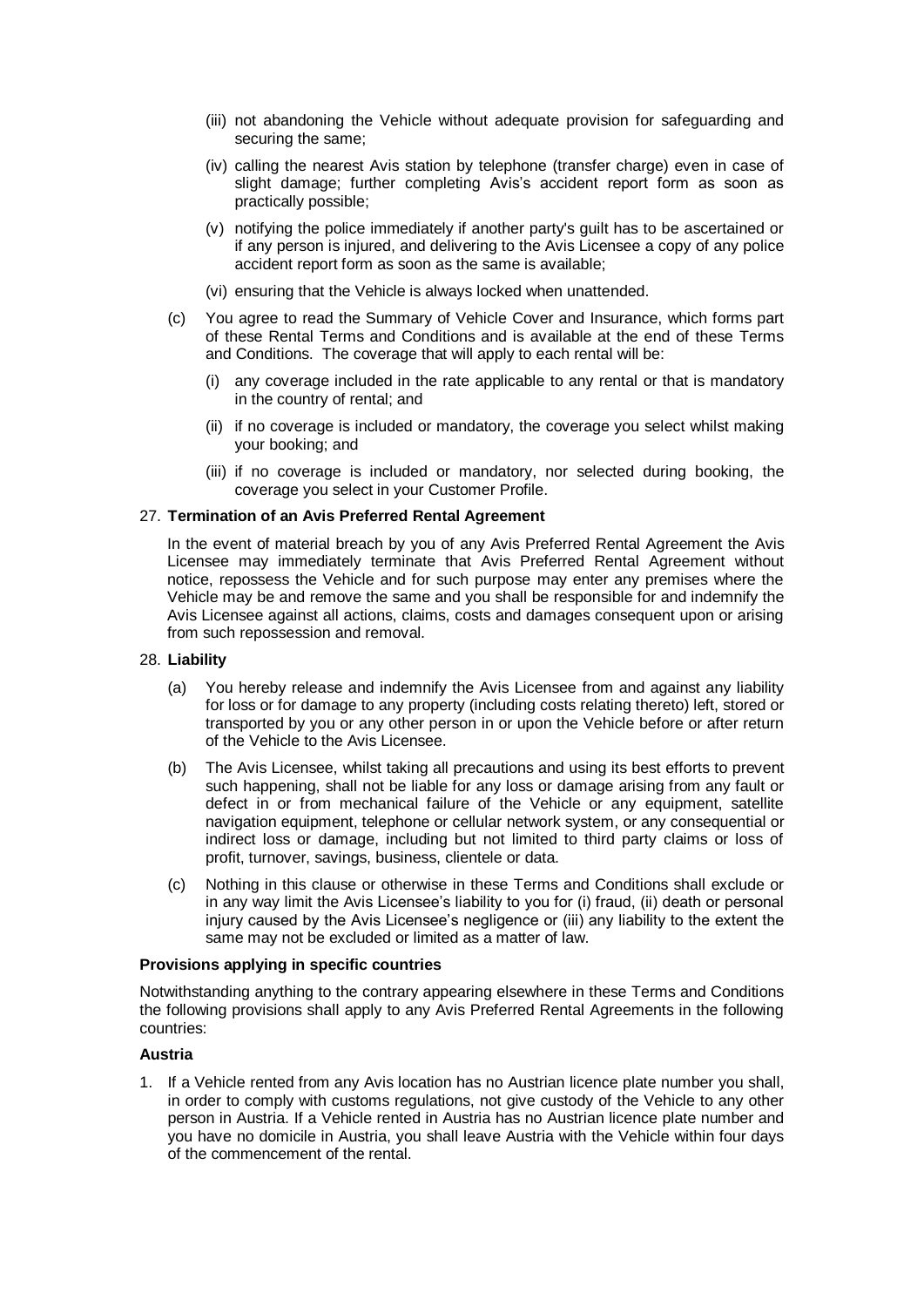- (iii) not abandoning the Vehicle without adequate provision for safeguarding and securing the same;
- (iv) calling the nearest Avis station by telephone (transfer charge) even in case of slight damage; further completing Avis's accident report form as soon as practically possible;
- (v) notifying the police immediately if another party's guilt has to be ascertained or if any person is injured, and delivering to the Avis Licensee a copy of any police accident report form as soon as the same is available;
- (vi) ensuring that the Vehicle is always locked when unattended.

(c) You agree to read the Summary of Vehicle Cover and Insurance, which forms part of these Rental Terms and Conditions and is available at the end of these Terms and Conditions. The coverage that will apply to each rental will be:

- (i) any coverage included in the rate applicable to any rental or that is mandatory in the country of rental; and
- (ii) if no coverage is included or mandatory, the coverage you select whilst making your booking; and
- (iii) if no coverage is included or mandatory, nor selected during booking, the coverage you select in your Customer Profile.

27. **Termination of an Avis Preferred Rental Agreement**

In the event of material breach by you of any Avis Preferred Rental Agreement the Avis Licensee may immediately terminate that Avis Preferred Rental Agreement without notice, repossess the Vehicle and for such purpose may enter any premises where the Vehicle may be and remove the same and you shall be responsible for and indemnify the Avis Licensee against all actions, claims, costs and damages consequent upon or arising from such repossession and removal.

28. **Liability**

(a) You hereby release and indemnify the Avis Licensee from and against any liability for loss or for damage to any property (including costs relating thereto) left, stored or transported by you or any other person in or upon the Vehicle before or after return of the Vehicle to the Avis Licensee.

(b) The Avis Licensee, whilst taking all precautions and using its best efforts to prevent such happening, shall not be liable for any loss or damage arising from any fault or defect in or from mechanical failure of the Vehicle or any equipment, satellite navigation equipment, telephone or cellular network system, or any consequential or indirect loss or damage, including but not limited to third party claims or loss of profit, turnover, savings, business, clientele or data.

(c) Nothing in this clause or otherwise in these Terms and Conditions shall exclude or in any way limit the Avis Licensee's liability to you for (i) fraud, (ii) death or personal injury caused by the Avis Licensee's negligence or (iii) any liability to the extent the same may not be excluded or limited as a matter of law.

**Provisions applying in specific countries**

Notwithstanding anything to the contrary appearing elsewhere in these Terms and Conditions the following provisions shall apply to any Avis Preferred Rental Agreements in the following countries:

**Austria**

1. If a Vehicle rented from any Avis location has no Austrian licence plate number you shall, in order to comply with customs regulations, not give custody of the Vehicle to any other person in Austria. If a Vehicle rented in Austria has no Austrian licence plate number and you have no domicile in Austria, you shall leave Austria with the Vehicle within four days of the commencement of the rental.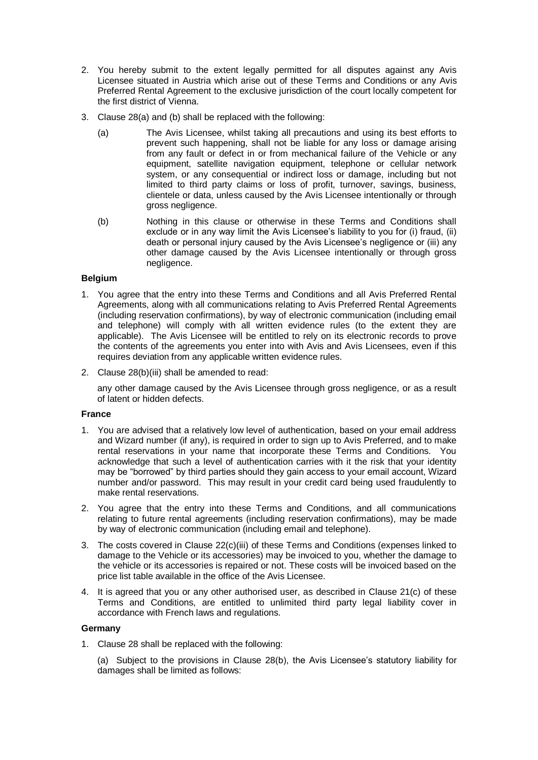2. You hereby submit to the extent legally permitted for all disputes against any Avis Licensee situated in Austria which arise out of these Terms and Conditions or any Avis Preferred Rental Agreement to the exclusive jurisdiction of the court locally competent for the first district of Vienna.

3. Clause 28(a) and (b) shall be replaced with the following:

   (a) The Avis Licensee, whilst taking all precautions and using its best efforts to prevent such happening, shall not be liable for any loss or damage arising from any fault or defect in or from mechanical failure of the Vehicle or any equipment, satellite navigation equipment, telephone or cellular network system, or any consequential or indirect loss or damage, including but not limited to third party claims or loss of profit, turnover, savings, business, clientele or data, unless caused by the Avis Licensee intentionally or through gross negligence.

   (b) Nothing in this clause or otherwise in these Terms and Conditions shall exclude or in any way limit the Avis Licensee's liability to you for (i) fraud, (ii) death or personal injury caused by the Avis Licensee's negligence or (iii) any other damage caused by the Avis Licensee intentionally or through gross negligence.

**Belgium**

1. You agree that the entry into these Terms and Conditions and all Avis Preferred Rental Agreements, along with all communications relating to Avis Preferred Rental Agreements (including reservation confirmations), by way of electronic communication (including email and telephone) will comply with all written evidence rules (to the extent they are applicable). The Avis Licensee will be entitled to rely on its electronic records to prove the contents of the agreements you enter into with Avis and Avis Licensees, even if this requires deviation from any applicable written evidence rules.

2. Clause 28(b)(iii) shall be amended to read:

   any other damage caused by the Avis Licensee through gross negligence, or as a result of latent or hidden defects.

**France**

1. You are advised that a relatively low level of authentication, based on your email address and Wizard number (if any), is required in order to sign up to Avis Preferred, and to make rental reservations in your name that incorporate these Terms and Conditions. You acknowledge that such a level of authentication carries with it the risk that your identity may be "borrowed" by third parties should they gain access to your email account, Wizard number and/or password. This may result in your credit card being used fraudulently to make rental reservations.

2. You agree that the entry into these Terms and Conditions, and all communications relating to future rental agreements (including reservation confirmations), may be made by way of electronic communication (including email and telephone).

3. The costs covered in Clause 22(c)(iii) of these Terms and Conditions (expenses linked to damage to the Vehicle or its accessories) may be invoiced to you, whether the damage to the vehicle or its accessories is repaired or not. These costs will be invoiced based on the price list table available in the office of the Avis Licensee.

4. It is agreed that you or any other authorised user, as described in Clause 21(c) of these Terms and Conditions, are entitled to unlimited third party legal liability cover in accordance with French laws and regulations.

**Germany**

1. Clause 28 shall be replaced with the following:

   (a) Subject to the provisions in Clause 28(b), the Avis Licensee's statutory liability for damages shall be limited as follows: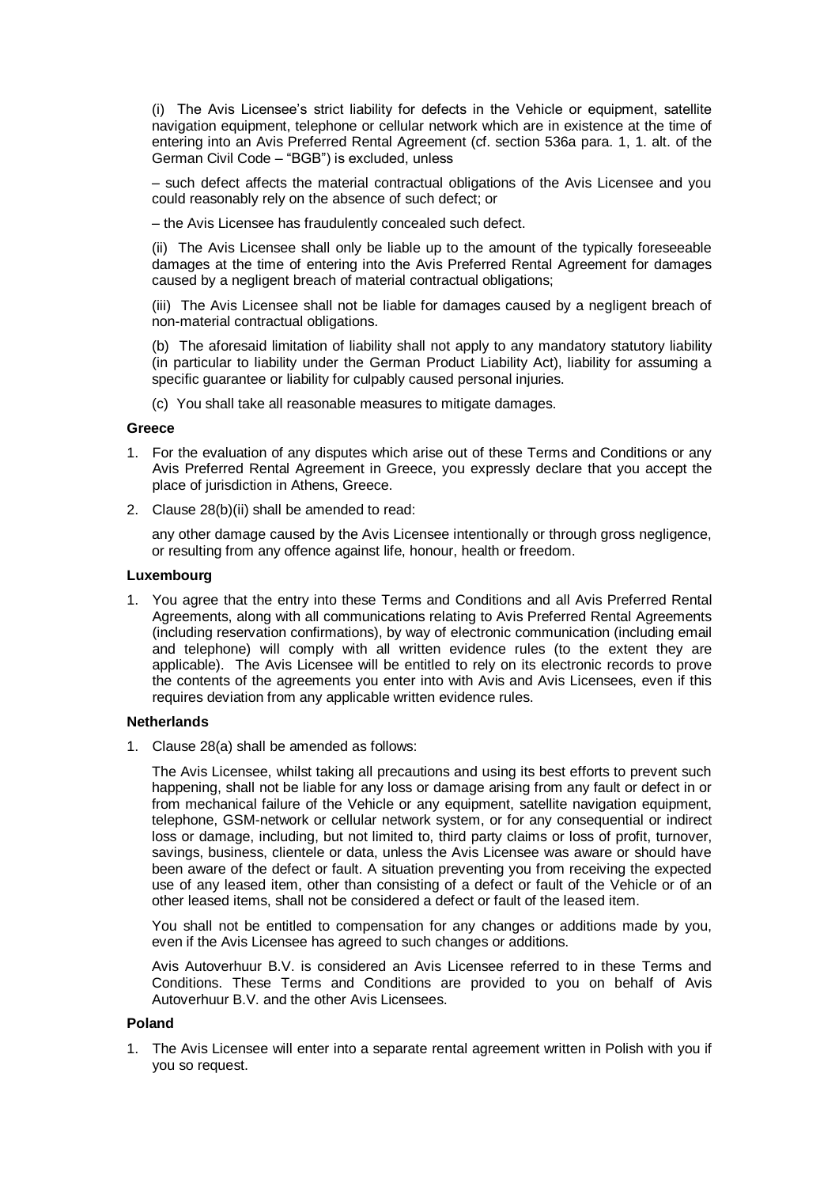(i) The Avis Licensee's strict liability for defects in the Vehicle or equipment, satellite navigation equipment, telephone or cellular network which are in existence at the time of entering into an Avis Preferred Rental Agreement (cf. section 536a para. 1, 1. alt. of the German Civil Code – "BGB") is excluded, unless

– such defect affects the material contractual obligations of the Avis Licensee and you could reasonably rely on the absence of such defect; or

– the Avis Licensee has fraudulently concealed such defect.

(ii) The Avis Licensee shall only be liable up to the amount of the typically foreseeable damages at the time of entering into the Avis Preferred Rental Agreement for damages caused by a negligent breach of material contractual obligations;

(iii) The Avis Licensee shall not be liable for damages caused by a negligent breach of non-material contractual obligations.

(b) The aforesaid limitation of liability shall not apply to any mandatory statutory liability (in particular to liability under the German Product Liability Act), liability for assuming a specific guarantee or liability for culpably caused personal injuries.

(c) You shall take all reasonable measures to mitigate damages.

**Greece**

1. For the evaluation of any disputes which arise out of these Terms and Conditions or any Avis Preferred Rental Agreement in Greece, you expressly declare that you accept the place of jurisdiction in Athens, Greece.
2. Clause 28(b)(ii) shall be amended to read:

   any other damage caused by the Avis Licensee intentionally or through gross negligence, or resulting from any offence against life, honour, health or freedom.

**Luxembourg**

1. You agree that the entry into these Terms and Conditions and all Avis Preferred Rental Agreements, along with all communications relating to Avis Preferred Rental Agreements (including reservation confirmations), by way of electronic communication (including email and telephone) will comply with all written evidence rules (to the extent they are applicable). The Avis Licensee will be entitled to rely on its electronic records to prove the contents of the agreements you enter into with Avis and Avis Licensees, even if this requires deviation from any applicable written evidence rules.

**Netherlands**

1. Clause 28(a) shall be amended as follows:

   The Avis Licensee, whilst taking all precautions and using its best efforts to prevent such happening, shall not be liable for any loss or damage arising from any fault or defect in or from mechanical failure of the Vehicle or any equipment, satellite navigation equipment, telephone, GSM-network or cellular network system, or for any consequential or indirect loss or damage, including, but not limited to, third party claims or loss of profit, turnover, savings, business, clientele or data, unless the Avis Licensee was aware or should have been aware of the defect or fault. A situation preventing you from receiving the expected use of any leased item, other than consisting of a defect or fault of the Vehicle or of an other leased items, shall not be considered a defect or fault of the leased item.

   You shall not be entitled to compensation for any changes or additions made by you, even if the Avis Licensee has agreed to such changes or additions.

   Avis Autoverhuur B.V. is considered an Avis Licensee referred to in these Terms and Conditions. These Terms and Conditions are provided to you on behalf of Avis Autoverhuur B.V. and the other Avis Licensees.

**Poland**

1. The Avis Licensee will enter into a separate rental agreement written in Polish with you if you so request.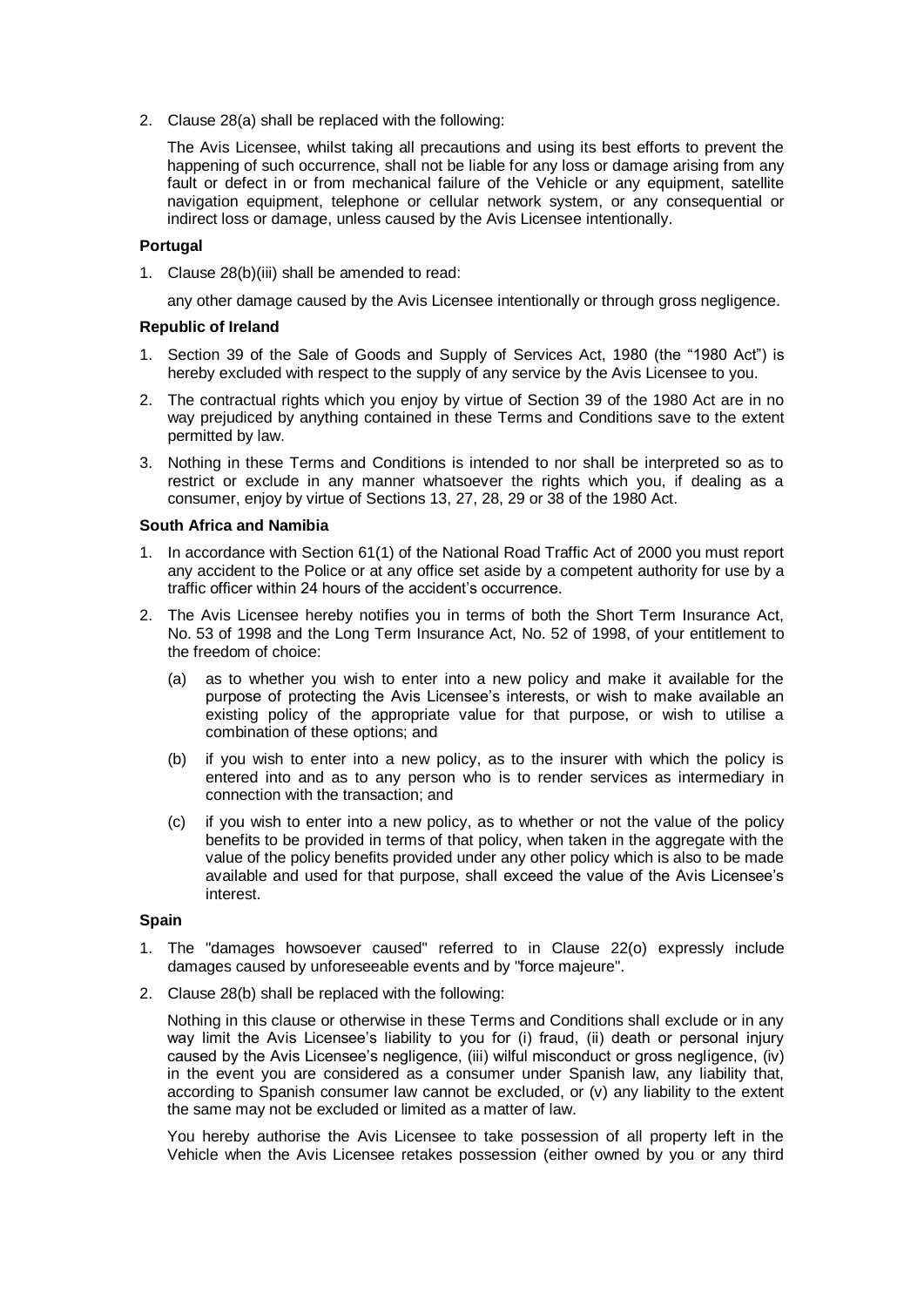2. Clause 28(a) shall be replaced with the following:

   The Avis Licensee, whilst taking all precautions and using its best efforts to prevent the happening of such occurrence, shall not be liable for any loss or damage arising from any fault or defect in or from mechanical failure of the Vehicle or any equipment, satellite navigation equipment, telephone or cellular network system, or any consequential or indirect loss or damage, unless caused by the Avis Licensee intentionally.

**Portugal**

1. Clause 28(b)(iii) shall be amended to read:

   any other damage caused by the Avis Licensee intentionally or through gross negligence.

**Republic of Ireland**

1. Section 39 of the Sale of Goods and Supply of Services Act, 1980 (the "1980 Act") is hereby excluded with respect to the supply of any service by the Avis Licensee to you.
2. The contractual rights which you enjoy by virtue of Section 39 of the 1980 Act are in no way prejudiced by anything contained in these Terms and Conditions save to the extent permitted by law.
3. Nothing in these Terms and Conditions is intended to nor shall be interpreted so as to restrict or exclude in any manner whatsoever the rights which you, if dealing as a consumer, enjoy by virtue of Sections 13, 27, 28, 29 or 38 of the 1980 Act.

**South Africa and Namibia**

1. In accordance with Section 61(1) of the National Road Traffic Act of 2000 you must report any accident to the Police or at any office set aside by a competent authority for use by a traffic officer within 24 hours of the accident's occurrence.
2. The Avis Licensee hereby notifies you in terms of both the Short Term Insurance Act, No. 53 of 1998 and the Long Term Insurance Act, No. 52 of 1998, of your entitlement to the freedom of choice:
   (a) as to whether you wish to enter into a new policy and make it available for the purpose of protecting the Avis Licensee's interests, or wish to make available an existing policy of the appropriate value for that purpose, or wish to utilise a combination of these options; and
   (b) if you wish to enter into a new policy, as to the insurer with which the policy is entered into and as to any person who is to render services as intermediary in connection with the transaction; and
   (c) if you wish to enter into a new policy, as to whether or not the value of the policy benefits to be provided in terms of that policy, when taken in the aggregate with the value of the policy benefits provided under any other policy which is also to be made available and used for that purpose, shall exceed the value of the Avis Licensee's interest.

**Spain**

1. The "damages howsoever caused" referred to in Clause 22(o) expressly include damages caused by unforeseeable events and by "force majeure".
2. Clause 28(b) shall be replaced with the following:

   Nothing in this clause or otherwise in these Terms and Conditions shall exclude or in any way limit the Avis Licensee's liability to you for (i) fraud, (ii) death or personal injury caused by the Avis Licensee's negligence, (iii) wilful misconduct or gross negligence, (iv) in the event you are considered as a consumer under Spanish law, any liability that, according to Spanish consumer law cannot be excluded, or (v) any liability to the extent the same may not be excluded or limited as a matter of law.

   You hereby authorise the Avis Licensee to take possession of all property left in the Vehicle when the Avis Licensee retakes possession (either owned by you or any third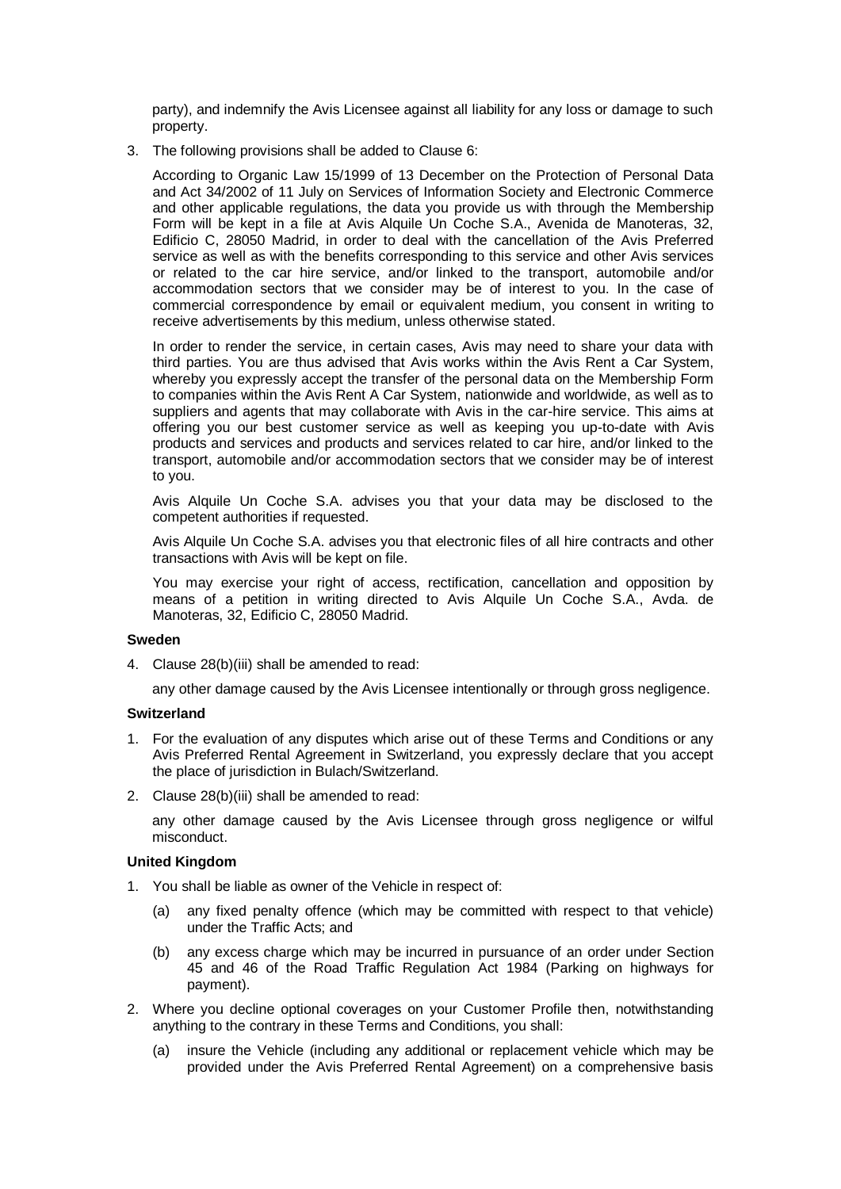party), and indemnify the Avis Licensee against all liability for any loss or damage to such property.

3. The following provisions shall be added to Clause 6:

   According to Organic Law 15/1999 of 13 December on the Protection of Personal Data and Act 34/2002 of 11 July on Services of Information Society and Electronic Commerce and other applicable regulations, the data you provide us with through the Membership Form will be kept in a file at Avis Alquile Un Coche S.A., Avenida de Manoteras, 32, Edificio C, 28050 Madrid, in order to deal with the cancellation of the Avis Preferred service as well as with the benefits corresponding to this service and other Avis services or related to the car hire service, and/or linked to the transport, automobile and/or accommodation sectors that we consider may be of interest to you. In the case of commercial correspondence by email or equivalent medium, you consent in writing to receive advertisements by this medium, unless otherwise stated.

   In order to render the service, in certain cases, Avis may need to share your data with third parties. You are thus advised that Avis works within the Avis Rent a Car System, whereby you expressly accept the transfer of the personal data on the Membership Form to companies within the Avis Rent A Car System, nationwide and worldwide, as well as to suppliers and agents that may collaborate with Avis in the car-hire service. This aims at offering you our best customer service as well as keeping you up-to-date with Avis products and services and products and services related to car hire, and/or linked to the transport, automobile and/or accommodation sectors that we consider may be of interest to you.

   Avis Alquile Un Coche S.A. advises you that your data may be disclosed to the competent authorities if requested.

   Avis Alquile Un Coche S.A. advises you that electronic files of all hire contracts and other transactions with Avis will be kept on file.

   You may exercise your right of access, rectification, cancellation and opposition by means of a petition in writing directed to Avis Alquile Un Coche S.A., Avda. de Manoteras, 32, Edificio C, 28050 Madrid.

**Sweden**

4. Clause 28(b)(iii) shall be amended to read:

   any other damage caused by the Avis Licensee intentionally or through gross negligence.

**Switzerland**

1. For the evaluation of any disputes which arise out of these Terms and Conditions or any Avis Preferred Rental Agreement in Switzerland, you expressly declare that you accept the place of jurisdiction in Bulach/Switzerland.
2. Clause 28(b)(iii) shall be amended to read:

   any other damage caused by the Avis Licensee through gross negligence or wilful misconduct.

**United Kingdom**

1. You shall be liable as owner of the Vehicle in respect of:
   (a) any fixed penalty offence (which may be committed with respect to that vehicle) under the Traffic Acts; and
   (b) any excess charge which may be incurred in pursuance of an order under Section 45 and 46 of the Road Traffic Regulation Act 1984 (Parking on highways for payment).
2. Where you decline optional coverages on your Customer Profile then, notwithstanding anything to the contrary in these Terms and Conditions, you shall:
   (a) insure the Vehicle (including any additional or replacement vehicle which may be provided under the Avis Preferred Rental Agreement) on a comprehensive basis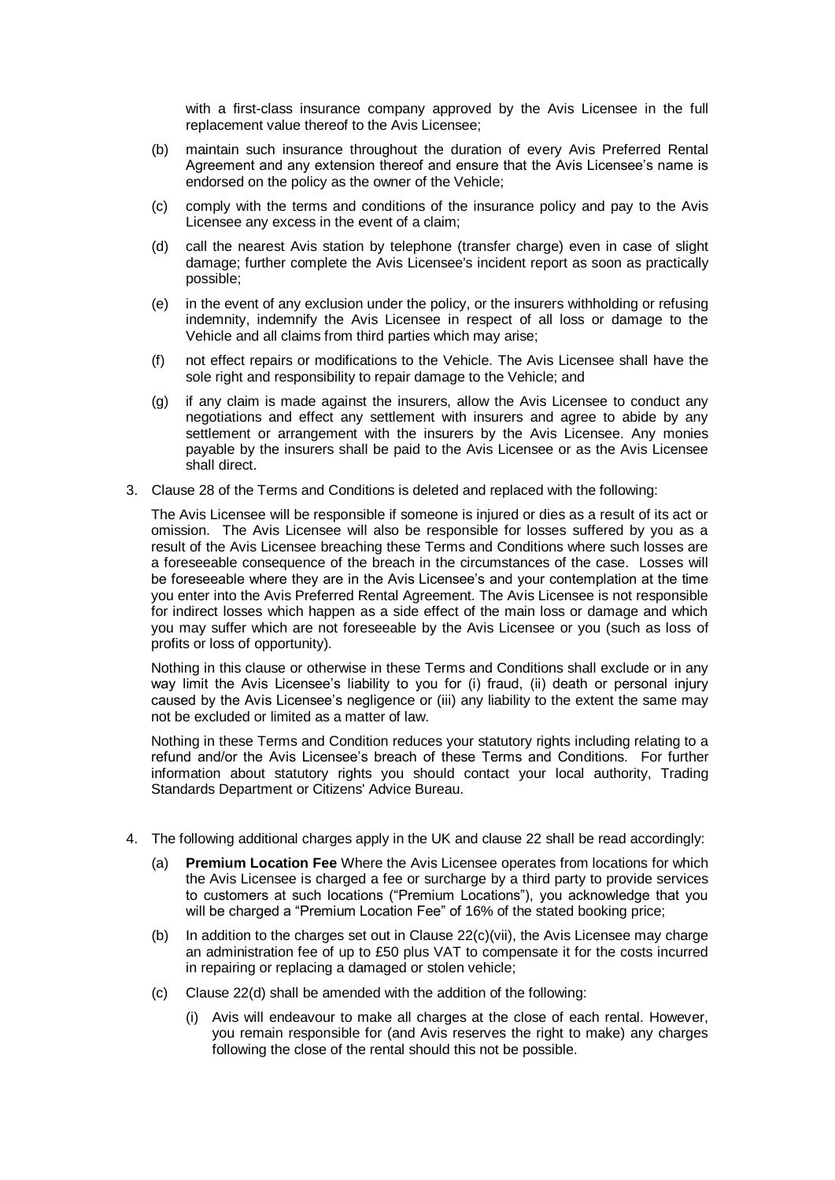with a first-class insurance company approved by the Avis Licensee in the full replacement value thereof to the Avis Licensee;

(b) maintain such insurance throughout the duration of every Avis Preferred Rental Agreement and any extension thereof and ensure that the Avis Licensee's name is endorsed on the policy as the owner of the Vehicle;

(c) comply with the terms and conditions of the insurance policy and pay to the Avis Licensee any excess in the event of a claim;

(d) call the nearest Avis station by telephone (transfer charge) even in case of slight damage; further complete the Avis Licensee's incident report as soon as practically possible;

(e) in the event of any exclusion under the policy, or the insurers withholding or refusing indemnity, indemnify the Avis Licensee in respect of all loss or damage to the Vehicle and all claims from third parties which may arise;

(f) not effect repairs or modifications to the Vehicle. The Avis Licensee shall have the sole right and responsibility to repair damage to the Vehicle; and

(g) if any claim is made against the insurers, allow the Avis Licensee to conduct any negotiations and effect any settlement with insurers and agree to abide by any settlement or arrangement with the insurers by the Avis Licensee. Any monies payable by the insurers shall be paid to the Avis Licensee or as the Avis Licensee shall direct.

3. Clause 28 of the Terms and Conditions is deleted and replaced with the following:

   The Avis Licensee will be responsible if someone is injured or dies as a result of its act or omission. The Avis Licensee will also be responsible for losses suffered by you as a result of the Avis Licensee breaching these Terms and Conditions where such losses are a foreseeable consequence of the breach in the circumstances of the case. Losses will be foreseeable where they are in the Avis Licensee's and your contemplation at the time you enter into the Avis Preferred Rental Agreement. The Avis Licensee is not responsible for indirect losses which happen as a side effect of the main loss or damage and which you may suffer which are not foreseeable by the Avis Licensee or you (such as loss of profits or loss of opportunity).

   Nothing in this clause or otherwise in these Terms and Conditions shall exclude or in any way limit the Avis Licensee's liability to you for (i) fraud, (ii) death or personal injury caused by the Avis Licensee's negligence or (iii) any liability to the extent the same may not be excluded or limited as a matter of law.

   Nothing in these Terms and Condition reduces your statutory rights including relating to a refund and/or the Avis Licensee's breach of these Terms and Conditions. For further information about statutory rights you should contact your local authority, Trading Standards Department or Citizens' Advice Bureau.

4. The following additional charges apply in the UK and clause 22 shall be read accordingly:

   (a) **Premium Location Fee** Where the Avis Licensee operates from locations for which the Avis Licensee is charged a fee or surcharge by a third party to provide services to customers at such locations ("Premium Locations"), you acknowledge that you will be charged a "Premium Location Fee" of 16% of the stated booking price;

   (b) In addition to the charges set out in Clause 22(c)(vii), the Avis Licensee may charge an administration fee of up to £50 plus VAT to compensate it for the costs incurred in repairing or replacing a damaged or stolen vehicle;

   (c) Clause 22(d) shall be amended with the addition of the following:

      (i) Avis will endeavour to make all charges at the close of each rental. However, you remain responsible for (and Avis reserves the right to make) any charges following the close of the rental should this not be possible.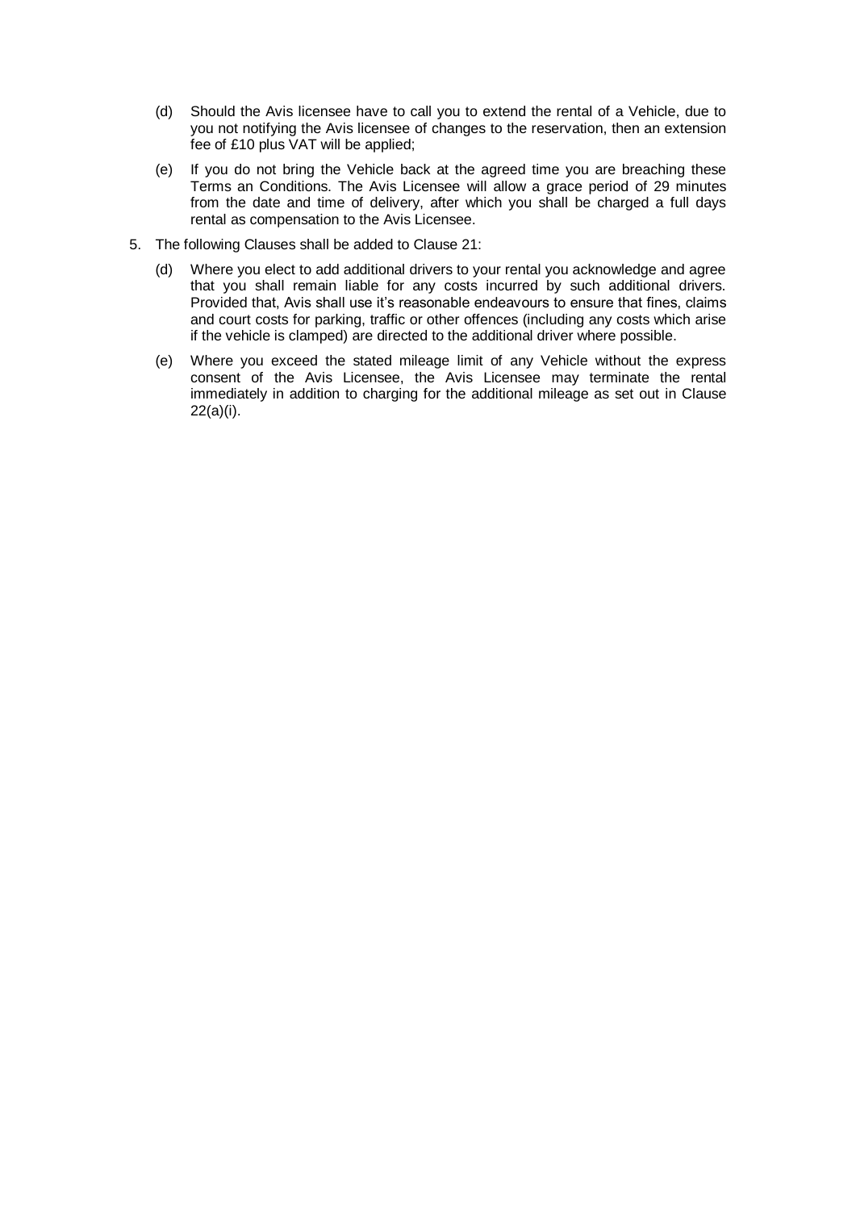(d) Should the Avis licensee have to call you to extend the rental of a Vehicle, due to you not notifying the Avis licensee of changes to the reservation, then an extension fee of £10 plus VAT will be applied;

(e) If you do not bring the Vehicle back at the agreed time you are breaching these Terms an Conditions. The Avis Licensee will allow a grace period of 29 minutes from the date and time of delivery, after which you shall be charged a full days rental as compensation to the Avis Licensee.

5. The following Clauses shall be added to Clause 21:

   (d) Where you elect to add additional drivers to your rental you acknowledge and agree that you shall remain liable for any costs incurred by such additional drivers. Provided that, Avis shall use it's reasonable endeavours to ensure that fines, claims and court costs for parking, traffic or other offences (including any costs which arise if the vehicle is clamped) are directed to the additional driver where possible.

   (e) Where you exceed the stated mileage limit of any Vehicle without the express consent of the Avis Licensee, the Avis Licensee may terminate the rental immediately in addition to charging for the additional mileage as set out in Clause 22(a)(i).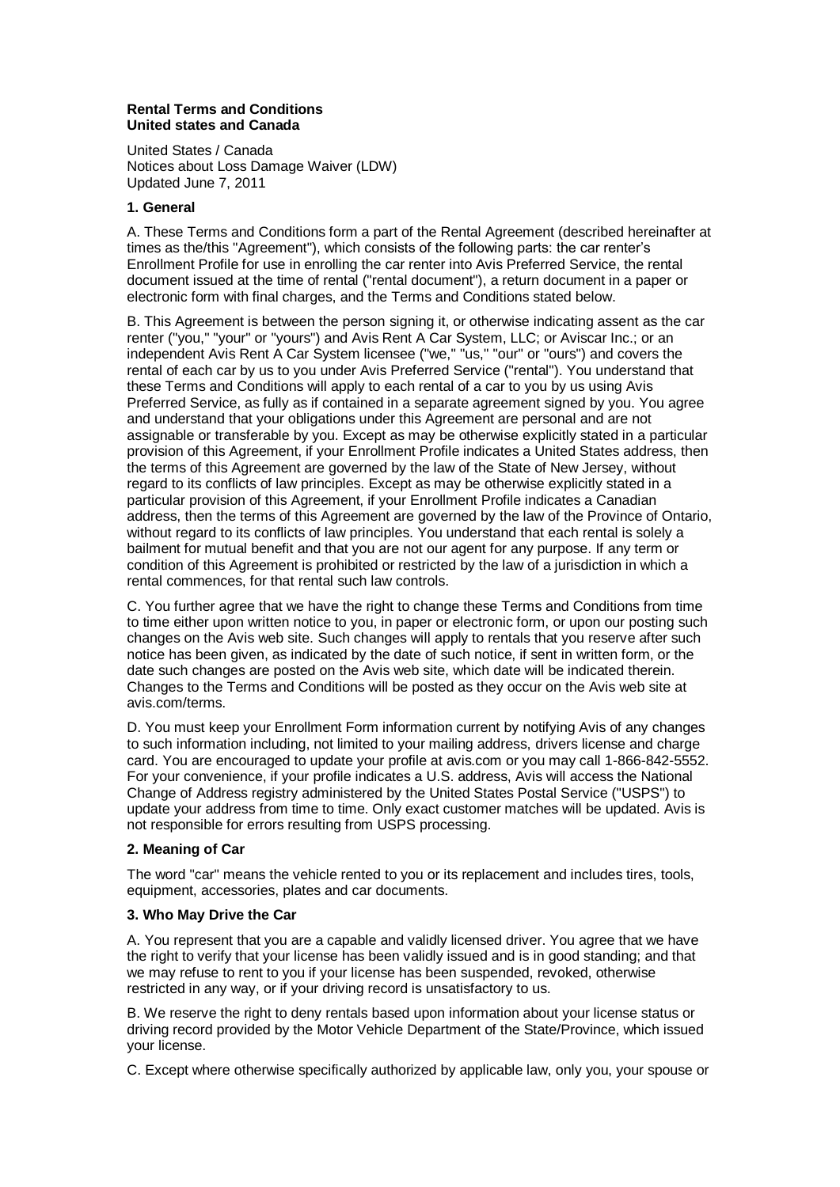**Rental Terms and Conditions**
**United states and Canada**

United States / Canada
Notices about Loss Damage Waiver (LDW)
Updated June 7, 2011

**1. General**

A. These Terms and Conditions form a part of the Rental Agreement (described hereinafter at times as the/this "Agreement"), which consists of the following parts: the car renter's Enrollment Profile for use in enrolling the car renter into Avis Preferred Service, the rental document issued at the time of rental ("rental document"), a return document in a paper or electronic form with final charges, and the Terms and Conditions stated below.

B. This Agreement is between the person signing it, or otherwise indicating assent as the car renter ("you," "your" or "yours") and Avis Rent A Car System, LLC; or Aviscar Inc.; or an independent Avis Rent A Car System licensee ("we," "us," "our" or "ours") and covers the rental of each car by us to you under Avis Preferred Service ("rental"). You understand that these Terms and Conditions will apply to each rental of a car to you by us using Avis Preferred Service, as fully as if contained in a separate agreement signed by you. You agree and understand that your obligations under this Agreement are personal and are not assignable or transferable by you. Except as may be otherwise explicitly stated in a particular provision of this Agreement, if your Enrollment Profile indicates a United States address, then the terms of this Agreement are governed by the law of the State of New Jersey, without regard to its conflicts of law principles. Except as may be otherwise explicitly stated in a particular provision of this Agreement, if your Enrollment Profile indicates a Canadian address, then the terms of this Agreement are governed by the law of the Province of Ontario, without regard to its conflicts of law principles. You understand that each rental is solely a bailment for mutual benefit and that you are not our agent for any purpose. If any term or condition of this Agreement is prohibited or restricted by the law of a jurisdiction in which a rental commences, for that rental such law controls.

C. You further agree that we have the right to change these Terms and Conditions from time to time either upon written notice to you, in paper or electronic form, or upon our posting such changes on the Avis web site. Such changes will apply to rentals that you reserve after such notice has been given, as indicated by the date of such notice, if sent in written form, or the date such changes are posted on the Avis web site, which date will be indicated therein. Changes to the Terms and Conditions will be posted as they occur on the Avis web site at avis.com/terms.

D. You must keep your Enrollment Form information current by notifying Avis of any changes to such information including, not limited to your mailing address, drivers license and charge card. You are encouraged to update your profile at avis.com or you may call 1-866-842-5552. For your convenience, if your profile indicates a U.S. address, Avis will access the National Change of Address registry administered by the United States Postal Service ("USPS") to update your address from time to time. Only exact customer matches will be updated. Avis is not responsible for errors resulting from USPS processing.

**2. Meaning of Car**

The word "car" means the vehicle rented to you or its replacement and includes tires, tools, equipment, accessories, plates and car documents.

**3. Who May Drive the Car**

A. You represent that you are a capable and validly licensed driver. You agree that we have the right to verify that your license has been validly issued and is in good standing; and that we may refuse to rent to you if your license has been suspended, revoked, otherwise restricted in any way, or if your driving record is unsatisfactory to us.

B. We reserve the right to deny rentals based upon information about your license status or driving record provided by the Motor Vehicle Department of the State/Province, which issued your license.

C. Except where otherwise specifically authorized by applicable law, only you, your spouse or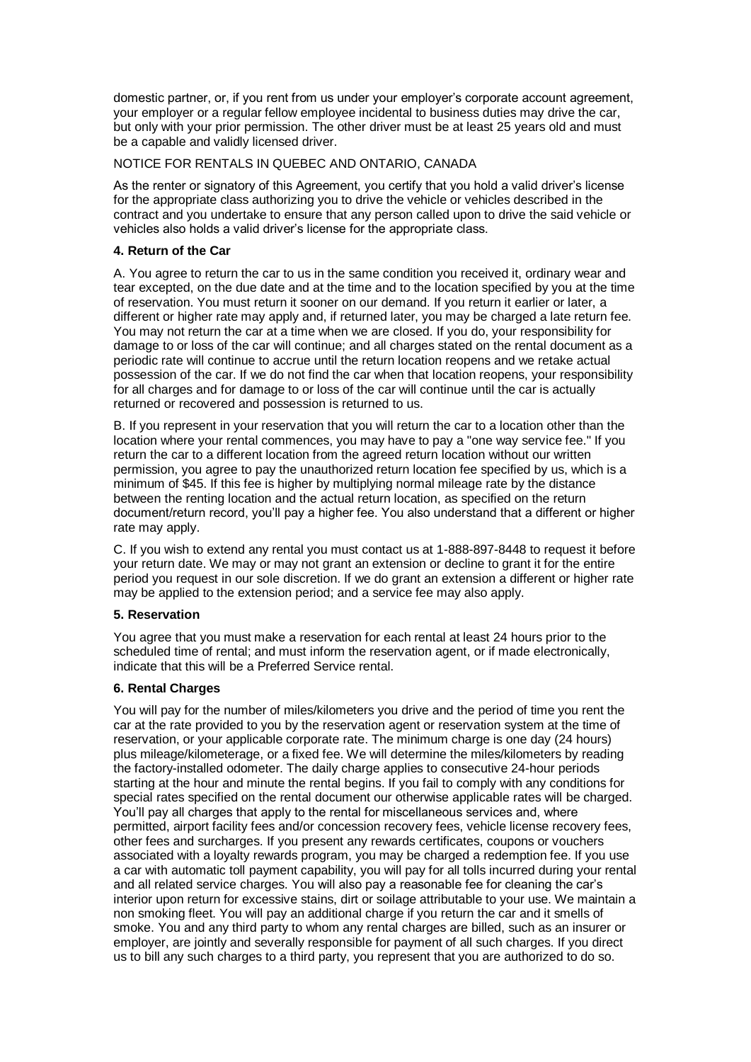domestic partner, or, if you rent from us under your employer's corporate account agreement, your employer or a regular fellow employee incidental to business duties may drive the car, but only with your prior permission. The other driver must be at least 25 years old and must be a capable and validly licensed driver.

NOTICE FOR RENTALS IN QUEBEC AND ONTARIO, CANADA

As the renter or signatory of this Agreement, you certify that you hold a valid driver's license for the appropriate class authorizing you to drive the vehicle or vehicles described in the contract and you undertake to ensure that any person called upon to drive the said vehicle or vehicles also holds a valid driver's license for the appropriate class.

### 4. Return of the Car

A. You agree to return the car to us in the same condition you received it, ordinary wear and tear excepted, on the due date and at the time and to the location specified by you at the time of reservation. You must return it sooner on our demand. If you return it earlier or later, a different or higher rate may apply and, if returned later, you may be charged a late return fee. You may not return the car at a time when we are closed. If you do, your responsibility for damage to or loss of the car will continue; and all charges stated on the rental document as a periodic rate will continue to accrue until the return location reopens and we retake actual possession of the car. If we do not find the car when that location reopens, your responsibility for all charges and for damage to or loss of the car will continue until the car is actually returned or recovered and possession is returned to us.

B. If you represent in your reservation that you will return the car to a location other than the location where your rental commences, you may have to pay a "one way service fee." If you return the car to a different location from the agreed return location without our written permission, you agree to pay the unauthorized return location fee specified by us, which is a minimum of $45. If this fee is higher by multiplying normal mileage rate by the distance between the renting location and the actual return location, as specified on the return document/return record, you'll pay a higher fee. You also understand that a different or higher rate may apply.

C. If you wish to extend any rental you must contact us at 1-888-897-8448 to request it before your return date. We may or may not grant an extension or decline to grant it for the entire period you request in our sole discretion. If we do grant an extension a different or higher rate may be applied to the extension period; and a service fee may also apply.

### 5. Reservation

You agree that you must make a reservation for each rental at least 24 hours prior to the scheduled time of rental; and must inform the reservation agent, or if made electronically, indicate that this will be a Preferred Service rental.

### 6. Rental Charges

You will pay for the number of miles/kilometers you drive and the period of time you rent the car at the rate provided to you by the reservation agent or reservation system at the time of reservation, or your applicable corporate rate. The minimum charge is one day (24 hours) plus mileage/kilometerage, or a fixed fee. We will determine the miles/kilometers by reading the factory-installed odometer. The daily charge applies to consecutive 24-hour periods starting at the hour and minute the rental begins. If you fail to comply with any conditions for special rates specified on the rental document our otherwise applicable rates will be charged. You'll pay all charges that apply to the rental for miscellaneous services and, where permitted, airport facility fees and/or concession recovery fees, vehicle license recovery fees, other fees and surcharges. If you present any rewards certificates, coupons or vouchers associated with a loyalty rewards program, you may be charged a redemption fee. If you use a car with automatic toll payment capability, you will pay for all tolls incurred during your rental and all related service charges. You will also pay a reasonable fee for cleaning the car's interior upon return for excessive stains, dirt or soilage attributable to your use. We maintain a non smoking fleet. You will pay an additional charge if you return the car and it smells of smoke. You and any third party to whom any rental charges are billed, such as an insurer or employer, are jointly and severally responsible for payment of all such charges. If you direct us to bill any such charges to a third party, you represent that you are authorized to do so.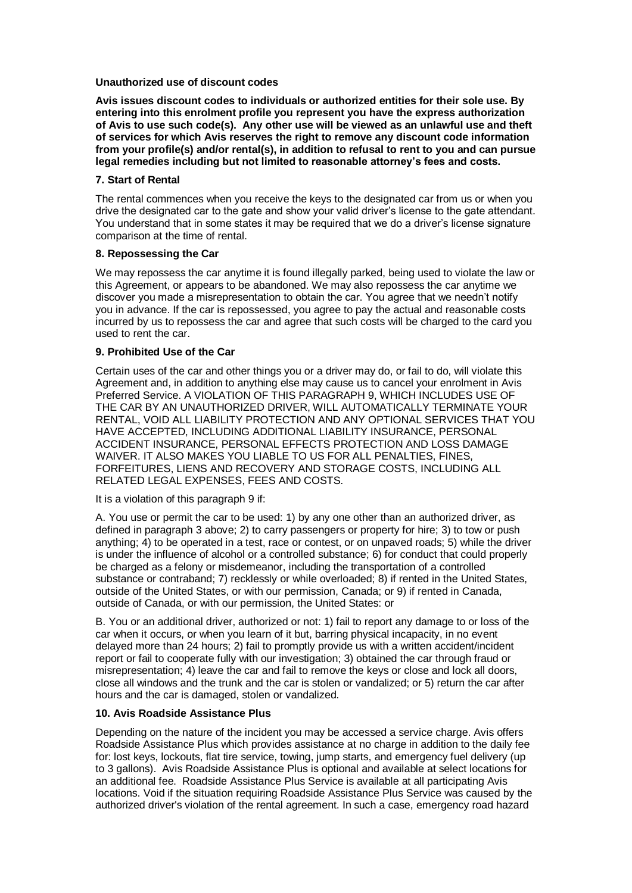**Unauthorized use of discount codes**

**Avis issues discount codes to individuals or authorized entities for their sole use. By entering into this enrolment profile you represent you have the express authorization of Avis to use such code(s). Any other use will be viewed as an unlawful use and theft of services for which Avis reserves the right to remove any discount code information from your profile(s) and/or rental(s), in addition to refusal to rent to you and can pursue legal remedies including but not limited to reasonable attorney's fees and costs.**

**7. Start of Rental**

The rental commences when you receive the keys to the designated car from us or when you drive the designated car to the gate and show your valid driver's license to the gate attendant. You understand that in some states it may be required that we do a driver's license signature comparison at the time of rental.

**8. Repossessing the Car**

We may repossess the car anytime it is found illegally parked, being used to violate the law or this Agreement, or appears to be abandoned. We may also repossess the car anytime we discover you made a misrepresentation to obtain the car. You agree that we needn't notify you in advance. If the car is repossessed, you agree to pay the actual and reasonable costs incurred by us to repossess the car and agree that such costs will be charged to the card you used to rent the car.

**9. Prohibited Use of the Car**

Certain uses of the car and other things you or a driver may do, or fail to do, will violate this Agreement and, in addition to anything else may cause us to cancel your enrolment in Avis Preferred Service. A VIOLATION OF THIS PARAGRAPH 9, WHICH INCLUDES USE OF THE CAR BY AN UNAUTHORIZED DRIVER, WILL AUTOMATICALLY TERMINATE YOUR RENTAL, VOID ALL LIABILITY PROTECTION AND ANY OPTIONAL SERVICES THAT YOU HAVE ACCEPTED, INCLUDING ADDITIONAL LIABILITY INSURANCE, PERSONAL ACCIDENT INSURANCE, PERSONAL EFFECTS PROTECTION AND LOSS DAMAGE WAIVER. IT ALSO MAKES YOU LIABLE TO US FOR ALL PENALTIES, FINES, FORFEITURES, LIENS AND RECOVERY AND STORAGE COSTS, INCLUDING ALL RELATED LEGAL EXPENSES, FEES AND COSTS.

It is a violation of this paragraph 9 if:

A. You use or permit the car to be used: 1) by any one other than an authorized driver, as defined in paragraph 3 above; 2) to carry passengers or property for hire; 3) to tow or push anything; 4) to be operated in a test, race or contest, or on unpaved roads; 5) while the driver is under the influence of alcohol or a controlled substance; 6) for conduct that could properly be charged as a felony or misdemeanor, including the transportation of a controlled substance or contraband; 7) recklessly or while overloaded; 8) if rented in the United States, outside of the United States, or with our permission, Canada; or 9) if rented in Canada, outside of Canada, or with our permission, the United States: or

B. You or an additional driver, authorized or not: 1) fail to report any damage to or loss of the car when it occurs, or when you learn of it but, barring physical incapacity, in no event delayed more than 24 hours; 2) fail to promptly provide us with a written accident/incident report or fail to cooperate fully with our investigation; 3) obtained the car through fraud or misrepresentation; 4) leave the car and fail to remove the keys or close and lock all doors, close all windows and the trunk and the car is stolen or vandalized; or 5) return the car after hours and the car is damaged, stolen or vandalized.

**10. Avis Roadside Assistance Plus**

Depending on the nature of the incident you may be accessed a service charge. Avis offers Roadside Assistance Plus which provides assistance at no charge in addition to the daily fee for: lost keys, lockouts, flat tire service, towing, jump starts, and emergency fuel delivery (up to 3 gallons). Avis Roadside Assistance Plus is optional and available at select locations for an additional fee. Roadside Assistance Plus Service is available at all participating Avis locations. Void if the situation requiring Roadside Assistance Plus Service was caused by the authorized driver's violation of the rental agreement. In such a case, emergency road hazard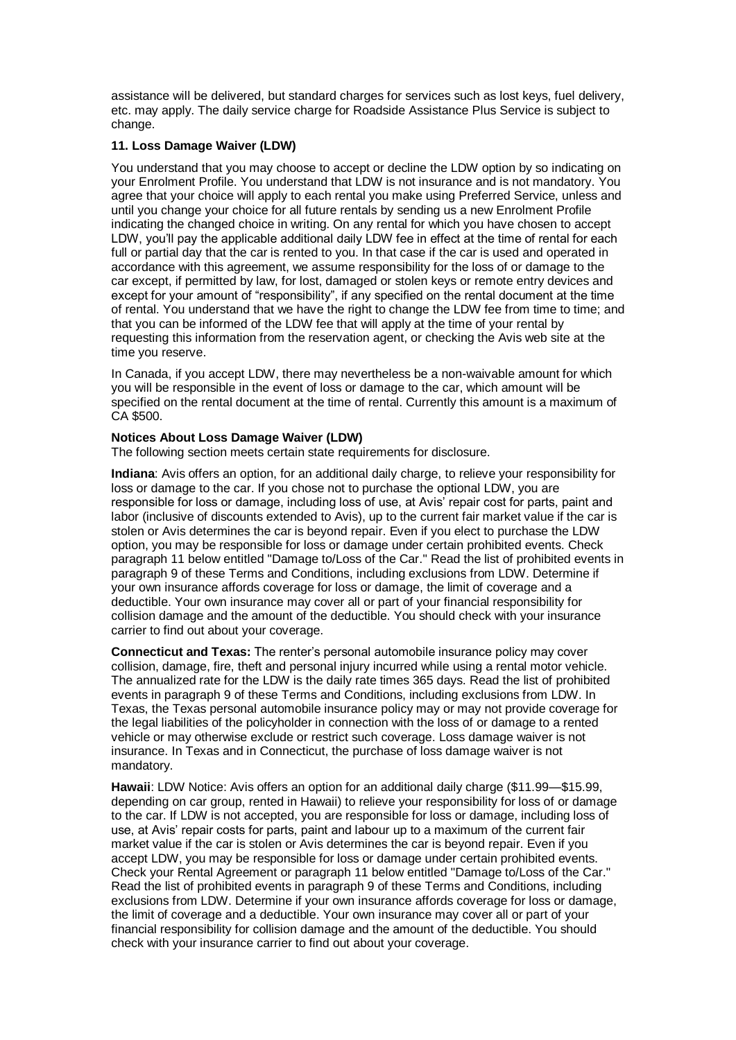assistance will be delivered, but standard charges for services such as lost keys, fuel delivery, etc. may apply. The daily service charge for Roadside Assistance Plus Service is subject to change.

**11. Loss Damage Waiver (LDW)**

You understand that you may choose to accept or decline the LDW option by so indicating on your Enrolment Profile. You understand that LDW is not insurance and is not mandatory. You agree that your choice will apply to each rental you make using Preferred Service, unless and until you change your choice for all future rentals by sending us a new Enrolment Profile indicating the changed choice in writing. On any rental for which you have chosen to accept LDW, you'll pay the applicable additional daily LDW fee in effect at the time of rental for each full or partial day that the car is rented to you. In that case if the car is used and operated in accordance with this agreement, we assume responsibility for the loss of or damage to the car except, if permitted by law, for lost, damaged or stolen keys or remote entry devices and except for your amount of "responsibility", if any specified on the rental document at the time of rental. You understand that we have the right to change the LDW fee from time to time; and that you can be informed of the LDW fee that will apply at the time of your rental by requesting this information from the reservation agent, or checking the Avis web site at the time you reserve.

In Canada, if you accept LDW, there may nevertheless be a non-waivable amount for which you will be responsible in the event of loss or damage to the car, which amount will be specified on the rental document at the time of rental. Currently this amount is a maximum of CA $500.

**Notices About Loss Damage Waiver (LDW)**
The following section meets certain state requirements for disclosure.

**Indiana**: Avis offers an option, for an additional daily charge, to relieve your responsibility for loss or damage to the car. If you chose not to purchase the optional LDW, you are responsible for loss or damage, including loss of use, at Avis' repair cost for parts, paint and labor (inclusive of discounts extended to Avis), up to the current fair market value if the car is stolen or Avis determines the car is beyond repair. Even if you elect to purchase the LDW option, you may be responsible for loss or damage under certain prohibited events. Check paragraph 11 below entitled "Damage to/Loss of the Car." Read the list of prohibited events in paragraph 9 of these Terms and Conditions, including exclusions from LDW. Determine if your own insurance affords coverage for loss or damage, the limit of coverage and a deductible. Your own insurance may cover all or part of your financial responsibility for collision damage and the amount of the deductible. You should check with your insurance carrier to find out about your coverage.

**Connecticut and Texas:** The renter's personal automobile insurance policy may cover collision, damage, fire, theft and personal injury incurred while using a rental motor vehicle. The annualized rate for the LDW is the daily rate times 365 days. Read the list of prohibited events in paragraph 9 of these Terms and Conditions, including exclusions from LDW. In Texas, the Texas personal automobile insurance policy may or may not provide coverage for the legal liabilities of the policyholder in connection with the loss of or damage to a rented vehicle or may otherwise exclude or restrict such coverage. Loss damage waiver is not insurance. In Texas and in Connecticut, the purchase of loss damage waiver is not mandatory.

**Hawaii**: LDW Notice: Avis offers an option for an additional daily charge ($11.99—$15.99, depending on car group, rented in Hawaii) to relieve your responsibility for loss of or damage to the car. If LDW is not accepted, you are responsible for loss or damage, including loss of use, at Avis' repair costs for parts, paint and labour up to a maximum of the current fair market value if the car is stolen or Avis determines the car is beyond repair. Even if you accept LDW, you may be responsible for loss or damage under certain prohibited events. Check your Rental Agreement or paragraph 11 below entitled "Damage to/Loss of the Car." Read the list of prohibited events in paragraph 9 of these Terms and Conditions, including exclusions from LDW. Determine if your own insurance affords coverage for loss or damage, the limit of coverage and a deductible. Your own insurance may cover all or part of your financial responsibility for collision damage and the amount of the deductible. You should check with your insurance carrier to find out about your coverage.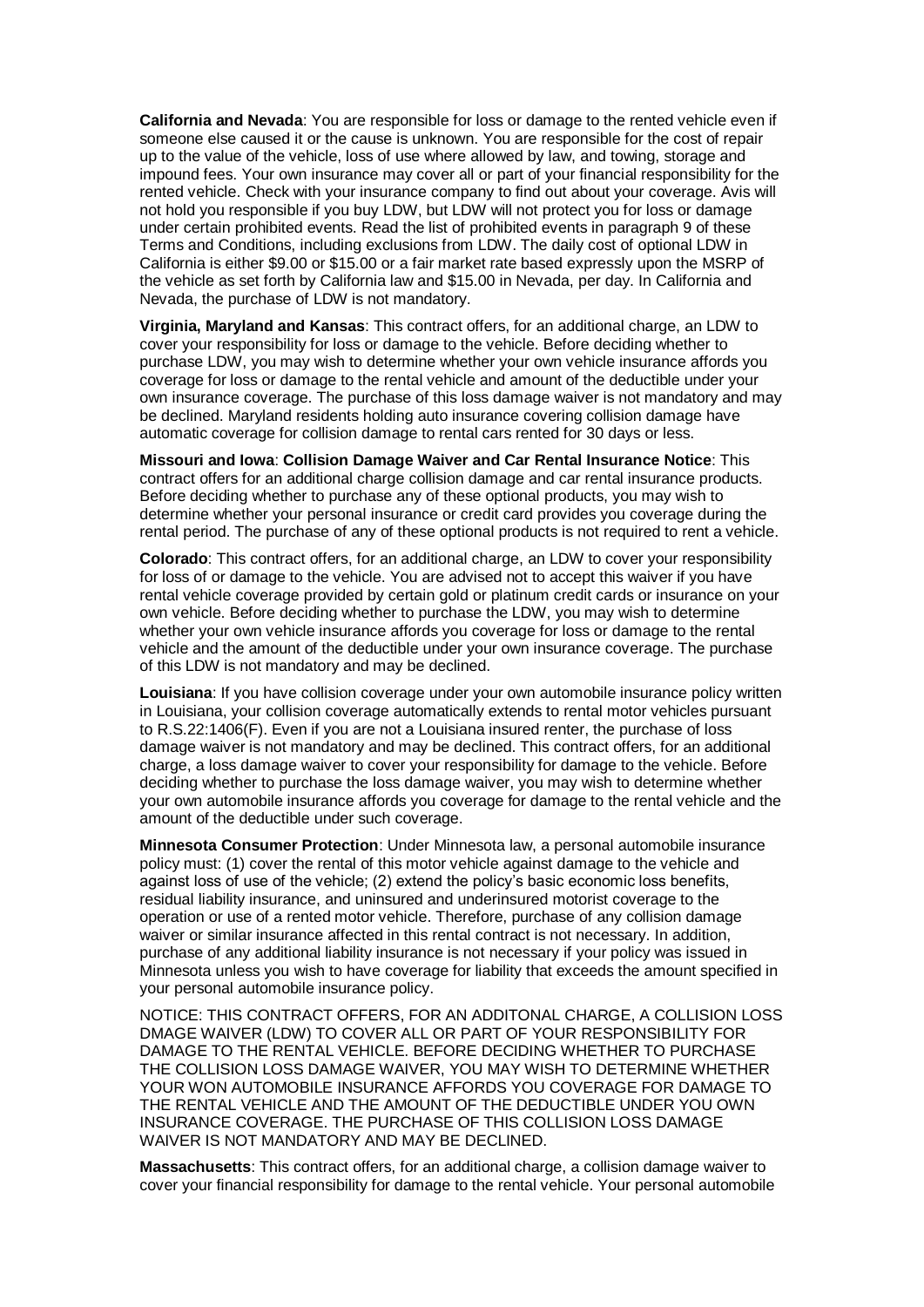**California and Nevada**: You are responsible for loss or damage to the rented vehicle even if someone else caused it or the cause is unknown. You are responsible for the cost of repair up to the value of the vehicle, loss of use where allowed by law, and towing, storage and impound fees. Your own insurance may cover all or part of your financial responsibility for the rented vehicle. Check with your insurance company to find out about your coverage. Avis will not hold you responsible if you buy LDW, but LDW will not protect you for loss or damage under certain prohibited events. Read the list of prohibited events in paragraph 9 of these Terms and Conditions, including exclusions from LDW. The daily cost of optional LDW in California is either $9.00 or $15.00 or a fair market rate based expressly upon the MSRP of the vehicle as set forth by California law and $15.00 in Nevada, per day. In California and Nevada, the purchase of LDW is not mandatory.

**Virginia, Maryland and Kansas**: This contract offers, for an additional charge, an LDW to cover your responsibility for loss or damage to the vehicle. Before deciding whether to purchase LDW, you may wish to determine whether your own vehicle insurance affords you coverage for loss or damage to the rental vehicle and amount of the deductible under your own insurance coverage. The purchase of this loss damage waiver is not mandatory and may be declined. Maryland residents holding auto insurance covering collision damage have automatic coverage for collision damage to rental cars rented for 30 days or less.

**Missouri and Iowa**: **Collision Damage Waiver and Car Rental Insurance Notice**: This contract offers for an additional charge collision damage and car rental insurance products. Before deciding whether to purchase any of these optional products, you may wish to determine whether your personal insurance or credit card provides you coverage during the rental period. The purchase of any of these optional products is not required to rent a vehicle.

**Colorado**: This contract offers, for an additional charge, an LDW to cover your responsibility for loss of or damage to the vehicle. You are advised not to accept this waiver if you have rental vehicle coverage provided by certain gold or platinum credit cards or insurance on your own vehicle. Before deciding whether to purchase the LDW, you may wish to determine whether your own vehicle insurance affords you coverage for loss or damage to the rental vehicle and the amount of the deductible under your own insurance coverage. The purchase of this LDW is not mandatory and may be declined.

**Louisiana**: If you have collision coverage under your own automobile insurance policy written in Louisiana, your collision coverage automatically extends to rental motor vehicles pursuant to R.S.22:1406(F). Even if you are not a Louisiana insured renter, the purchase of loss damage waiver is not mandatory and may be declined. This contract offers, for an additional charge, a loss damage waiver to cover your responsibility for damage to the vehicle. Before deciding whether to purchase the loss damage waiver, you may wish to determine whether your own automobile insurance affords you coverage for damage to the rental vehicle and the amount of the deductible under such coverage.

**Minnesota Consumer Protection**: Under Minnesota law, a personal automobile insurance policy must: (1) cover the rental of this motor vehicle against damage to the vehicle and against loss of use of the vehicle; (2) extend the policy's basic economic loss benefits, residual liability insurance, and uninsured and underinsured motorist coverage to the operation or use of a rented motor vehicle. Therefore, purchase of any collision damage waiver or similar insurance affected in this rental contract is not necessary. In addition, purchase of any additional liability insurance is not necessary if your policy was issued in Minnesota unless you wish to have coverage for liability that exceeds the amount specified in your personal automobile insurance policy.

NOTICE: THIS CONTRACT OFFERS, FOR AN ADDITONAL CHARGE, A COLLISION LOSS DMAGE WAIVER (LDW) TO COVER ALL OR PART OF YOUR RESPONSIBILITY FOR DAMAGE TO THE RENTAL VEHICLE. BEFORE DECIDING WHETHER TO PURCHASE THE COLLISION LOSS DAMAGE WAIVER, YOU MAY WISH TO DETERMINE WHETHER YOUR WON AUTOMOBILE INSURANCE AFFORDS YOU COVERAGE FOR DAMAGE TO THE RENTAL VEHICLE AND THE AMOUNT OF THE DEDUCTIBLE UNDER YOU OWN INSURANCE COVERAGE. THE PURCHASE OF THIS COLLISION LOSS DAMAGE WAIVER IS NOT MANDATORY AND MAY BE DECLINED.

**Massachusetts**: This contract offers, for an additional charge, a collision damage waiver to cover your financial responsibility for damage to the rental vehicle. Your personal automobile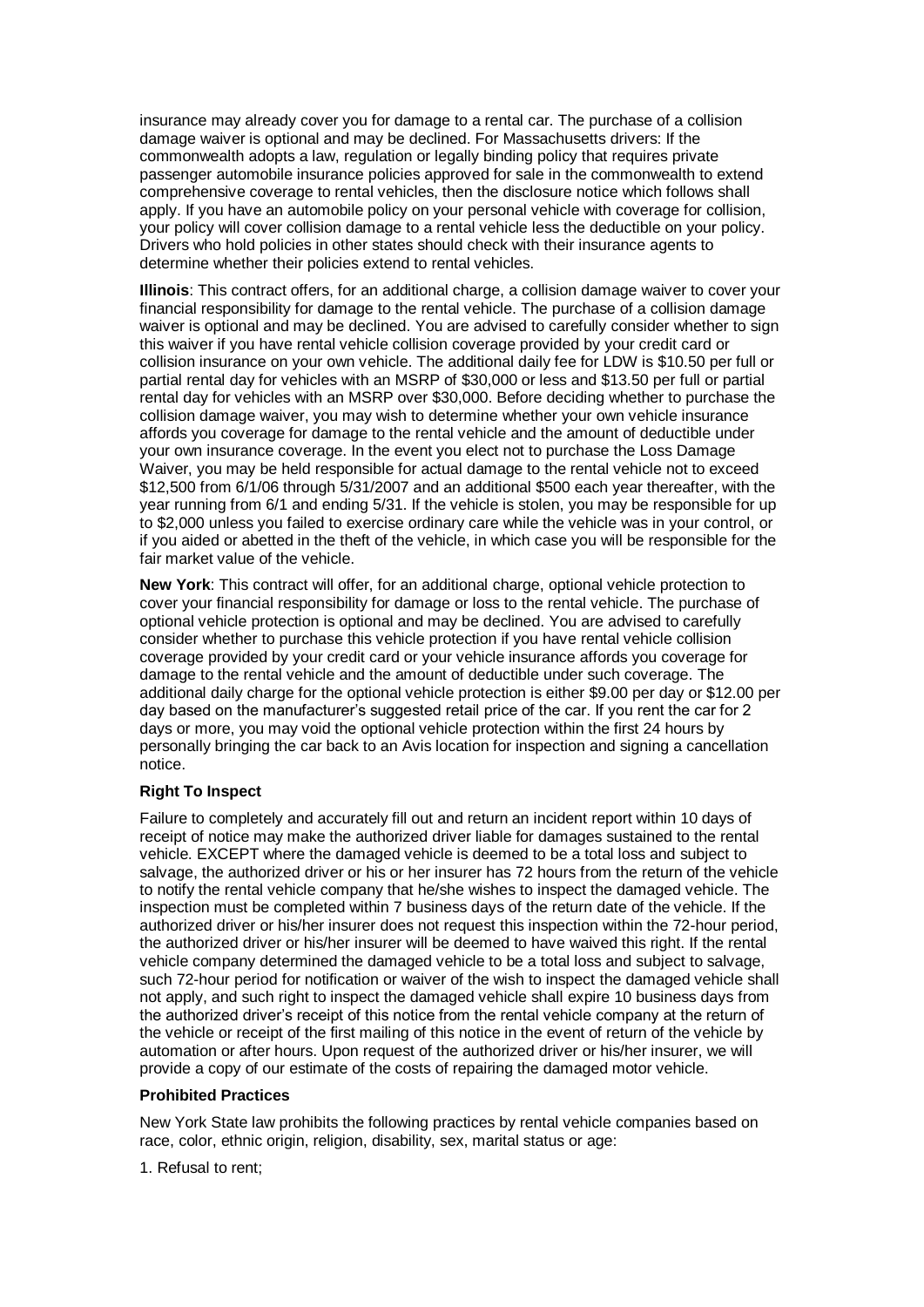insurance may already cover you for damage to a rental car. The purchase of a collision damage waiver is optional and may be declined. For Massachusetts drivers: If the commonwealth adopts a law, regulation or legally binding policy that requires private passenger automobile insurance policies approved for sale in the commonwealth to extend comprehensive coverage to rental vehicles, then the disclosure notice which follows shall apply. If you have an automobile policy on your personal vehicle with coverage for collision, your policy will cover collision damage to a rental vehicle less the deductible on your policy. Drivers who hold policies in other states should check with their insurance agents to determine whether their policies extend to rental vehicles.

**Illinois**: This contract offers, for an additional charge, a collision damage waiver to cover your financial responsibility for damage to the rental vehicle. The purchase of a collision damage waiver is optional and may be declined. You are advised to carefully consider whether to sign this waiver if you have rental vehicle collision coverage provided by your credit card or collision insurance on your own vehicle. The additional daily fee for LDW is $10.50 per full or partial rental day for vehicles with an MSRP of $30,000 or less and $13.50 per full or partial rental day for vehicles with an MSRP over $30,000. Before deciding whether to purchase the collision damage waiver, you may wish to determine whether your own vehicle insurance affords you coverage for damage to the rental vehicle and the amount of deductible under your own insurance coverage. In the event you elect not to purchase the Loss Damage Waiver, you may be held responsible for actual damage to the rental vehicle not to exceed $12,500 from 6/1/06 through 5/31/2007 and an additional $500 each year thereafter, with the year running from 6/1 and ending 5/31. If the vehicle is stolen, you may be responsible for up to $2,000 unless you failed to exercise ordinary care while the vehicle was in your control, or if you aided or abetted in the theft of the vehicle, in which case you will be responsible for the fair market value of the vehicle.

**New York**: This contract will offer, for an additional charge, optional vehicle protection to cover your financial responsibility for damage or loss to the rental vehicle. The purchase of optional vehicle protection is optional and may be declined. You are advised to carefully consider whether to purchase this vehicle protection if you have rental vehicle collision coverage provided by your credit card or your vehicle insurance affords you coverage for damage to the rental vehicle and the amount of deductible under such coverage. The additional daily charge for the optional vehicle protection is either $9.00 per day or $12.00 per day based on the manufacturer's suggested retail price of the car. If you rent the car for 2 days or more, you may void the optional vehicle protection within the first 24 hours by personally bringing the car back to an Avis location for inspection and signing a cancellation notice.

### Right To Inspect

Failure to completely and accurately fill out and return an incident report within 10 days of receipt of notice may make the authorized driver liable for damages sustained to the rental vehicle. EXCEPT where the damaged vehicle is deemed to be a total loss and subject to salvage, the authorized driver or his or her insurer has 72 hours from the return of the vehicle to notify the rental vehicle company that he/she wishes to inspect the damaged vehicle. The inspection must be completed within 7 business days of the return date of the vehicle. If the authorized driver or his/her insurer does not request this inspection within the 72-hour period, the authorized driver or his/her insurer will be deemed to have waived this right. If the rental vehicle company determined the damaged vehicle to be a total loss and subject to salvage, such 72-hour period for notification or waiver of the wish to inspect the damaged vehicle shall not apply, and such right to inspect the damaged vehicle shall expire 10 business days from the authorized driver's receipt of this notice from the rental vehicle company at the return of the vehicle or receipt of the first mailing of this notice in the event of return of the vehicle by automation or after hours. Upon request of the authorized driver or his/her insurer, we will provide a copy of our estimate of the costs of repairing the damaged motor vehicle.

### Prohibited Practices

New York State law prohibits the following practices by rental vehicle companies based on race, color, ethnic origin, religion, disability, sex, marital status or age:

1. Refusal to rent;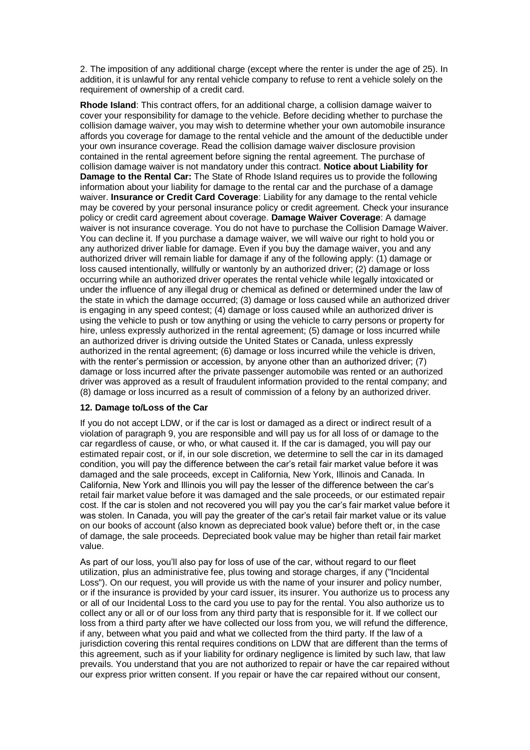2. The imposition of any additional charge (except where the renter is under the age of 25). In addition, it is unlawful for any rental vehicle company to refuse to rent a vehicle solely on the requirement of ownership of a credit card.

**Rhode Island**: This contract offers, for an additional charge, a collision damage waiver to cover your responsibility for damage to the vehicle. Before deciding whether to purchase the collision damage waiver, you may wish to determine whether your own automobile insurance affords you coverage for damage to the rental vehicle and the amount of the deductible under your own insurance coverage. Read the collision damage waiver disclosure provision contained in the rental agreement before signing the rental agreement. The purchase of collision damage waiver is not mandatory under this contract. **Notice about Liability for Damage to the Rental Car:** The State of Rhode Island requires us to provide the following information about your liability for damage to the rental car and the purchase of a damage waiver. **Insurance or Credit Card Coverage**: Liability for any damage to the rental vehicle may be covered by your personal insurance policy or credit agreement. Check your insurance policy or credit card agreement about coverage. **Damage Waiver Coverage**: A damage waiver is not insurance coverage. You do not have to purchase the Collision Damage Waiver. You can decline it. If you purchase a damage waiver, we will waive our right to hold you or any authorized driver liable for damage. Even if you buy the damage waiver, you and any authorized driver will remain liable for damage if any of the following apply: (1) damage or loss caused intentionally, willfully or wantonly by an authorized driver; (2) damage or loss occurring while an authorized driver operates the rental vehicle while legally intoxicated or under the influence of any illegal drug or chemical as defined or determined under the law of the state in which the damage occurred; (3) damage or loss caused while an authorized driver is engaging in any speed contest; (4) damage or loss caused while an authorized driver is using the vehicle to push or tow anything or using the vehicle to carry persons or property for hire, unless expressly authorized in the rental agreement; (5) damage or loss incurred while an authorized driver is driving outside the United States or Canada, unless expressly authorized in the rental agreement; (6) damage or loss incurred while the vehicle is driven, with the renter's permission or accession, by anyone other than an authorized driver; (7) damage or loss incurred after the private passenger automobile was rented or an authorized driver was approved as a result of fraudulent information provided to the rental company; and (8) damage or loss incurred as a result of commission of a felony by an authorized driver.

### 12. Damage to/Loss of the Car

If you do not accept LDW, or if the car is lost or damaged as a direct or indirect result of a violation of paragraph 9, you are responsible and will pay us for all loss of or damage to the car regardless of cause, or who, or what caused it. If the car is damaged, you will pay our estimated repair cost, or if, in our sole discretion, we determine to sell the car in its damaged condition, you will pay the difference between the car's retail fair market value before it was damaged and the sale proceeds, except in California, New York, Illinois and Canada. In California, New York and Illinois you will pay the lesser of the difference between the car's retail fair market value before it was damaged and the sale proceeds, or our estimated repair cost. If the car is stolen and not recovered you will pay you the car's fair market value before it was stolen. In Canada, you will pay the greater of the car's retail fair market value or its value on our books of account (also known as depreciated book value) before theft or, in the case of damage, the sale proceeds. Depreciated book value may be higher than retail fair market value.

As part of our loss, you'll also pay for loss of use of the car, without regard to our fleet utilization, plus an administrative fee, plus towing and storage charges, if any ("Incidental Loss"). On our request, you will provide us with the name of your insurer and policy number, or if the insurance is provided by your card issuer, its insurer. You authorize us to process any or all of our Incidental Loss to the card you use to pay for the rental. You also authorize us to collect any or all or of our loss from any third party that is responsible for it. If we collect our loss from a third party after we have collected our loss from you, we will refund the difference, if any, between what you paid and what we collected from the third party. If the law of a jurisdiction covering this rental requires conditions on LDW that are different than the terms of this agreement, such as if your liability for ordinary negligence is limited by such law, that law prevails. You understand that you are not authorized to repair or have the car repaired without our express prior written consent. If you repair or have the car repaired without our consent,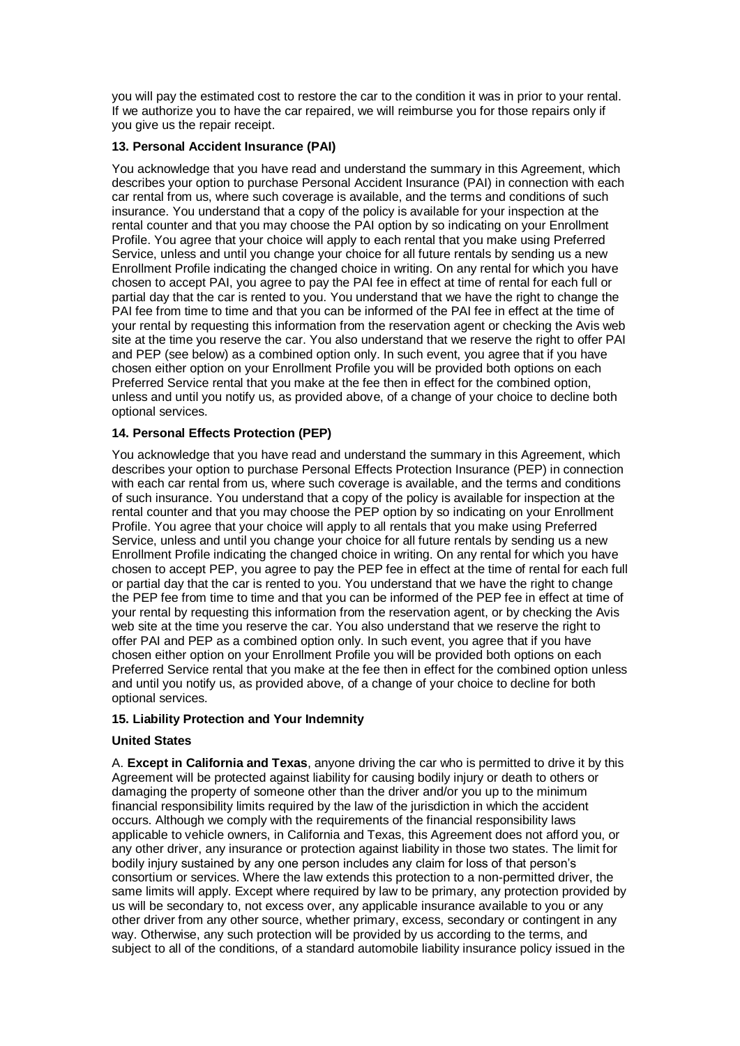you will pay the estimated cost to restore the car to the condition it was in prior to your rental. If we authorize you to have the car repaired, we will reimburse you for those repairs only if you give us the repair receipt.

### 13. Personal Accident Insurance (PAI)

You acknowledge that you have read and understand the summary in this Agreement, which describes your option to purchase Personal Accident Insurance (PAI) in connection with each car rental from us, where such coverage is available, and the terms and conditions of such insurance. You understand that a copy of the policy is available for your inspection at the rental counter and that you may choose the PAI option by so indicating on your Enrollment Profile. You agree that your choice will apply to each rental that you make using Preferred Service, unless and until you change your choice for all future rentals by sending us a new Enrollment Profile indicating the changed choice in writing. On any rental for which you have chosen to accept PAI, you agree to pay the PAI fee in effect at time of rental for each full or partial day that the car is rented to you. You understand that we have the right to change the PAI fee from time to time and that you can be informed of the PAI fee in effect at the time of your rental by requesting this information from the reservation agent or checking the Avis web site at the time you reserve the car. You also understand that we reserve the right to offer PAI and PEP (see below) as a combined option only. In such event, you agree that if you have chosen either option on your Enrollment Profile you will be provided both options on each Preferred Service rental that you make at the fee then in effect for the combined option, unless and until you notify us, as provided above, of a change of your choice to decline both optional services.

### 14. Personal Effects Protection (PEP)

You acknowledge that you have read and understand the summary in this Agreement, which describes your option to purchase Personal Effects Protection Insurance (PEP) in connection with each car rental from us, where such coverage is available, and the terms and conditions of such insurance. You understand that a copy of the policy is available for inspection at the rental counter and that you may choose the PEP option by so indicating on your Enrollment Profile. You agree that your choice will apply to all rentals that you make using Preferred Service, unless and until you change your choice for all future rentals by sending us a new Enrollment Profile indicating the changed choice in writing. On any rental for which you have chosen to accept PEP, you agree to pay the PEP fee in effect at the time of rental for each full or partial day that the car is rented to you. You understand that we have the right to change the PEP fee from time to time and that you can be informed of the PEP fee in effect at time of your rental by requesting this information from the reservation agent, or by checking the Avis web site at the time you reserve the car. You also understand that we reserve the right to offer PAI and PEP as a combined option only. In such event, you agree that if you have chosen either option on your Enrollment Profile you will be provided both options on each Preferred Service rental that you make at the fee then in effect for the combined option unless and until you notify us, as provided above, of a change of your choice to decline for both optional services.

### 15. Liability Protection and Your Indemnity

**United States**

A. **Except in California and Texas**, anyone driving the car who is permitted to drive it by this Agreement will be protected against liability for causing bodily injury or death to others or damaging the property of someone other than the driver and/or you up to the minimum financial responsibility limits required by the law of the jurisdiction in which the accident occurs. Although we comply with the requirements of the financial responsibility laws applicable to vehicle owners, in California and Texas, this Agreement does not afford you, or any other driver, any insurance or protection against liability in those two states. The limit for bodily injury sustained by any one person includes any claim for loss of that person's consortium or services. Where the law extends this protection to a non-permitted driver, the same limits will apply. Except where required by law to be primary, any protection provided by us will be secondary to, not excess over, any applicable insurance available to you or any other driver from any other source, whether primary, excess, secondary or contingent in any way. Otherwise, any such protection will be provided by us according to the terms, and subject to all of the conditions, of a standard automobile liability insurance policy issued in the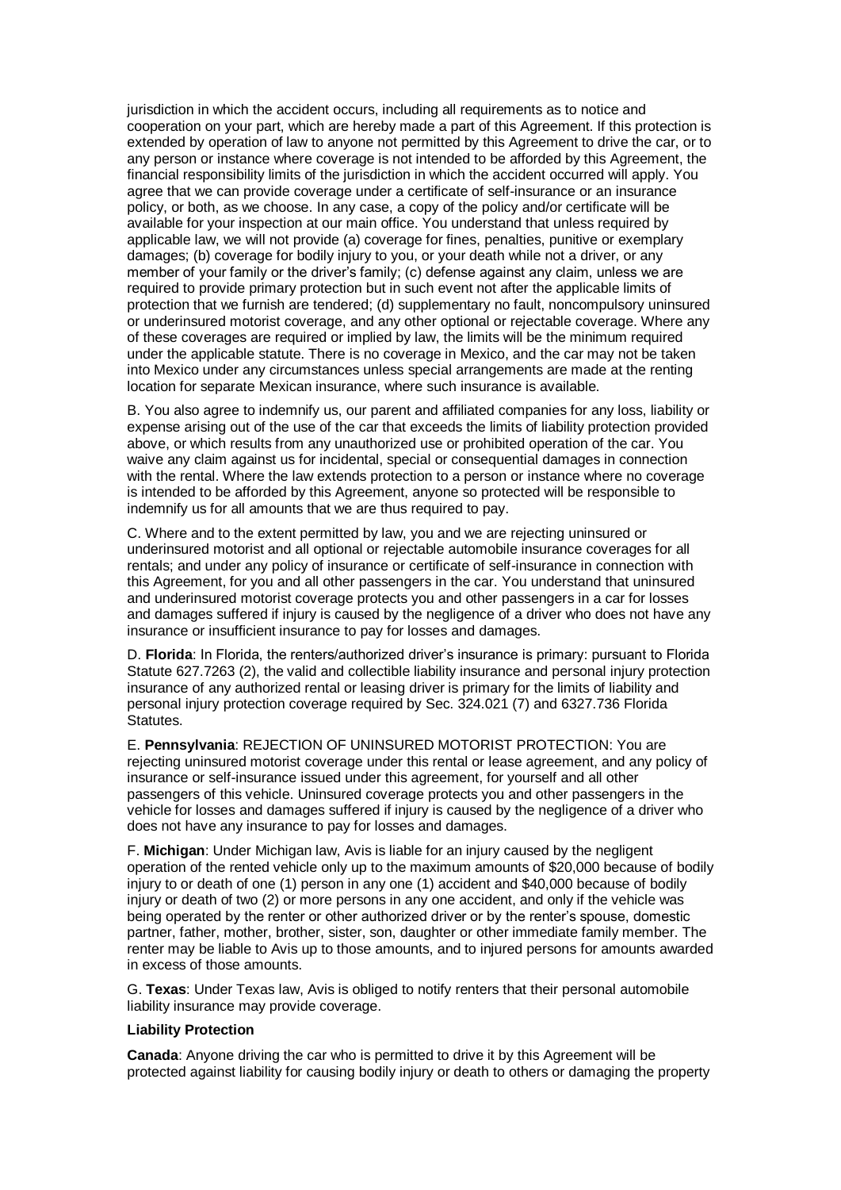jurisdiction in which the accident occurs, including all requirements as to notice and cooperation on your part, which are hereby made a part of this Agreement. If this protection is extended by operation of law to anyone not permitted by this Agreement to drive the car, or to any person or instance where coverage is not intended to be afforded by this Agreement, the financial responsibility limits of the jurisdiction in which the accident occurred will apply. You agree that we can provide coverage under a certificate of self-insurance or an insurance policy, or both, as we choose. In any case, a copy of the policy and/or certificate will be available for your inspection at our main office. You understand that unless required by applicable law, we will not provide (a) coverage for fines, penalties, punitive or exemplary damages; (b) coverage for bodily injury to you, or your death while not a driver, or any member of your family or the driver's family; (c) defense against any claim, unless we are required to provide primary protection but in such event not after the applicable limits of protection that we furnish are tendered; (d) supplementary no fault, noncompulsory uninsured or underinsured motorist coverage, and any other optional or rejectable coverage. Where any of these coverages are required or implied by law, the limits will be the minimum required under the applicable statute. There is no coverage in Mexico, and the car may not be taken into Mexico under any circumstances unless special arrangements are made at the renting location for separate Mexican insurance, where such insurance is available.

B. You also agree to indemnify us, our parent and affiliated companies for any loss, liability or expense arising out of the use of the car that exceeds the limits of liability protection provided above, or which results from any unauthorized use or prohibited operation of the car. You waive any claim against us for incidental, special or consequential damages in connection with the rental. Where the law extends protection to a person or instance where no coverage is intended to be afforded by this Agreement, anyone so protected will be responsible to indemnify us for all amounts that we are thus required to pay.

C. Where and to the extent permitted by law, you and we are rejecting uninsured or underinsured motorist and all optional or rejectable automobile insurance coverages for all rentals; and under any policy of insurance or certificate of self-insurance in connection with this Agreement, for you and all other passengers in the car. You understand that uninsured and underinsured motorist coverage protects you and other passengers in a car for losses and damages suffered if injury is caused by the negligence of a driver who does not have any insurance or insufficient insurance to pay for losses and damages.

D. **Florida**: In Florida, the renters/authorized driver's insurance is primary: pursuant to Florida Statute 627.7263 (2), the valid and collectible liability insurance and personal injury protection insurance of any authorized rental or leasing driver is primary for the limits of liability and personal injury protection coverage required by Sec. 324.021 (7) and 6327.736 Florida Statutes.

E. **Pennsylvania**: REJECTION OF UNINSURED MOTORIST PROTECTION: You are rejecting uninsured motorist coverage under this rental or lease agreement, and any policy of insurance or self-insurance issued under this agreement, for yourself and all other passengers of this vehicle. Uninsured coverage protects you and other passengers in the vehicle for losses and damages suffered if injury is caused by the negligence of a driver who does not have any insurance to pay for losses and damages.

F. **Michigan**: Under Michigan law, Avis is liable for an injury caused by the negligent operation of the rented vehicle only up to the maximum amounts of $20,000 because of bodily injury to or death of one (1) person in any one (1) accident and $40,000 because of bodily injury or death of two (2) or more persons in any one accident, and only if the vehicle was being operated by the renter or other authorized driver or by the renter's spouse, domestic partner, father, mother, brother, sister, son, daughter or other immediate family member. The renter may be liable to Avis up to those amounts, and to injured persons for amounts awarded in excess of those amounts.

G. **Texas**: Under Texas law, Avis is obliged to notify renters that their personal automobile liability insurance may provide coverage.

**Liability Protection**

**Canada**: Anyone driving the car who is permitted to drive it by this Agreement will be protected against liability for causing bodily injury or death to others or damaging the property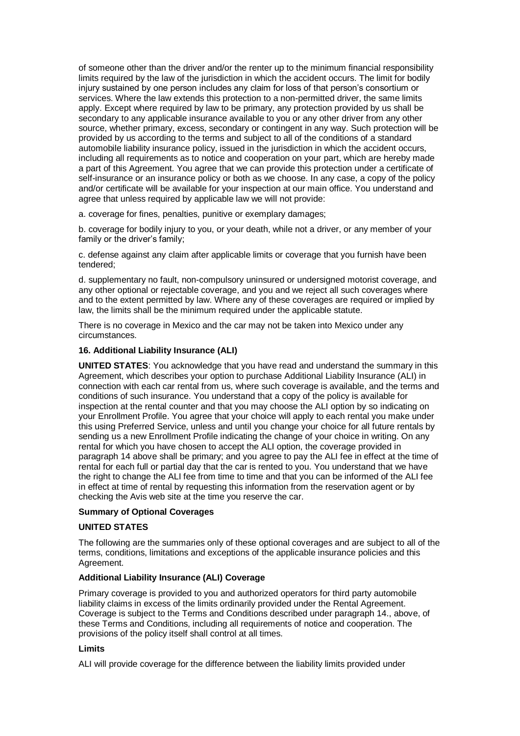of someone other than the driver and/or the renter up to the minimum financial responsibility limits required by the law of the jurisdiction in which the accident occurs. The limit for bodily injury sustained by one person includes any claim for loss of that person's consortium or services. Where the law extends this protection to a non-permitted driver, the same limits apply. Except where required by law to be primary, any protection provided by us shall be secondary to any applicable insurance available to you or any other driver from any other source, whether primary, excess, secondary or contingent in any way. Such protection will be provided by us according to the terms and subject to all of the conditions of a standard automobile liability insurance policy, issued in the jurisdiction in which the accident occurs, including all requirements as to notice and cooperation on your part, which are hereby made a part of this Agreement. You agree that we can provide this protection under a certificate of self-insurance or an insurance policy or both as we choose. In any case, a copy of the policy and/or certificate will be available for your inspection at our main office. You understand and agree that unless required by applicable law we will not provide:

a. coverage for fines, penalties, punitive or exemplary damages;

b. coverage for bodily injury to you, or your death, while not a driver, or any member of your family or the driver's family;

c. defense against any claim after applicable limits or coverage that you furnish have been tendered;

d. supplementary no fault, non-compulsory uninsured or undersigned motorist coverage, and any other optional or rejectable coverage, and you and we reject all such coverages where and to the extent permitted by law. Where any of these coverages are required or implied by law, the limits shall be the minimum required under the applicable statute.

There is no coverage in Mexico and the car may not be taken into Mexico under any circumstances.

**16. Additional Liability Insurance (ALI)**

**UNITED STATES**: You acknowledge that you have read and understand the summary in this Agreement, which describes your option to purchase Additional Liability Insurance (ALI) in connection with each car rental from us, where such coverage is available, and the terms and conditions of such insurance. You understand that a copy of the policy is available for inspection at the rental counter and that you may choose the ALI option by so indicating on your Enrollment Profile. You agree that your choice will apply to each rental you make under this using Preferred Service, unless and until you change your choice for all future rentals by sending us a new Enrollment Profile indicating the change of your choice in writing. On any rental for which you have chosen to accept the ALI option, the coverage provided in paragraph 14 above shall be primary; and you agree to pay the ALI fee in effect at the time of rental for each full or partial day that the car is rented to you. You understand that we have the right to change the ALI fee from time to time and that you can be informed of the ALI fee in effect at time of rental by requesting this information from the reservation agent or by checking the Avis web site at the time you reserve the car.

**Summary of Optional Coverages**

**UNITED STATES**

The following are the summaries only of these optional coverages and are subject to all of the terms, conditions, limitations and exceptions of the applicable insurance policies and this Agreement.

**Additional Liability Insurance (ALI) Coverage**

Primary coverage is provided to you and authorized operators for third party automobile liability claims in excess of the limits ordinarily provided under the Rental Agreement. Coverage is subject to the Terms and Conditions described under paragraph 14., above, of these Terms and Conditions, including all requirements of notice and cooperation. The provisions of the policy itself shall control at all times.

**Limits**

ALI will provide coverage for the difference between the liability limits provided under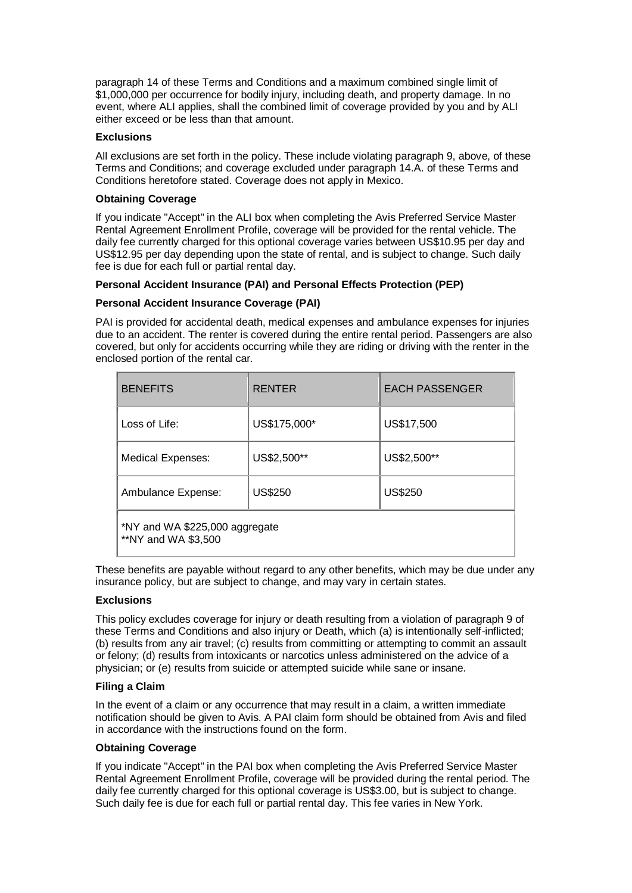paragraph 14 of these Terms and Conditions and a maximum combined single limit of $1,000,000 per occurrence for bodily injury, including death, and property damage. In no event, where ALI applies, shall the combined limit of coverage provided by you and by ALI either exceed or be less than that amount.

**Exclusions**

All exclusions are set forth in the policy. These include violating paragraph 9, above, of these Terms and Conditions; and coverage excluded under paragraph 14.A. of these Terms and Conditions heretofore stated. Coverage does not apply in Mexico.

**Obtaining Coverage**

If you indicate "Accept" in the ALI box when completing the Avis Preferred Service Master Rental Agreement Enrollment Profile, coverage will be provided for the rental vehicle. The daily fee currently charged for this optional coverage varies between US$10.95 per day and US$12.95 per day depending upon the state of rental, and is subject to change. Such daily fee is due for each full or partial rental day.

**Personal Accident Insurance (PAI) and Personal Effects Protection (PEP)**

**Personal Accident Insurance Coverage (PAI)**

PAI is provided for accidental death, medical expenses and ambulance expenses for injuries due to an accident. The renter is covered during the entire rental period. Passengers are also covered, but only for accidents occurring while they are riding or driving with the renter in the enclosed portion of the rental car.

| BENEFITS | RENTER | EACH PASSENGER |
|---|---|---|
| Loss of Life: | US$175,000* | US$17,500 |
| Medical Expenses: | US$2,500** | US$2,500** |
| Ambulance Expense: | US$250 | US$250 |
| *NY and WA $225,000 aggregate<br>**NY and WA $3,500 | | |

These benefits are payable without regard to any other benefits, which may be due under any insurance policy, but are subject to change, and may vary in certain states.

**Exclusions**

This policy excludes coverage for injury or death resulting from a violation of paragraph 9 of these Terms and Conditions and also injury or Death, which (a) is intentionally self-inflicted; (b) results from any air travel; (c) results from committing or attempting to commit an assault or felony; (d) results from intoxicants or narcotics unless administered on the advice of a physician; or (e) results from suicide or attempted suicide while sane or insane.

**Filing a Claim**

In the event of a claim or any occurrence that may result in a claim, a written immediate notification should be given to Avis. A PAI claim form should be obtained from Avis and filed in accordance with the instructions found on the form.

**Obtaining Coverage**

If you indicate "Accept" in the PAI box when completing the Avis Preferred Service Master Rental Agreement Enrollment Profile, coverage will be provided during the rental period. The daily fee currently charged for this optional coverage is US$3.00, but is subject to change. Such daily fee is due for each full or partial rental day. This fee varies in New York.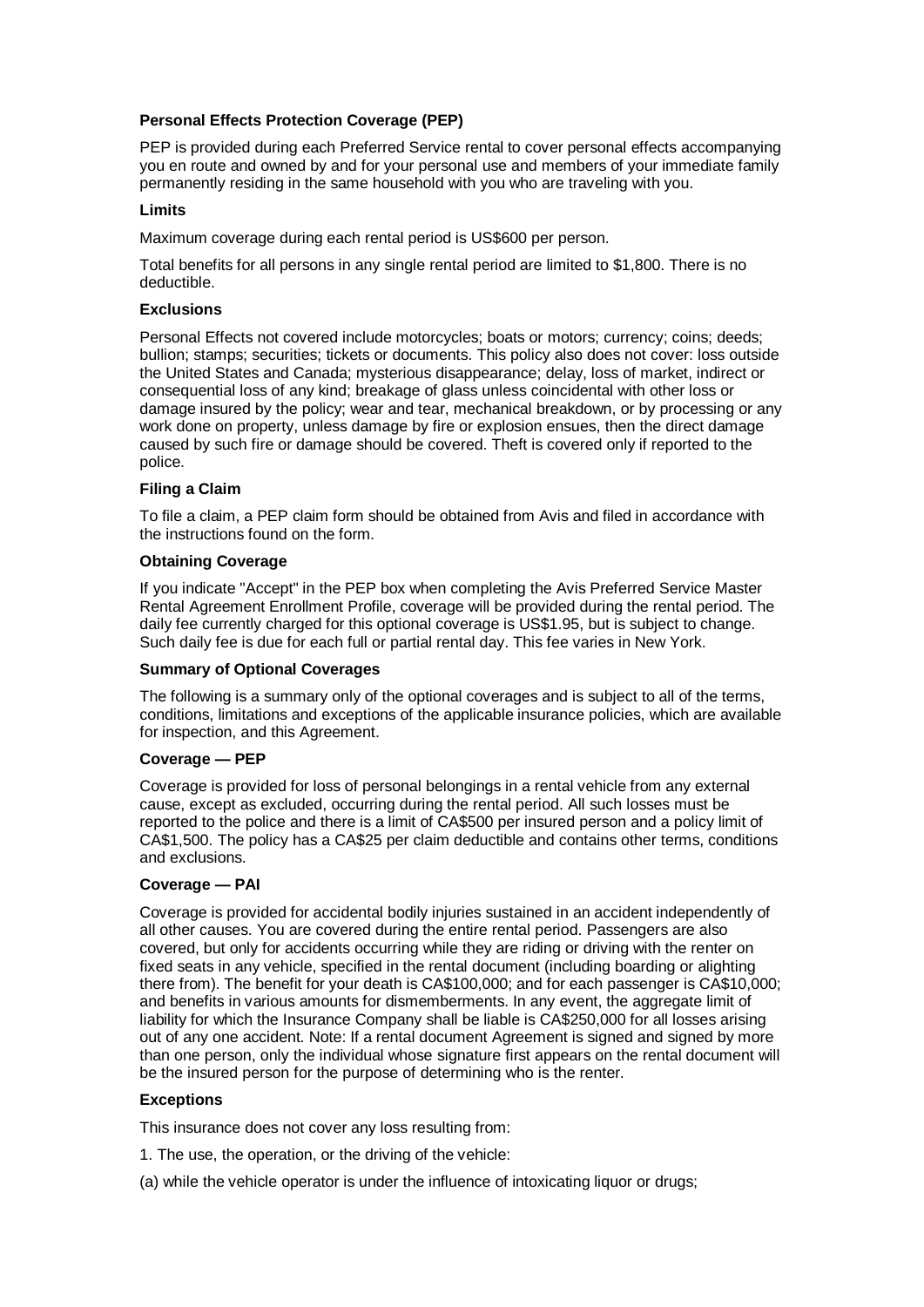### Personal Effects Protection Coverage (PEP)

PEP is provided during each Preferred Service rental to cover personal effects accompanying you en route and owned by and for your personal use and members of your immediate family permanently residing in the same household with you who are traveling with you.

### Limits

Maximum coverage during each rental period is US$600 per person.

Total benefits for all persons in any single rental period are limited to $1,800. There is no deductible.

### Exclusions

Personal Effects not covered include motorcycles; boats or motors; currency; coins; deeds; bullion; stamps; securities; tickets or documents. This policy also does not cover: loss outside the United States and Canada; mysterious disappearance; delay, loss of market, indirect or consequential loss of any kind; breakage of glass unless coincidental with other loss or damage insured by the policy; wear and tear, mechanical breakdown, or by processing or any work done on property, unless damage by fire or explosion ensues, then the direct damage caused by such fire or damage should be covered. Theft is covered only if reported to the police.

### Filing a Claim

To file a claim, a PEP claim form should be obtained from Avis and filed in accordance with the instructions found on the form.

### Obtaining Coverage

If you indicate "Accept" in the PEP box when completing the Avis Preferred Service Master Rental Agreement Enrollment Profile, coverage will be provided during the rental period. The daily fee currently charged for this optional coverage is US$1.95, but is subject to change. Such daily fee is due for each full or partial rental day. This fee varies in New York.

### Summary of Optional Coverages

The following is a summary only of the optional coverages and is subject to all of the terms, conditions, limitations and exceptions of the applicable insurance policies, which are available for inspection, and this Agreement.

### Coverage — PEP

Coverage is provided for loss of personal belongings in a rental vehicle from any external cause, except as excluded, occurring during the rental period. All such losses must be reported to the police and there is a limit of CA$500 per insured person and a policy limit of CA$1,500. The policy has a CA$25 per claim deductible and contains other terms, conditions and exclusions.

### Coverage — PAI

Coverage is provided for accidental bodily injuries sustained in an accident independently of all other causes. You are covered during the entire rental period. Passengers are also covered, but only for accidents occurring while they are riding or driving with the renter on fixed seats in any vehicle, specified in the rental document (including boarding or alighting there from). The benefit for your death is CA$100,000; and for each passenger is CA$10,000; and benefits in various amounts for dismemberments. In any event, the aggregate limit of liability for which the Insurance Company shall be liable is CA$250,000 for all losses arising out of any one accident. Note: If a rental document Agreement is signed and signed by more than one person, only the individual whose signature first appears on the rental document will be the insured person for the purpose of determining who is the renter.

### Exceptions

This insurance does not cover any loss resulting from:

1. The use, the operation, or the driving of the vehicle:

(a) while the vehicle operator is under the influence of intoxicating liquor or drugs;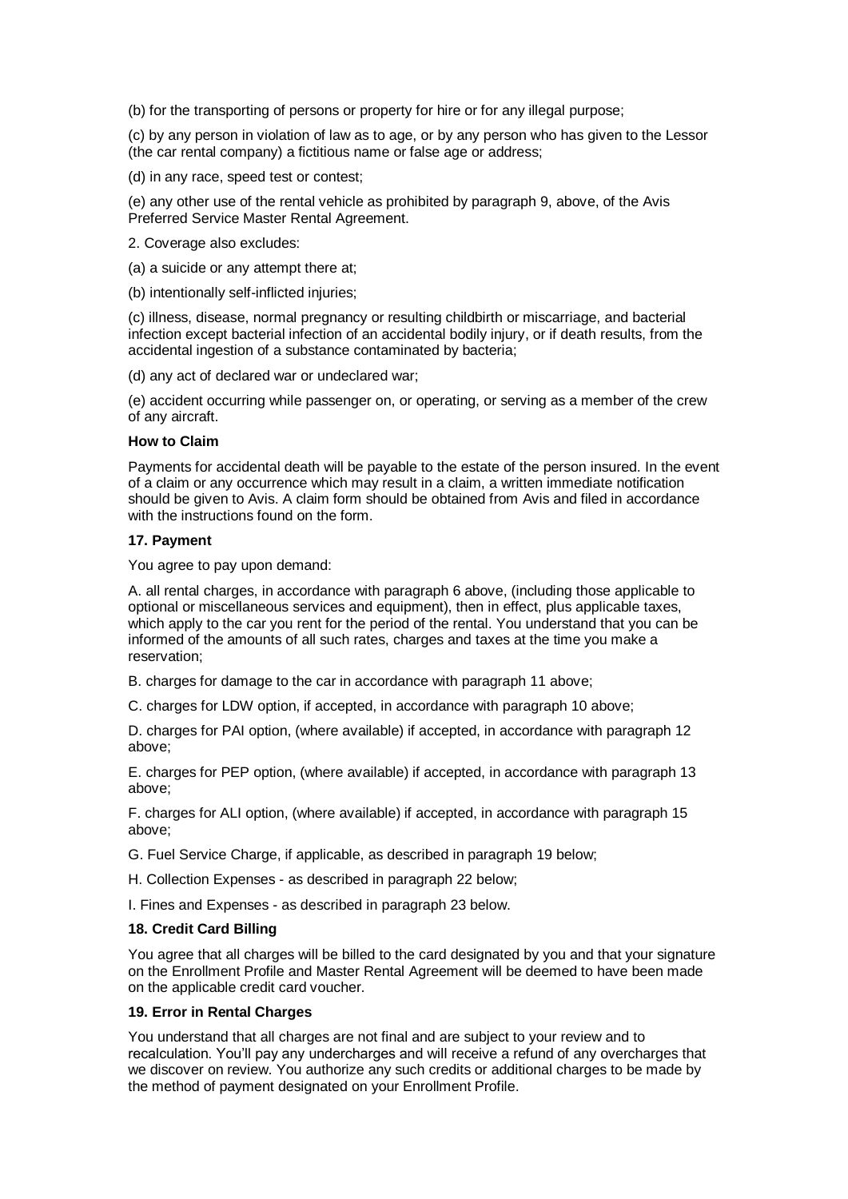(b) for the transporting of persons or property for hire or for any illegal purpose;

(c) by any person in violation of law as to age, or by any person who has given to the Lessor (the car rental company) a fictitious name or false age or address;

(d) in any race, speed test or contest;

(e) any other use of the rental vehicle as prohibited by paragraph 9, above, of the Avis Preferred Service Master Rental Agreement.

2. Coverage also excludes:

(a) a suicide or any attempt there at;

(b) intentionally self-inflicted injuries;

(c) illness, disease, normal pregnancy or resulting childbirth or miscarriage, and bacterial infection except bacterial infection of an accidental bodily injury, or if death results, from the accidental ingestion of a substance contaminated by bacteria;

(d) any act of declared war or undeclared war;

(e) accident occurring while passenger on, or operating, or serving as a member of the crew of any aircraft.

**How to Claim**

Payments for accidental death will be payable to the estate of the person insured. In the event of a claim or any occurrence which may result in a claim, a written immediate notification should be given to Avis. A claim form should be obtained from Avis and filed in accordance with the instructions found on the form.

**17. Payment**

You agree to pay upon demand:

A. all rental charges, in accordance with paragraph 6 above, (including those applicable to optional or miscellaneous services and equipment), then in effect, plus applicable taxes, which apply to the car you rent for the period of the rental. You understand that you can be informed of the amounts of all such rates, charges and taxes at the time you make a reservation;

B. charges for damage to the car in accordance with paragraph 11 above;

C. charges for LDW option, if accepted, in accordance with paragraph 10 above;

D. charges for PAI option, (where available) if accepted, in accordance with paragraph 12 above;

E. charges for PEP option, (where available) if accepted, in accordance with paragraph 13 above;

F. charges for ALI option, (where available) if accepted, in accordance with paragraph 15 above;

G. Fuel Service Charge, if applicable, as described in paragraph 19 below;

H. Collection Expenses - as described in paragraph 22 below;

I. Fines and Expenses - as described in paragraph 23 below.

**18. Credit Card Billing**

You agree that all charges will be billed to the card designated by you and that your signature on the Enrollment Profile and Master Rental Agreement will be deemed to have been made on the applicable credit card voucher.

**19. Error in Rental Charges**

You understand that all charges are not final and are subject to your review and to recalculation. You'll pay any undercharges and will receive a refund of any overcharges that we discover on review. You authorize any such credits or additional charges to be made by the method of payment designated on your Enrollment Profile.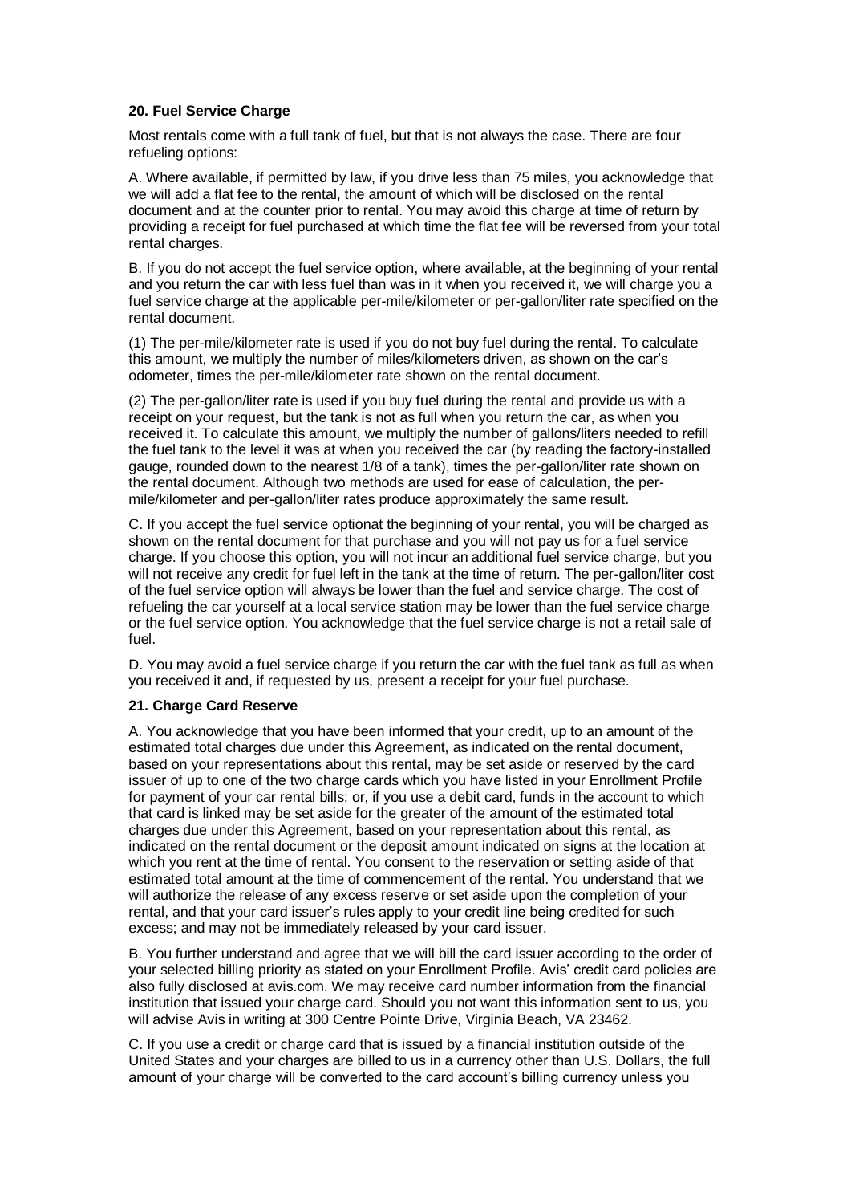**20. Fuel Service Charge**

Most rentals come with a full tank of fuel, but that is not always the case. There are four refueling options:

A. Where available, if permitted by law, if you drive less than 75 miles, you acknowledge that we will add a flat fee to the rental, the amount of which will be disclosed on the rental document and at the counter prior to rental. You may avoid this charge at time of return by providing a receipt for fuel purchased at which time the flat fee will be reversed from your total rental charges.

B. If you do not accept the fuel service option, where available, at the beginning of your rental and you return the car with less fuel than was in it when you received it, we will charge you a fuel service charge at the applicable per-mile/kilometer or per-gallon/liter rate specified on the rental document.

(1) The per-mile/kilometer rate is used if you do not buy fuel during the rental. To calculate this amount, we multiply the number of miles/kilometers driven, as shown on the car's odometer, times the per-mile/kilometer rate shown on the rental document.

(2) The per-gallon/liter rate is used if you buy fuel during the rental and provide us with a receipt on your request, but the tank is not as full when you return the car, as when you received it. To calculate this amount, we multiply the number of gallons/liters needed to refill the fuel tank to the level it was at when you received the car (by reading the factory-installed gauge, rounded down to the nearest 1/8 of a tank), times the per-gallon/liter rate shown on the rental document. Although two methods are used for ease of calculation, the per-mile/kilometer and per-gallon/liter rates produce approximately the same result.

C. If you accept the fuel service optionat the beginning of your rental, you will be charged as shown on the rental document for that purchase and you will not pay us for a fuel service charge. If you choose this option, you will not incur an additional fuel service charge, but you will not receive any credit for fuel left in the tank at the time of return. The per-gallon/liter cost of the fuel service option will always be lower than the fuel and service charge. The cost of refueling the car yourself at a local service station may be lower than the fuel service charge or the fuel service option. You acknowledge that the fuel service charge is not a retail sale of fuel.

D. You may avoid a fuel service charge if you return the car with the fuel tank as full as when you received it and, if requested by us, present a receipt for your fuel purchase.

**21. Charge Card Reserve**

A. You acknowledge that you have been informed that your credit, up to an amount of the estimated total charges due under this Agreement, as indicated on the rental document, based on your representations about this rental, may be set aside or reserved by the card issuer of up to one of the two charge cards which you have listed in your Enrollment Profile for payment of your car rental bills; or, if you use a debit card, funds in the account to which that card is linked may be set aside for the greater of the amount of the estimated total charges due under this Agreement, based on your representation about this rental, as indicated on the rental document or the deposit amount indicated on signs at the location at which you rent at the time of rental. You consent to the reservation or setting aside of that estimated total amount at the time of commencement of the rental. You understand that we will authorize the release of any excess reserve or set aside upon the completion of your rental, and that your card issuer's rules apply to your credit line being credited for such excess; and may not be immediately released by your card issuer.

B. You further understand and agree that we will bill the card issuer according to the order of your selected billing priority as stated on your Enrollment Profile. Avis' credit card policies are also fully disclosed at avis.com. We may receive card number information from the financial institution that issued your charge card. Should you not want this information sent to us, you will advise Avis in writing at 300 Centre Pointe Drive, Virginia Beach, VA 23462.

C. If you use a credit or charge card that is issued by a financial institution outside of the United States and your charges are billed to us in a currency other than U.S. Dollars, the full amount of your charge will be converted to the card account's billing currency unless you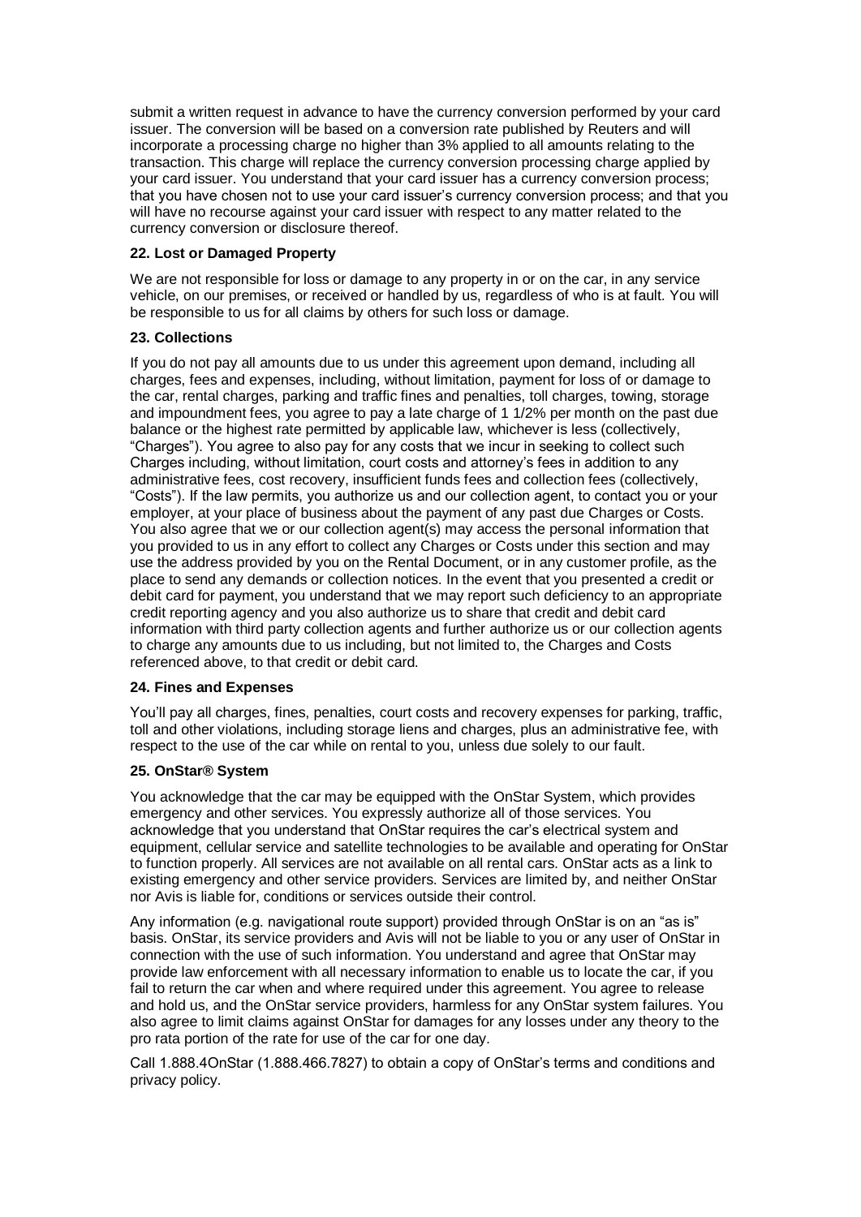submit a written request in advance to have the currency conversion performed by your card issuer. The conversion will be based on a conversion rate published by Reuters and will incorporate a processing charge no higher than 3% applied to all amounts relating to the transaction. This charge will replace the currency conversion processing charge applied by your card issuer. You understand that your card issuer has a currency conversion process; that you have chosen not to use your card issuer's currency conversion process; and that you will have no recourse against your card issuer with respect to any matter related to the currency conversion or disclosure thereof.

**22. Lost or Damaged Property**

We are not responsible for loss or damage to any property in or on the car, in any service vehicle, on our premises, or received or handled by us, regardless of who is at fault. You will be responsible to us for all claims by others for such loss or damage.

**23. Collections**

If you do not pay all amounts due to us under this agreement upon demand, including all charges, fees and expenses, including, without limitation, payment for loss of or damage to the car, rental charges, parking and traffic fines and penalties, toll charges, towing, storage and impoundment fees, you agree to pay a late charge of 1 1/2% per month on the past due balance or the highest rate permitted by applicable law, whichever is less (collectively, "Charges"). You agree to also pay for any costs that we incur in seeking to collect such Charges including, without limitation, court costs and attorney's fees in addition to any administrative fees, cost recovery, insufficient funds fees and collection fees (collectively, "Costs"). If the law permits, you authorize us and our collection agent, to contact you or your employer, at your place of business about the payment of any past due Charges or Costs. You also agree that we or our collection agent(s) may access the personal information that you provided to us in any effort to collect any Charges or Costs under this section and may use the address provided by you on the Rental Document, or in any customer profile, as the place to send any demands or collection notices. In the event that you presented a credit or debit card for payment, you understand that we may report such deficiency to an appropriate credit reporting agency and you also authorize us to share that credit and debit card information with third party collection agents and further authorize us or our collection agents to charge any amounts due to us including, but not limited to, the Charges and Costs referenced above, to that credit or debit card.

**24. Fines and Expenses**

You'll pay all charges, fines, penalties, court costs and recovery expenses for parking, traffic, toll and other violations, including storage liens and charges, plus an administrative fee, with respect to the use of the car while on rental to you, unless due solely to our fault.

**25. OnStar® System**

You acknowledge that the car may be equipped with the OnStar System, which provides emergency and other services. You expressly authorize all of those services. You acknowledge that you understand that OnStar requires the car's electrical system and equipment, cellular service and satellite technologies to be available and operating for OnStar to function properly. All services are not available on all rental cars. OnStar acts as a link to existing emergency and other service providers. Services are limited by, and neither OnStar nor Avis is liable for, conditions or services outside their control.

Any information (e.g. navigational route support) provided through OnStar is on an "as is" basis. OnStar, its service providers and Avis will not be liable to you or any user of OnStar in connection with the use of such information. You understand and agree that OnStar may provide law enforcement with all necessary information to enable us to locate the car, if you fail to return the car when and where required under this agreement. You agree to release and hold us, and the OnStar service providers, harmless for any OnStar system failures. You also agree to limit claims against OnStar for damages for any losses under any theory to the pro rata portion of the rate for use of the car for one day.

Call 1.888.4OnStar (1.888.466.7827) to obtain a copy of OnStar's terms and conditions and privacy policy.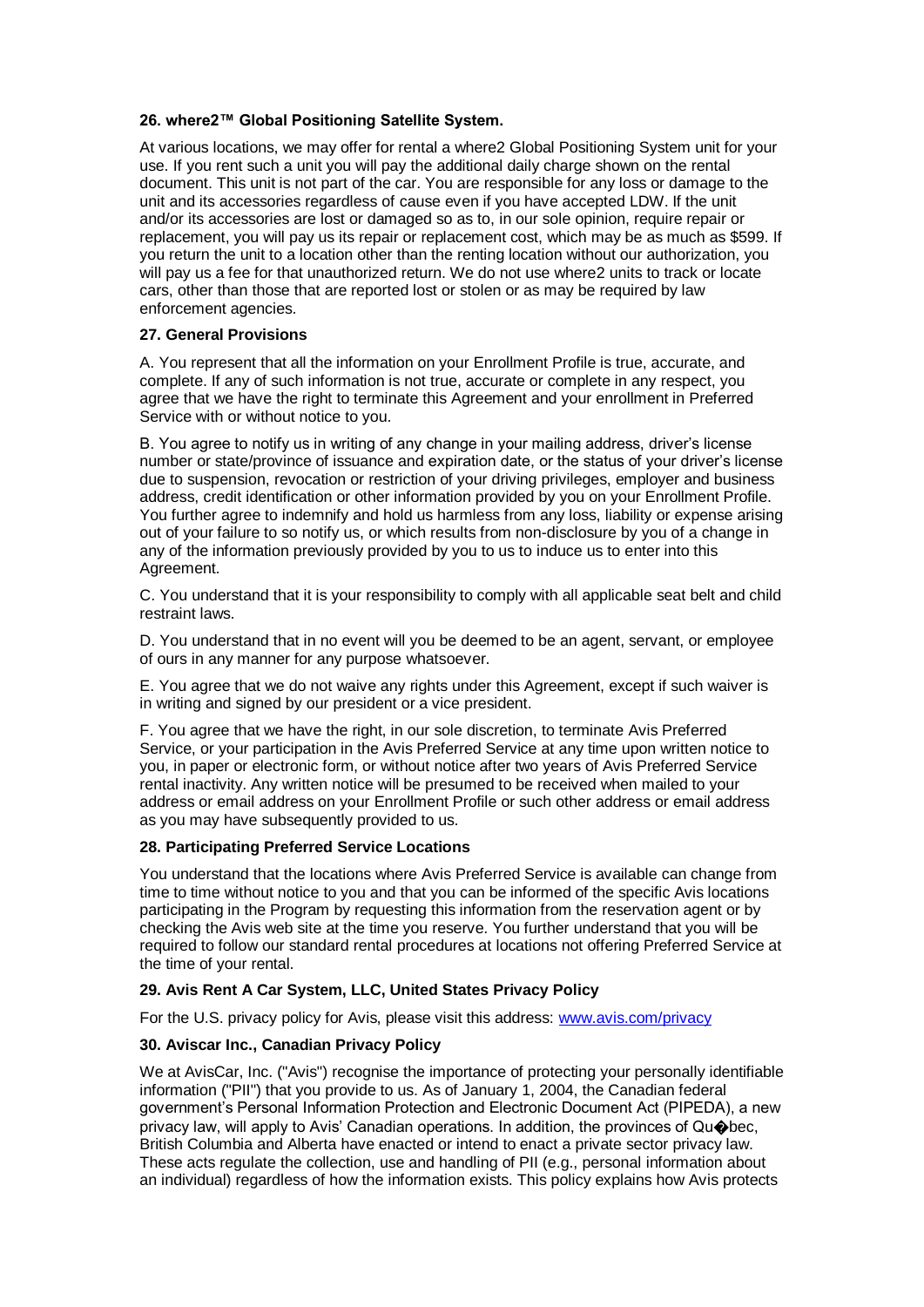**26. where2™ Global Positioning Satellite System.**

At various locations, we may offer for rental a where2 Global Positioning System unit for your use. If you rent such a unit you will pay the additional daily charge shown on the rental document. This unit is not part of the car. You are responsible for any loss or damage to the unit and its accessories regardless of cause even if you have accepted LDW. If the unit and/or its accessories are lost or damaged so as to, in our sole opinion, require repair or replacement, you will pay us its repair or replacement cost, which may be as much as $599. If you return the unit to a location other than the renting location without our authorization, you will pay us a fee for that unauthorized return. We do not use where2 units to track or locate cars, other than those that are reported lost or stolen or as may be required by law enforcement agencies.

**27. General Provisions**

A. You represent that all the information on your Enrollment Profile is true, accurate, and complete. If any of such information is not true, accurate or complete in any respect, you agree that we have the right to terminate this Agreement and your enrollment in Preferred Service with or without notice to you.

B. You agree to notify us in writing of any change in your mailing address, driver's license number or state/province of issuance and expiration date, or the status of your driver's license due to suspension, revocation or restriction of your driving privileges, employer and business address, credit identification or other information provided by you on your Enrollment Profile. You further agree to indemnify and hold us harmless from any loss, liability or expense arising out of your failure to so notify us, or which results from non-disclosure by you of a change in any of the information previously provided by you to us to induce us to enter into this Agreement.

C. You understand that it is your responsibility to comply with all applicable seat belt and child restraint laws.

D. You understand that in no event will you be deemed to be an agent, servant, or employee of ours in any manner for any purpose whatsoever.

E. You agree that we do not waive any rights under this Agreement, except if such waiver is in writing and signed by our president or a vice president.

F. You agree that we have the right, in our sole discretion, to terminate Avis Preferred Service, or your participation in the Avis Preferred Service at any time upon written notice to you, in paper or electronic form, or without notice after two years of Avis Preferred Service rental inactivity. Any written notice will be presumed to be received when mailed to your address or email address on your Enrollment Profile or such other address or email address as you may have subsequently provided to us.

**28. Participating Preferred Service Locations**

You understand that the locations where Avis Preferred Service is available can change from time to time without notice to you and that you can be informed of the specific Avis locations participating in the Program by requesting this information from the reservation agent or by checking the Avis web site at the time you reserve. You further understand that you will be required to follow our standard rental procedures at locations not offering Preferred Service at the time of your rental.

**29. Avis Rent A Car System, LLC, United States Privacy Policy**

For the U.S. privacy policy for Avis, please visit this address: www.avis.com/privacy

**30. Aviscar Inc., Canadian Privacy Policy**

We at AvisCar, Inc. ("Avis") recognise the importance of protecting your personally identifiable information ("PII") that you provide to us. As of January 1, 2004, the Canadian federal government's Personal Information Protection and Electronic Document Act (PIPEDA), a new privacy law, will apply to Avis' Canadian operations. In addition, the provinces of Qu�bec, British Columbia and Alberta have enacted or intend to enact a private sector privacy law. These acts regulate the collection, use and handling of PII (e.g., personal information about an individual) regardless of how the information exists. This policy explains how Avis protects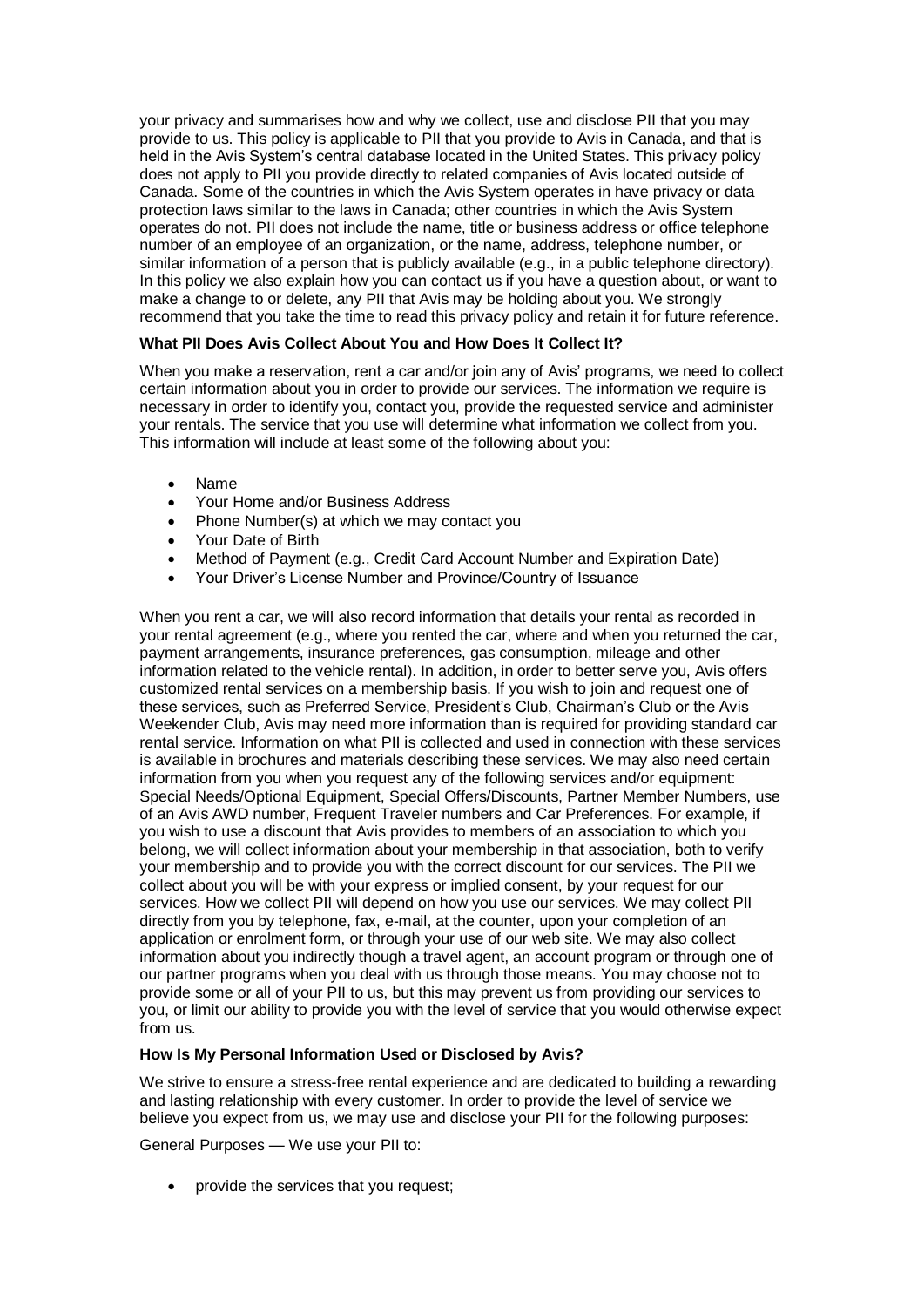your privacy and summarises how and why we collect, use and disclose PII that you may provide to us. This policy is applicable to PII that you provide to Avis in Canada, and that is held in the Avis System's central database located in the United States. This privacy policy does not apply to PII you provide directly to related companies of Avis located outside of Canada. Some of the countries in which the Avis System operates in have privacy or data protection laws similar to the laws in Canada; other countries in which the Avis System operates do not. PII does not include the name, title or business address or office telephone number of an employee of an organization, or the name, address, telephone number, or similar information of a person that is publicly available (e.g., in a public telephone directory). In this policy we also explain how you can contact us if you have a question about, or want to make a change to or delete, any PII that Avis may be holding about you. We strongly recommend that you take the time to read this privacy policy and retain it for future reference.

**What PII Does Avis Collect About You and How Does It Collect It?**

When you make a reservation, rent a car and/or join any of Avis' programs, we need to collect certain information about you in order to provide our services. The information we require is necessary in order to identify you, contact you, provide the requested service and administer your rentals. The service that you use will determine what information we collect from you. This information will include at least some of the following about you:

- Name
- Your Home and/or Business Address
- Phone Number(s) at which we may contact you
- Your Date of Birth
- Method of Payment (e.g., Credit Card Account Number and Expiration Date)
- Your Driver's License Number and Province/Country of Issuance

When you rent a car, we will also record information that details your rental as recorded in your rental agreement (e.g., where you rented the car, where and when you returned the car, payment arrangements, insurance preferences, gas consumption, mileage and other information related to the vehicle rental). In addition, in order to better serve you, Avis offers customized rental services on a membership basis. If you wish to join and request one of these services, such as Preferred Service, President's Club, Chairman's Club or the Avis Weekender Club, Avis may need more information than is required for providing standard car rental service. Information on what PII is collected and used in connection with these services is available in brochures and materials describing these services. We may also need certain information from you when you request any of the following services and/or equipment: Special Needs/Optional Equipment, Special Offers/Discounts, Partner Member Numbers, use of an Avis AWD number, Frequent Traveler numbers and Car Preferences. For example, if you wish to use a discount that Avis provides to members of an association to which you belong, we will collect information about your membership in that association, both to verify your membership and to provide you with the correct discount for our services. The PII we collect about you will be with your express or implied consent, by your request for our services. How we collect PII will depend on how you use our services. We may collect PII directly from you by telephone, fax, e-mail, at the counter, upon your completion of an application or enrolment form, or through your use of our web site. We may also collect information about you indirectly though a travel agent, an account program or through one of our partner programs when you deal with us through those means. You may choose not to provide some or all of your PII to us, but this may prevent us from providing our services to you, or limit our ability to provide you with the level of service that you would otherwise expect from us.

**How Is My Personal Information Used or Disclosed by Avis?**

We strive to ensure a stress-free rental experience and are dedicated to building a rewarding and lasting relationship with every customer. In order to provide the level of service we believe you expect from us, we may use and disclose your PII for the following purposes:

General Purposes — We use your PII to:

- provide the services that you request;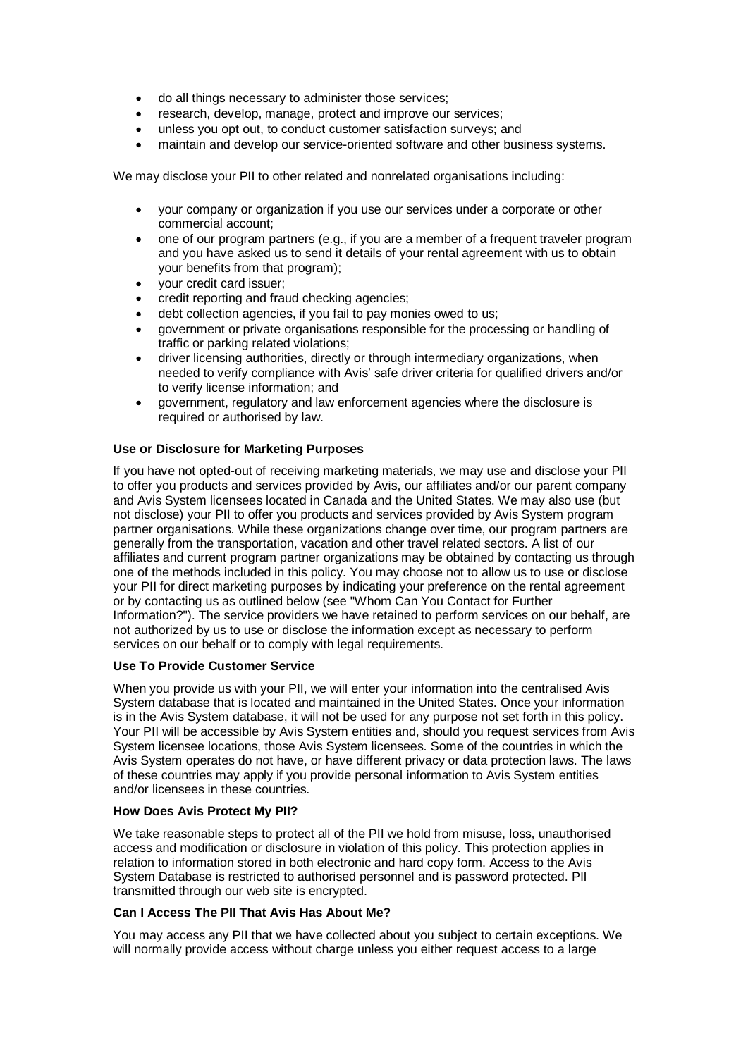- do all things necessary to administer those services;
- research, develop, manage, protect and improve our services;
- unless you opt out, to conduct customer satisfaction surveys; and
- maintain and develop our service-oriented software and other business systems.

We may disclose your PII to other related and nonrelated organisations including:

- your company or organization if you use our services under a corporate or other commercial account;
- one of our program partners (e.g., if you are a member of a frequent traveler program and you have asked us to send it details of your rental agreement with us to obtain your benefits from that program);
- your credit card issuer;
- credit reporting and fraud checking agencies;
- debt collection agencies, if you fail to pay monies owed to us;
- government or private organisations responsible for the processing or handling of traffic or parking related violations;
- driver licensing authorities, directly or through intermediary organizations, when needed to verify compliance with Avis' safe driver criteria for qualified drivers and/or to verify license information; and
- government, regulatory and law enforcement agencies where the disclosure is required or authorised by law.

**Use or Disclosure for Marketing Purposes**

If you have not opted-out of receiving marketing materials, we may use and disclose your PII to offer you products and services provided by Avis, our affiliates and/or our parent company and Avis System licensees located in Canada and the United States. We may also use (but not disclose) your PII to offer you products and services provided by Avis System program partner organisations. While these organizations change over time, our program partners are generally from the transportation, vacation and other travel related sectors. A list of our affiliates and current program partner organizations may be obtained by contacting us through one of the methods included in this policy. You may choose not to allow us to use or disclose your PII for direct marketing purposes by indicating your preference on the rental agreement or by contacting us as outlined below (see "Whom Can You Contact for Further Information?"). The service providers we have retained to perform services on our behalf, are not authorized by us to use or disclose the information except as necessary to perform services on our behalf or to comply with legal requirements.

**Use To Provide Customer Service**

When you provide us with your PII, we will enter your information into the centralised Avis System database that is located and maintained in the United States. Once your information is in the Avis System database, it will not be used for any purpose not set forth in this policy. Your PII will be accessible by Avis System entities and, should you request services from Avis System licensee locations, those Avis System licensees. Some of the countries in which the Avis System operates do not have, or have different privacy or data protection laws. The laws of these countries may apply if you provide personal information to Avis System entities and/or licensees in these countries.

**How Does Avis Protect My PII?**

We take reasonable steps to protect all of the PII we hold from misuse, loss, unauthorised access and modification or disclosure in violation of this policy. This protection applies in relation to information stored in both electronic and hard copy form. Access to the Avis System Database is restricted to authorised personnel and is password protected. PII transmitted through our web site is encrypted.

**Can I Access The PII That Avis Has About Me?**

You may access any PII that we have collected about you subject to certain exceptions. We will normally provide access without charge unless you either request access to a large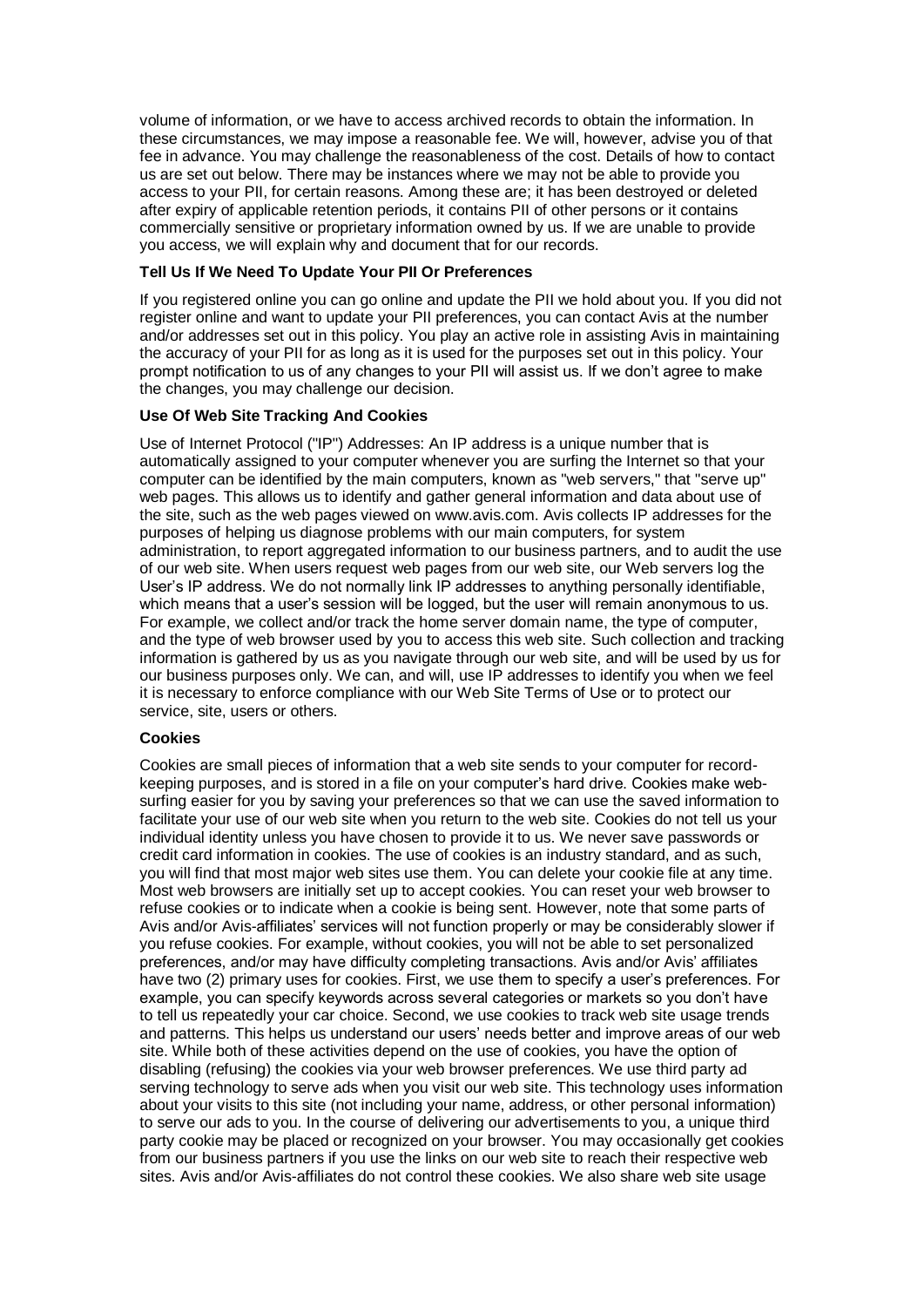volume of information, or we have to access archived records to obtain the information. In these circumstances, we may impose a reasonable fee. We will, however, advise you of that fee in advance. You may challenge the reasonableness of the cost. Details of how to contact us are set out below. There may be instances where we may not be able to provide you access to your PII, for certain reasons. Among these are; it has been destroyed or deleted after expiry of applicable retention periods, it contains PII of other persons or it contains commercially sensitive or proprietary information owned by us. If we are unable to provide you access, we will explain why and document that for our records.

**Tell Us If We Need To Update Your PII Or Preferences**

If you registered online you can go online and update the PII we hold about you. If you did not register online and want to update your PII preferences, you can contact Avis at the number and/or addresses set out in this policy. You play an active role in assisting Avis in maintaining the accuracy of your PII for as long as it is used for the purposes set out in this policy. Your prompt notification to us of any changes to your PII will assist us. If we don't agree to make the changes, you may challenge our decision.

**Use Of Web Site Tracking And Cookies**

Use of Internet Protocol ("IP") Addresses: An IP address is a unique number that is automatically assigned to your computer whenever you are surfing the Internet so that your computer can be identified by the main computers, known as "web servers," that "serve up" web pages. This allows us to identify and gather general information and data about use of the site, such as the web pages viewed on www.avis.com. Avis collects IP addresses for the purposes of helping us diagnose problems with our main computers, for system administration, to report aggregated information to our business partners, and to audit the use of our web site. When users request web pages from our web site, our Web servers log the User's IP address. We do not normally link IP addresses to anything personally identifiable, which means that a user's session will be logged, but the user will remain anonymous to us. For example, we collect and/or track the home server domain name, the type of computer, and the type of web browser used by you to access this web site. Such collection and tracking information is gathered by us as you navigate through our web site, and will be used by us for our business purposes only. We can, and will, use IP addresses to identify you when we feel it is necessary to enforce compliance with our Web Site Terms of Use or to protect our service, site, users or others.

**Cookies**

Cookies are small pieces of information that a web site sends to your computer for record-keeping purposes, and is stored in a file on your computer's hard drive. Cookies make web-surfing easier for you by saving your preferences so that we can use the saved information to facilitate your use of our web site when you return to the web site. Cookies do not tell us your individual identity unless you have chosen to provide it to us. We never save passwords or credit card information in cookies. The use of cookies is an industry standard, and as such, you will find that most major web sites use them. You can delete your cookie file at any time. Most web browsers are initially set up to accept cookies. You can reset your web browser to refuse cookies or to indicate when a cookie is being sent. However, note that some parts of Avis and/or Avis-affiliates' services will not function properly or may be considerably slower if you refuse cookies. For example, without cookies, you will not be able to set personalized preferences, and/or may have difficulty completing transactions. Avis and/or Avis' affiliates have two (2) primary uses for cookies. First, we use them to specify a user's preferences. For example, you can specify keywords across several categories or markets so you don't have to tell us repeatedly your car choice. Second, we use cookies to track web site usage trends and patterns. This helps us understand our users' needs better and improve areas of our web site. While both of these activities depend on the use of cookies, you have the option of disabling (refusing) the cookies via your web browser preferences. We use third party ad serving technology to serve ads when you visit our web site. This technology uses information about your visits to this site (not including your name, address, or other personal information) to serve our ads to you. In the course of delivering our advertisements to you, a unique third party cookie may be placed or recognized on your browser. You may occasionally get cookies from our business partners if you use the links on our web site to reach their respective web sites. Avis and/or Avis-affiliates do not control these cookies. We also share web site usage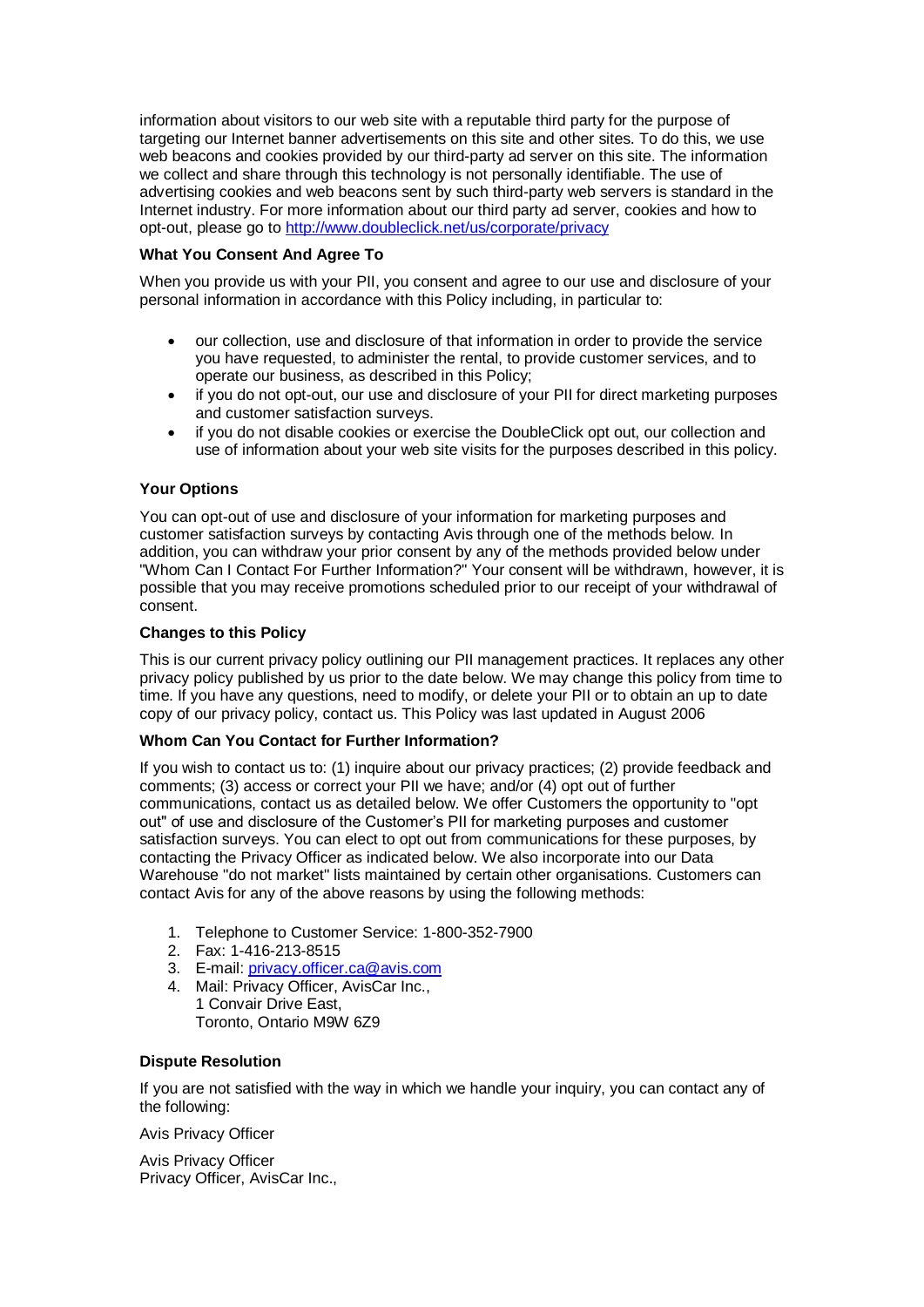information about visitors to our web site with a reputable third party for the purpose of targeting our Internet banner advertisements on this site and other sites. To do this, we use web beacons and cookies provided by our third-party ad server on this site. The information we collect and share through this technology is not personally identifiable. The use of advertising cookies and web beacons sent by such third-party web servers is standard in the Internet industry. For more information about our third party ad server, cookies and how to opt-out, please go to http://www.doubleclick.net/us/corporate/privacy

**What You Consent And Agree To**

When you provide us with your PII, you consent and agree to our use and disclosure of your personal information in accordance with this Policy including, in particular to:

- our collection, use and disclosure of that information in order to provide the service you have requested, to administer the rental, to provide customer services, and to operate our business, as described in this Policy;
- if you do not opt-out, our use and disclosure of your PII for direct marketing purposes and customer satisfaction surveys.
- if you do not disable cookies or exercise the DoubleClick opt out, our collection and use of information about your web site visits for the purposes described in this policy.

**Your Options**

You can opt-out of use and disclosure of your information for marketing purposes and customer satisfaction surveys by contacting Avis through one of the methods below. In addition, you can withdraw your prior consent by any of the methods provided below under "Whom Can I Contact For Further Information?" Your consent will be withdrawn, however, it is possible that you may receive promotions scheduled prior to our receipt of your withdrawal of consent.

**Changes to this Policy**

This is our current privacy policy outlining our PII management practices. It replaces any other privacy policy published by us prior to the date below. We may change this policy from time to time. If you have any questions, need to modify, or delete your PII or to obtain an up to date copy of our privacy policy, contact us. This Policy was last updated in August 2006

**Whom Can You Contact for Further Information?**

If you wish to contact us to: (1) inquire about our privacy practices; (2) provide feedback and comments; (3) access or correct your PII we have; and/or (4) opt out of further communications, contact us as detailed below. We offer Customers the opportunity to "opt out" of use and disclosure of the Customer's PII for marketing purposes and customer satisfaction surveys. You can elect to opt out from communications for these purposes, by contacting the Privacy Officer as indicated below. We also incorporate into our Data Warehouse "do not market" lists maintained by certain other organisations. Customers can contact Avis for any of the above reasons by using the following methods:

1. Telephone to Customer Service: 1-800-352-7900
2. Fax: 1-416-213-8515
3. E-mail: privacy.officer.ca@avis.com
4. Mail: Privacy Officer, AvisCar Inc.,
   1 Convair Drive East,
   Toronto, Ontario M9W 6Z9

**Dispute Resolution**

If you are not satisfied with the way in which we handle your inquiry, you can contact any of the following:

Avis Privacy Officer

Avis Privacy Officer
Privacy Officer, AvisCar Inc.,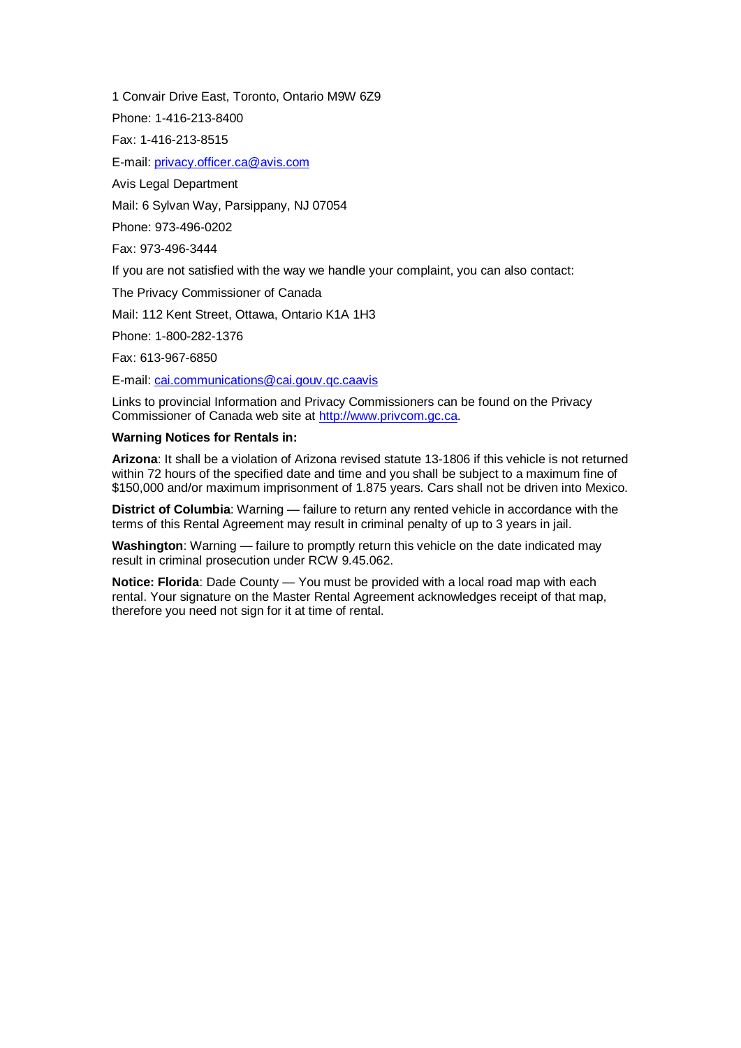1 Convair Drive East, Toronto, Ontario M9W 6Z9

Phone: 1-416-213-8400

Fax: 1-416-213-8515

E-mail: privacy.officer.ca@avis.com

Avis Legal Department

Mail: 6 Sylvan Way, Parsippany, NJ 07054

Phone: 973-496-0202

Fax: 973-496-3444

If you are not satisfied with the way we handle your complaint, you can also contact:

The Privacy Commissioner of Canada

Mail: 112 Kent Street, Ottawa, Ontario K1A 1H3

Phone: 1-800-282-1376

Fax: 613-967-6850

E-mail: cai.communications@cai.gouv.qc.caavis

Links to provincial Information and Privacy Commissioners can be found on the Privacy Commissioner of Canada web site at http://www.privcom.gc.ca.

**Warning Notices for Rentals in:**

**Arizona**: It shall be a violation of Arizona revised statute 13-1806 if this vehicle is not returned within 72 hours of the specified date and time and you shall be subject to a maximum fine of $150,000 and/or maximum imprisonment of 1.875 years. Cars shall not be driven into Mexico.

**District of Columbia**: Warning — failure to return any rented vehicle in accordance with the terms of this Rental Agreement may result in criminal penalty of up to 3 years in jail.

**Washington**: Warning — failure to promptly return this vehicle on the date indicated may result in criminal prosecution under RCW 9.45.062.

**Notice: Florida**: Dade County — You must be provided with a local road map with each rental. Your signature on the Master Rental Agreement acknowledges receipt of that map, therefore you need not sign for it at time of rental.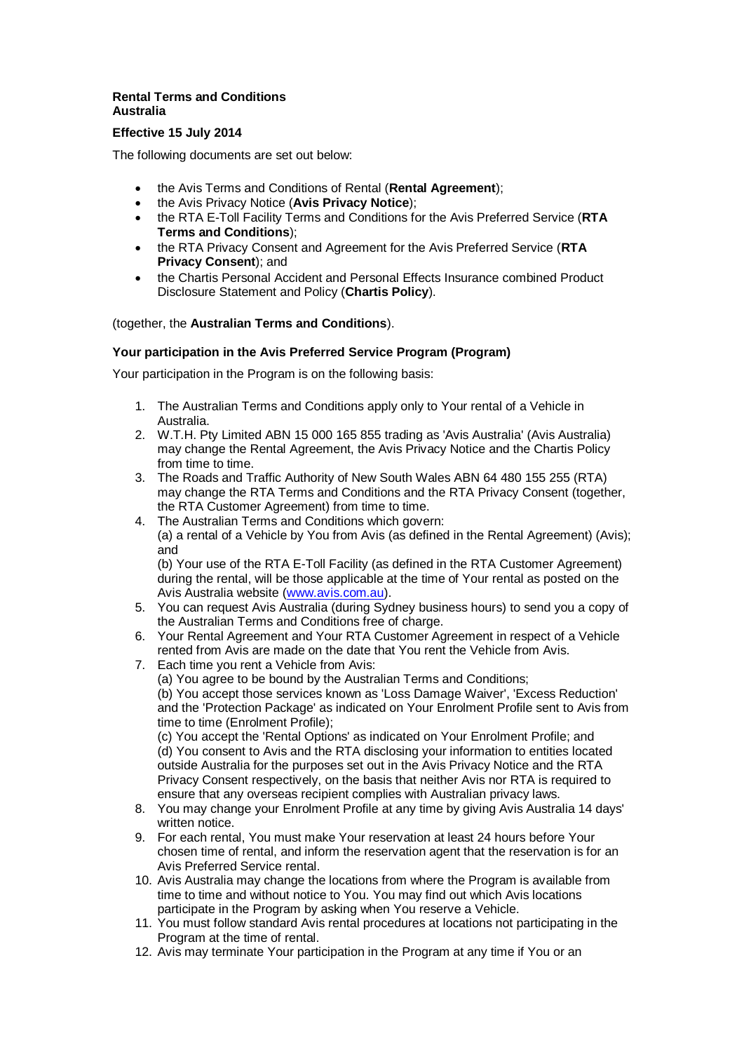**Rental Terms and Conditions**
**Australia**

**Effective 15 July 2014**

The following documents are set out below:

- the Avis Terms and Conditions of Rental (**Rental Agreement**);
- the Avis Privacy Notice (**Avis Privacy Notice**);
- the RTA E-Toll Facility Terms and Conditions for the Avis Preferred Service (**RTA Terms and Conditions**);
- the RTA Privacy Consent and Agreement for the Avis Preferred Service (**RTA Privacy Consent**); and
- the Chartis Personal Accident and Personal Effects Insurance combined Product Disclosure Statement and Policy (**Chartis Policy**).

(together, the **Australian Terms and Conditions**).

**Your participation in the Avis Preferred Service Program (Program)**

Your participation in the Program is on the following basis:

1. The Australian Terms and Conditions apply only to Your rental of a Vehicle in Australia.
2. W.T.H. Pty Limited ABN 15 000 165 855 trading as 'Avis Australia' (Avis Australia) may change the Rental Agreement, the Avis Privacy Notice and the Chartis Policy from time to time.
3. The Roads and Traffic Authority of New South Wales ABN 64 480 155 255 (RTA) may change the RTA Terms and Conditions and the RTA Privacy Consent (together, the RTA Customer Agreement) from time to time.
4. The Australian Terms and Conditions which govern:
   (a) a rental of a Vehicle by You from Avis (as defined in the Rental Agreement) (Avis); and
   (b) Your use of the RTA E-Toll Facility (as defined in the RTA Customer Agreement) during the rental, will be those applicable at the time of Your rental as posted on the Avis Australia website (www.avis.com.au).
5. You can request Avis Australia (during Sydney business hours) to send you a copy of the Australian Terms and Conditions free of charge.
6. Your Rental Agreement and Your RTA Customer Agreement in respect of a Vehicle rented from Avis are made on the date that You rent the Vehicle from Avis.
7. Each time you rent a Vehicle from Avis:
   (a) You agree to be bound by the Australian Terms and Conditions;
   (b) You accept those services known as 'Loss Damage Waiver', 'Excess Reduction' and the 'Protection Package' as indicated on Your Enrolment Profile sent to Avis from time to time (Enrolment Profile);
   (c) You accept the 'Rental Options' as indicated on Your Enrolment Profile; and
   (d) You consent to Avis and the RTA disclosing your information to entities located outside Australia for the purposes set out in the Avis Privacy Notice and the RTA Privacy Consent respectively, on the basis that neither Avis nor RTA is required to ensure that any overseas recipient complies with Australian privacy laws.
8. You may change your Enrolment Profile at any time by giving Avis Australia 14 days' written notice.
9. For each rental, You must make Your reservation at least 24 hours before Your chosen time of rental, and inform the reservation agent that the reservation is for an Avis Preferred Service rental.
10. Avis Australia may change the locations from where the Program is available from time to time and without notice to You. You may find out which Avis locations participate in the Program by asking when You reserve a Vehicle.
11. You must follow standard Avis rental procedures at locations not participating in the Program at the time of rental.
12. Avis may terminate Your participation in the Program at any time if You or an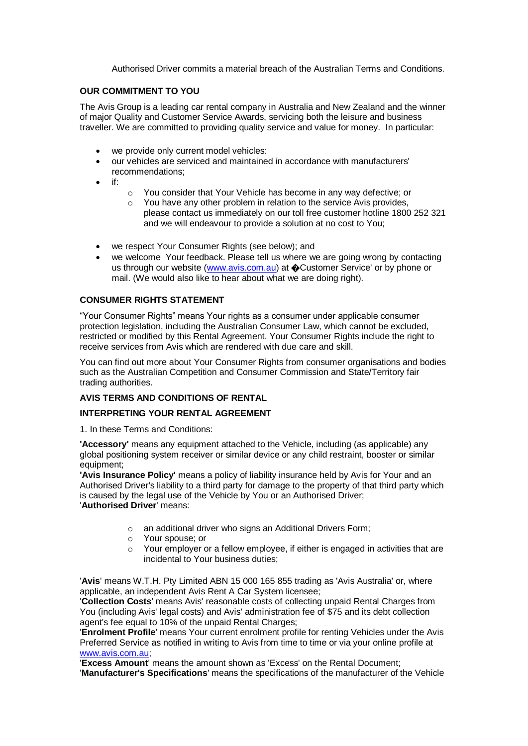Authorised Driver commits a material breach of the Australian Terms and Conditions.

**OUR COMMITMENT TO YOU**

The Avis Group is a leading car rental company in Australia and New Zealand and the winner of major Quality and Customer Service Awards, servicing both the leisure and business traveller. We are committed to providing quality service and value for money. In particular:

- we provide only current model vehicles:
- our vehicles are serviced and maintained in accordance with manufacturers' recommendations;
- if:
  - You consider that Your Vehicle has become in any way defective; or
  - You have any other problem in relation to the service Avis provides, please contact us immediately on our toll free customer hotline 1800 252 321 and we will endeavour to provide a solution at no cost to You;
- we respect Your Consumer Rights (see below); and
- we welcome Your feedback. Please tell us where we are going wrong by contacting us through our website (www.avis.com.au) at �Customer Service' or by phone or mail. (We would also like to hear about what we are doing right).

**CONSUMER RIGHTS STATEMENT**

"Your Consumer Rights" means Your rights as a consumer under applicable consumer protection legislation, including the Australian Consumer Law, which cannot be excluded, restricted or modified by this Rental Agreement. Your Consumer Rights include the right to receive services from Avis which are rendered with due care and skill.

You can find out more about Your Consumer Rights from consumer organisations and bodies such as the Australian Competition and Consumer Commission and State/Territory fair trading authorities.

**AVIS TERMS AND CONDITIONS OF RENTAL**

**INTERPRETING YOUR RENTAL AGREEMENT**

1. In these Terms and Conditions:

**'Accessory'** means any equipment attached to the Vehicle, including (as applicable) any global positioning system receiver or similar device or any child restraint, booster or similar equipment;
**'Avis Insurance Policy'** means a policy of liability insurance held by Avis for Your and an Authorised Driver's liability to a third party for damage to the property of that third party which is caused by the legal use of the Vehicle by You or an Authorised Driver;
'**Authorised Driver**' means:

- an additional driver who signs an Additional Drivers Form;
- Your spouse; or
- Your employer or a fellow employee, if either is engaged in activities that are incidental to Your business duties;

'**Avis**' means W.T.H. Pty Limited ABN 15 000 165 855 trading as 'Avis Australia' or, where applicable, an independent Avis Rent A Car System licensee;
'**Collection Costs**' means Avis' reasonable costs of collecting unpaid Rental Charges from You (including Avis' legal costs) and Avis' administration fee of $75 and its debt collection agent's fee equal to 10% of the unpaid Rental Charges;
'**Enrolment Profile**' means Your current enrolment profile for renting Vehicles under the Avis Preferred Service as notified in writing to Avis from time to time or via your online profile at www.avis.com.au;
'**Excess Amount**' means the amount shown as 'Excess' on the Rental Document;
'**Manufacturer's Specifications**' means the specifications of the manufacturer of the Vehicle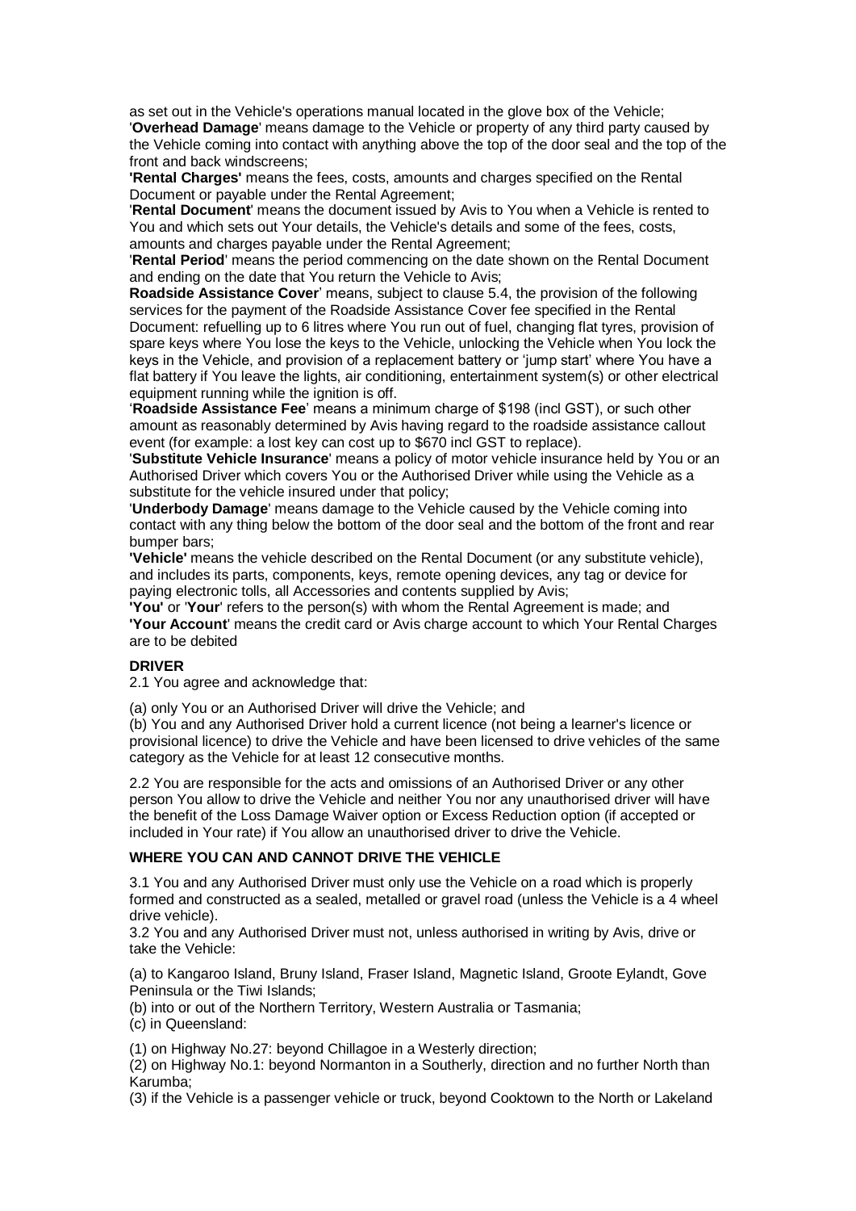as set out in the Vehicle's operations manual located in the glove box of the Vehicle;

'**Overhead Damage**' means damage to the Vehicle or property of any third party caused by the Vehicle coming into contact with anything above the top of the door seal and the top of the front and back windscreens;

**'Rental Charges'** means the fees, costs, amounts and charges specified on the Rental Document or payable under the Rental Agreement;

'**Rental Document**' means the document issued by Avis to You when a Vehicle is rented to You and which sets out Your details, the Vehicle's details and some of the fees, costs, amounts and charges payable under the Rental Agreement;

'**Rental Period**' means the period commencing on the date shown on the Rental Document and ending on the date that You return the Vehicle to Avis;

**Roadside Assistance Cover**' means, subject to clause 5.4, the provision of the following services for the payment of the Roadside Assistance Cover fee specified in the Rental Document: refuelling up to 6 litres where You run out of fuel, changing flat tyres, provision of spare keys where You lose the keys to the Vehicle, unlocking the Vehicle when You lock the keys in the Vehicle, and provision of a replacement battery or 'jump start' where You have a flat battery if You leave the lights, air conditioning, entertainment system(s) or other electrical equipment running while the ignition is off.

'**Roadside Assistance Fee**' means a minimum charge of $198 (incl GST), or such other amount as reasonably determined by Avis having regard to the roadside assistance callout event (for example: a lost key can cost up to $670 incl GST to replace).

'**Substitute Vehicle Insurance**' means a policy of motor vehicle insurance held by You or an Authorised Driver which covers You or the Authorised Driver while using the Vehicle as a substitute for the vehicle insured under that policy;

'**Underbody Damage**' means damage to the Vehicle caused by the Vehicle coming into contact with any thing below the bottom of the door seal and the bottom of the front and rear bumper bars;

**'Vehicle'** means the vehicle described on the Rental Document (or any substitute vehicle), and includes its parts, components, keys, remote opening devices, any tag or device for paying electronic tolls, all Accessories and contents supplied by Avis;

**'You'** or '**Your**' refers to the person(s) with whom the Rental Agreement is made; and

**'Your Account**' means the credit card or Avis charge account to which Your Rental Charges are to be debited

**DRIVER**

2.1 You agree and acknowledge that:

(a) only You or an Authorised Driver will drive the Vehicle; and

(b) You and any Authorised Driver hold a current licence (not being a learner's licence or provisional licence) to drive the Vehicle and have been licensed to drive vehicles of the same category as the Vehicle for at least 12 consecutive months.

2.2 You are responsible for the acts and omissions of an Authorised Driver or any other person You allow to drive the Vehicle and neither You nor any unauthorised driver will have the benefit of the Loss Damage Waiver option or Excess Reduction option (if accepted or included in Your rate) if You allow an unauthorised driver to drive the Vehicle.

**WHERE YOU CAN AND CANNOT DRIVE THE VEHICLE**

3.1 You and any Authorised Driver must only use the Vehicle on a road which is properly formed and constructed as a sealed, metalled or gravel road (unless the Vehicle is a 4 wheel drive vehicle).

3.2 You and any Authorised Driver must not, unless authorised in writing by Avis, drive or take the Vehicle:

(a) to Kangaroo Island, Bruny Island, Fraser Island, Magnetic Island, Groote Eylandt, Gove Peninsula or the Tiwi Islands;

(b) into or out of the Northern Territory, Western Australia or Tasmania;

(c) in Queensland:

(1) on Highway No.27: beyond Chillagoe in a Westerly direction;

(2) on Highway No.1: beyond Normanton in a Southerly, direction and no further North than Karumba;

(3) if the Vehicle is a passenger vehicle or truck, beyond Cooktown to the North or Lakeland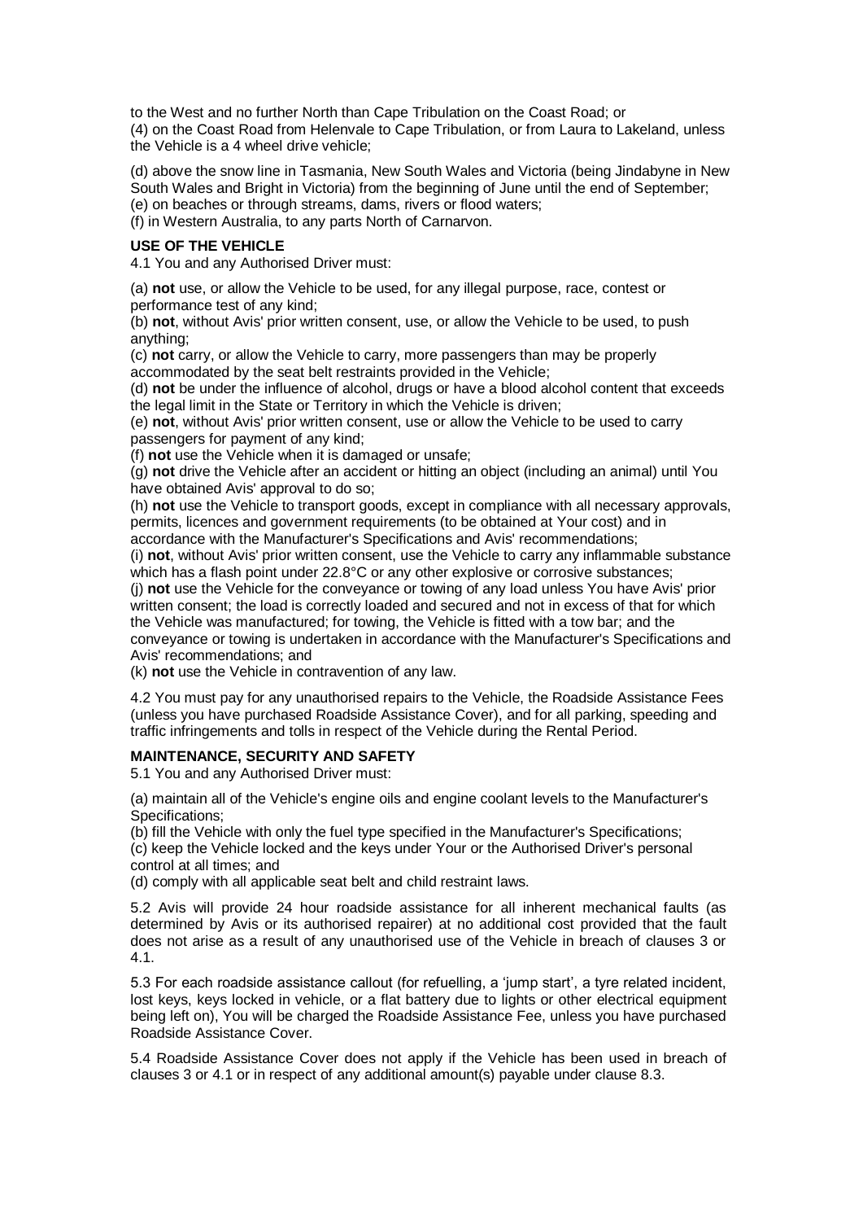to the West and no further North than Cape Tribulation on the Coast Road; or
(4) on the Coast Road from Helenvale to Cape Tribulation, or from Laura to Lakeland, unless the Vehicle is a 4 wheel drive vehicle;

(d) above the snow line in Tasmania, New South Wales and Victoria (being Jindabyne in New South Wales and Bright in Victoria) from the beginning of June until the end of September;
(e) on beaches or through streams, dams, rivers or flood waters;
(f) in Western Australia, to any parts North of Carnarvon.

**USE OF THE VEHICLE**

4.1 You and any Authorised Driver must:

(a) **not** use, or allow the Vehicle to be used, for any illegal purpose, race, contest or performance test of any kind;
(b) **not**, without Avis' prior written consent, use, or allow the Vehicle to be used, to push anything;
(c) **not** carry, or allow the Vehicle to carry, more passengers than may be properly accommodated by the seat belt restraints provided in the Vehicle;
(d) **not** be under the influence of alcohol, drugs or have a blood alcohol content that exceeds the legal limit in the State or Territory in which the Vehicle is driven;
(e) **not**, without Avis' prior written consent, use or allow the Vehicle to be used to carry passengers for payment of any kind;
(f) **not** use the Vehicle when it is damaged or unsafe;
(g) **not** drive the Vehicle after an accident or hitting an object (including an animal) until You have obtained Avis' approval to do so;
(h) **not** use the Vehicle to transport goods, except in compliance with all necessary approvals, permits, licences and government requirements (to be obtained at Your cost) and in accordance with the Manufacturer's Specifications and Avis' recommendations;
(i) **not**, without Avis' prior written consent, use the Vehicle to carry any inflammable substance which has a flash point under 22.8°C or any other explosive or corrosive substances;
(j) **not** use the Vehicle for the conveyance or towing of any load unless You have Avis' prior written consent; the load is correctly loaded and secured and not in excess of that for which the Vehicle was manufactured; for towing, the Vehicle is fitted with a tow bar; and the conveyance or towing is undertaken in accordance with the Manufacturer's Specifications and Avis' recommendations; and
(k) **not** use the Vehicle in contravention of any law.

4.2 You must pay for any unauthorised repairs to the Vehicle, the Roadside Assistance Fees (unless you have purchased Roadside Assistance Cover), and for all parking, speeding and traffic infringements and tolls in respect of the Vehicle during the Rental Period.

**MAINTENANCE, SECURITY AND SAFETY**

5.1 You and any Authorised Driver must:

(a) maintain all of the Vehicle's engine oils and engine coolant levels to the Manufacturer's Specifications;
(b) fill the Vehicle with only the fuel type specified in the Manufacturer's Specifications;
(c) keep the Vehicle locked and the keys under Your or the Authorised Driver's personal control at all times; and
(d) comply with all applicable seat belt and child restraint laws.

5.2 Avis will provide 24 hour roadside assistance for all inherent mechanical faults (as determined by Avis or its authorised repairer) at no additional cost provided that the fault does not arise as a result of any unauthorised use of the Vehicle in breach of clauses 3 or 4.1.

5.3 For each roadside assistance callout (for refuelling, a 'jump start', a tyre related incident, lost keys, keys locked in vehicle, or a flat battery due to lights or other electrical equipment being left on), You will be charged the Roadside Assistance Fee, unless you have purchased Roadside Assistance Cover.

5.4 Roadside Assistance Cover does not apply if the Vehicle has been used in breach of clauses 3 or 4.1 or in respect of any additional amount(s) payable under clause 8.3.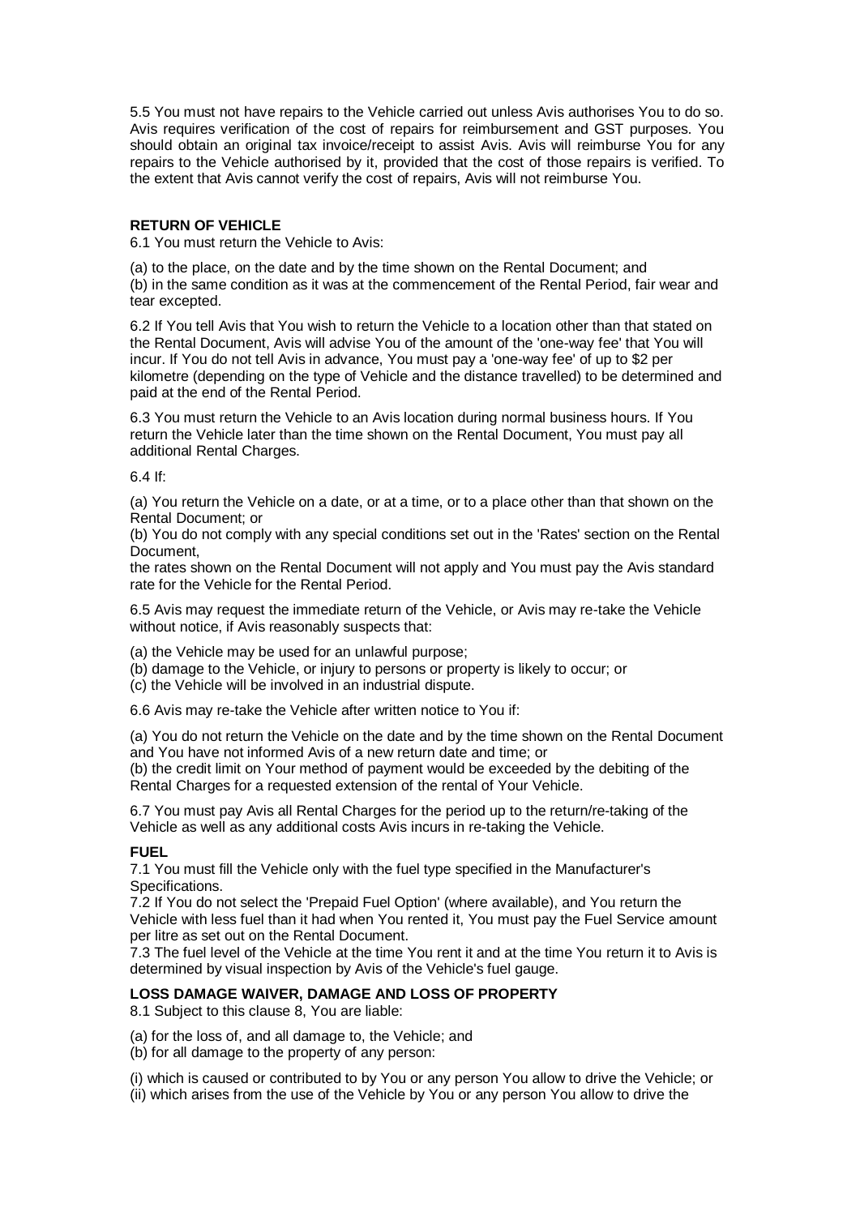5.5 You must not have repairs to the Vehicle carried out unless Avis authorises You to do so. Avis requires verification of the cost of repairs for reimbursement and GST purposes. You should obtain an original tax invoice/receipt to assist Avis. Avis will reimburse You for any repairs to the Vehicle authorised by it, provided that the cost of those repairs is verified. To the extent that Avis cannot verify the cost of repairs, Avis will not reimburse You.

**RETURN OF VEHICLE**

6.1 You must return the Vehicle to Avis:

(a) to the place, on the date and by the time shown on the Rental Document; and
(b) in the same condition as it was at the commencement of the Rental Period, fair wear and tear excepted.

6.2 If You tell Avis that You wish to return the Vehicle to a location other than that stated on the Rental Document, Avis will advise You of the amount of the 'one-way fee' that You will incur. If You do not tell Avis in advance, You must pay a 'one-way fee' of up to $2 per kilometre (depending on the type of Vehicle and the distance travelled) to be determined and paid at the end of the Rental Period.

6.3 You must return the Vehicle to an Avis location during normal business hours. If You return the Vehicle later than the time shown on the Rental Document, You must pay all additional Rental Charges.

6.4 If:

(a) You return the Vehicle on a date, or at a time, or to a place other than that shown on the Rental Document; or
(b) You do not comply with any special conditions set out in the 'Rates' section on the Rental Document,
the rates shown on the Rental Document will not apply and You must pay the Avis standard rate for the Vehicle for the Rental Period.

6.5 Avis may request the immediate return of the Vehicle, or Avis may re-take the Vehicle without notice, if Avis reasonably suspects that:

(a) the Vehicle may be used for an unlawful purpose;
(b) damage to the Vehicle, or injury to persons or property is likely to occur; or
(c) the Vehicle will be involved in an industrial dispute.

6.6 Avis may re-take the Vehicle after written notice to You if:

(a) You do not return the Vehicle on the date and by the time shown on the Rental Document and You have not informed Avis of a new return date and time; or
(b) the credit limit on Your method of payment would be exceeded by the debiting of the Rental Charges for a requested extension of the rental of Your Vehicle.

6.7 You must pay Avis all Rental Charges for the period up to the return/re-taking of the Vehicle as well as any additional costs Avis incurs in re-taking the Vehicle.

**FUEL**

7.1 You must fill the Vehicle only with the fuel type specified in the Manufacturer's Specifications.
7.2 If You do not select the 'Prepaid Fuel Option' (where available), and You return the Vehicle with less fuel than it had when You rented it, You must pay the Fuel Service amount per litre as set out on the Rental Document.
7.3 The fuel level of the Vehicle at the time You rent it and at the time You return it to Avis is determined by visual inspection by Avis of the Vehicle's fuel gauge.

**LOSS DAMAGE WAIVER, DAMAGE AND LOSS OF PROPERTY**

8.1 Subject to this clause 8, You are liable:

(a) for the loss of, and all damage to, the Vehicle; and
(b) for all damage to the property of any person:

(i) which is caused or contributed to by You or any person You allow to drive the Vehicle; or
(ii) which arises from the use of the Vehicle by You or any person You allow to drive the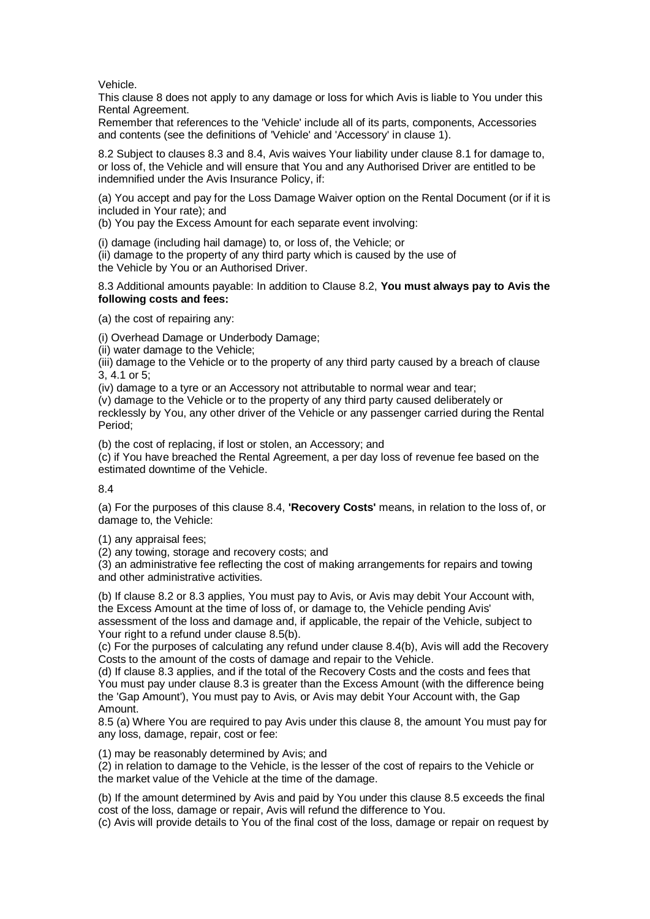Vehicle.

This clause 8 does not apply to any damage or loss for which Avis is liable to You under this Rental Agreement.

Remember that references to the 'Vehicle' include all of its parts, components, Accessories and contents (see the definitions of 'Vehicle' and 'Accessory' in clause 1).

8.2 Subject to clauses 8.3 and 8.4, Avis waives Your liability under clause 8.1 for damage to, or loss of, the Vehicle and will ensure that You and any Authorised Driver are entitled to be indemnified under the Avis Insurance Policy, if:

(a) You accept and pay for the Loss Damage Waiver option on the Rental Document (or if it is included in Your rate); and

(b) You pay the Excess Amount for each separate event involving:

(i) damage (including hail damage) to, or loss of, the Vehicle; or

(ii) damage to the property of any third party which is caused by the use of the Vehicle by You or an Authorised Driver.

8.3 Additional amounts payable: In addition to Clause 8.2, **You must always pay to Avis the following costs and fees:**

(a) the cost of repairing any:

(i) Overhead Damage or Underbody Damage;

(ii) water damage to the Vehicle;

(iii) damage to the Vehicle or to the property of any third party caused by a breach of clause 3, 4.1 or 5;

(iv) damage to a tyre or an Accessory not attributable to normal wear and tear;

(v) damage to the Vehicle or to the property of any third party caused deliberately or recklessly by You, any other driver of the Vehicle or any passenger carried during the Rental Period;

(b) the cost of replacing, if lost or stolen, an Accessory; and

(c) if You have breached the Rental Agreement, a per day loss of revenue fee based on the estimated downtime of the Vehicle.

8.4

(a) For the purposes of this clause 8.4, **'Recovery Costs'** means, in relation to the loss of, or damage to, the Vehicle:

(1) any appraisal fees;

(2) any towing, storage and recovery costs; and

(3) an administrative fee reflecting the cost of making arrangements for repairs and towing and other administrative activities.

(b) If clause 8.2 or 8.3 applies, You must pay to Avis, or Avis may debit Your Account with, the Excess Amount at the time of loss of, or damage to, the Vehicle pending Avis' assessment of the loss and damage and, if applicable, the repair of the Vehicle, subject to Your right to a refund under clause 8.5(b).

(c) For the purposes of calculating any refund under clause 8.4(b), Avis will add the Recovery Costs to the amount of the costs of damage and repair to the Vehicle.

(d) If clause 8.3 applies, and if the total of the Recovery Costs and the costs and fees that You must pay under clause 8.3 is greater than the Excess Amount (with the difference being the 'Gap Amount'), You must pay to Avis, or Avis may debit Your Account with, the Gap Amount.

8.5 (a) Where You are required to pay Avis under this clause 8, the amount You must pay for any loss, damage, repair, cost or fee:

(1) may be reasonably determined by Avis; and

(2) in relation to damage to the Vehicle, is the lesser of the cost of repairs to the Vehicle or the market value of the Vehicle at the time of the damage.

(b) If the amount determined by Avis and paid by You under this clause 8.5 exceeds the final cost of the loss, damage or repair, Avis will refund the difference to You.

(c) Avis will provide details to You of the final cost of the loss, damage or repair on request by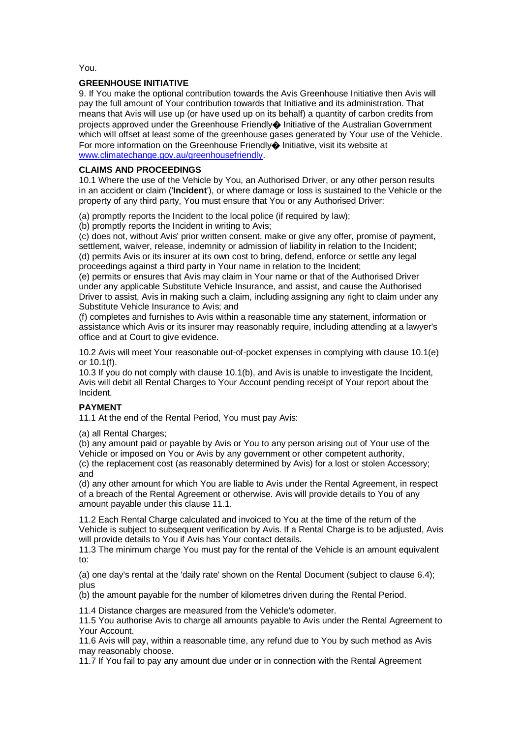You.

**GREENHOUSE INITIATIVE**

9. If You make the optional contribution towards the Avis Greenhouse Initiative then Avis will pay the full amount of Your contribution towards that Initiative and its administration. That means that Avis will use up (or have used up on its behalf) a quantity of carbon credits from projects approved under the Greenhouse Friendly� Initiative of the Australian Government which will offset at least some of the greenhouse gases generated by Your use of the Vehicle. For more information on the Greenhouse Friendly� Initiative, visit its website at [www.climatechange.gov.au/greenhousefriendly](www.climatechange.gov.au/greenhousefriendly).

**CLAIMS AND PROCEEDINGS**

10.1 Where the use of the Vehicle by You, an Authorised Driver, or any other person results in an accident or claim ('**Incident**'), or where damage or loss is sustained to the Vehicle or the property of any third party, You must ensure that You or any Authorised Driver:

(a) promptly reports the Incident to the local police (if required by law);
(b) promptly reports the Incident in writing to Avis;
(c) does not, without Avis' prior written consent, make or give any offer, promise of payment, settlement, waiver, release, indemnity or admission of liability in relation to the Incident;
(d) permits Avis or its insurer at its own cost to bring, defend, enforce or settle any legal proceedings against a third party in Your name in relation to the Incident;
(e) permits or ensures that Avis may claim in Your name or that of the Authorised Driver under any applicable Substitute Vehicle Insurance, and assist, and cause the Authorised Driver to assist, Avis in making such a claim, including assigning any right to claim under any Substitute Vehicle Insurance to Avis; and
(f) completes and furnishes to Avis within a reasonable time any statement, information or assistance which Avis or its insurer may reasonably require, including attending at a lawyer's office and at Court to give evidence.

10.2 Avis will meet Your reasonable out-of-pocket expenses in complying with clause 10.1(e) or 10.1(f).
10.3 If you do not comply with clause 10.1(b), and Avis is unable to investigate the Incident, Avis will debit all Rental Charges to Your Account pending receipt of Your report about the Incident.

**PAYMENT**

11.1 At the end of the Rental Period, You must pay Avis:

(a) all Rental Charges;
(b) any amount paid or payable by Avis or You to any person arising out of Your use of the Vehicle or imposed on You or Avis by any government or other competent authority,
(c) the replacement cost (as reasonably determined by Avis) for a lost or stolen Accessory; and
(d) any other amount for which You are liable to Avis under the Rental Agreement, in respect of a breach of the Rental Agreement or otherwise. Avis will provide details to You of any amount payable under this clause 11.1.

11.2 Each Rental Charge calculated and invoiced to You at the time of the return of the Vehicle is subject to subsequent verification by Avis. If a Rental Charge is to be adjusted, Avis will provide details to You if Avis has Your contact details.
11.3 The minimum charge You must pay for the rental of the Vehicle is an amount equivalent to:

(a) one day's rental at the 'daily rate' shown on the Rental Document (subject to clause 6.4); plus
(b) the amount payable for the number of kilometres driven during the Rental Period.

11.4 Distance charges are measured from the Vehicle's odometer.
11.5 You authorise Avis to charge all amounts payable to Avis under the Rental Agreement to Your Account.
11.6 Avis will pay, within a reasonable time, any refund due to You by such method as Avis may reasonably choose.
11.7 If You fail to pay any amount due under or in connection with the Rental Agreement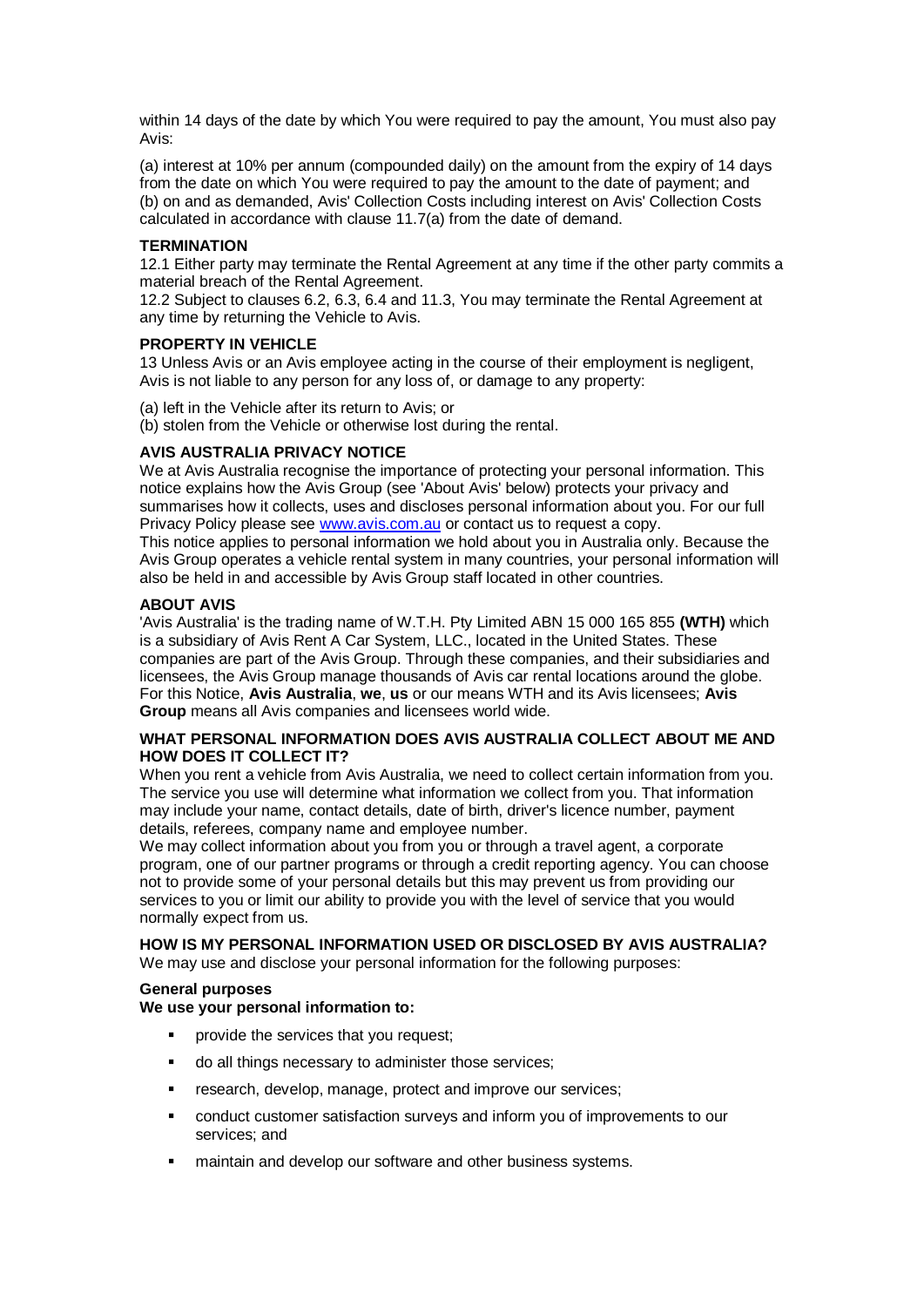within 14 days of the date by which You were required to pay the amount, You must also pay Avis:

(a) interest at 10% per annum (compounded daily) on the amount from the expiry of 14 days from the date on which You were required to pay the amount to the date of payment; and
(b) on and as demanded, Avis' Collection Costs including interest on Avis' Collection Costs calculated in accordance with clause 11.7(a) from the date of demand.

**TERMINATION**

12.1 Either party may terminate the Rental Agreement at any time if the other party commits a material breach of the Rental Agreement.
12.2 Subject to clauses 6.2, 6.3, 6.4 and 11.3, You may terminate the Rental Agreement at any time by returning the Vehicle to Avis.

**PROPERTY IN VEHICLE**

13 Unless Avis or an Avis employee acting in the course of their employment is negligent, Avis is not liable to any person for any loss of, or damage to any property:

(a) left in the Vehicle after its return to Avis; or
(b) stolen from the Vehicle or otherwise lost during the rental.

**AVIS AUSTRALIA PRIVACY NOTICE**

We at Avis Australia recognise the importance of protecting your personal information. This notice explains how the Avis Group (see 'About Avis' below) protects your privacy and summarises how it collects, uses and discloses personal information about you. For our full Privacy Policy please see www.avis.com.au or contact us to request a copy.
This notice applies to personal information we hold about you in Australia only. Because the Avis Group operates a vehicle rental system in many countries, your personal information will also be held in and accessible by Avis Group staff located in other countries.

**ABOUT AVIS**

'Avis Australia' is the trading name of W.T.H. Pty Limited ABN 15 000 165 855 **(WTH)** which is a subsidiary of Avis Rent A Car System, LLC., located in the United States. These companies are part of the Avis Group. Through these companies, and their subsidiaries and licensees, the Avis Group manage thousands of Avis car rental locations around the globe. For this Notice, **Avis Australia**, **we**, **us** or our means WTH and its Avis licensees; **Avis Group** means all Avis companies and licensees world wide.

**WHAT PERSONAL INFORMATION DOES AVIS AUSTRALIA COLLECT ABOUT ME AND HOW DOES IT COLLECT IT?**

When you rent a vehicle from Avis Australia, we need to collect certain information from you. The service you use will determine what information we collect from you. That information may include your name, contact details, date of birth, driver's licence number, payment details, referees, company name and employee number.
We may collect information about you from you or through a travel agent, a corporate program, one of our partner programs or through a credit reporting agency. You can choose not to provide some of your personal details but this may prevent us from providing our services to you or limit our ability to provide you with the level of service that you would normally expect from us.

**HOW IS MY PERSONAL INFORMATION USED OR DISCLOSED BY AVIS AUSTRALIA?**

We may use and disclose your personal information for the following purposes:

**General purposes**
**We use your personal information to:**

- provide the services that you request;
- do all things necessary to administer those services;
- research, develop, manage, protect and improve our services;
- conduct customer satisfaction surveys and inform you of improvements to our services; and
- maintain and develop our software and other business systems.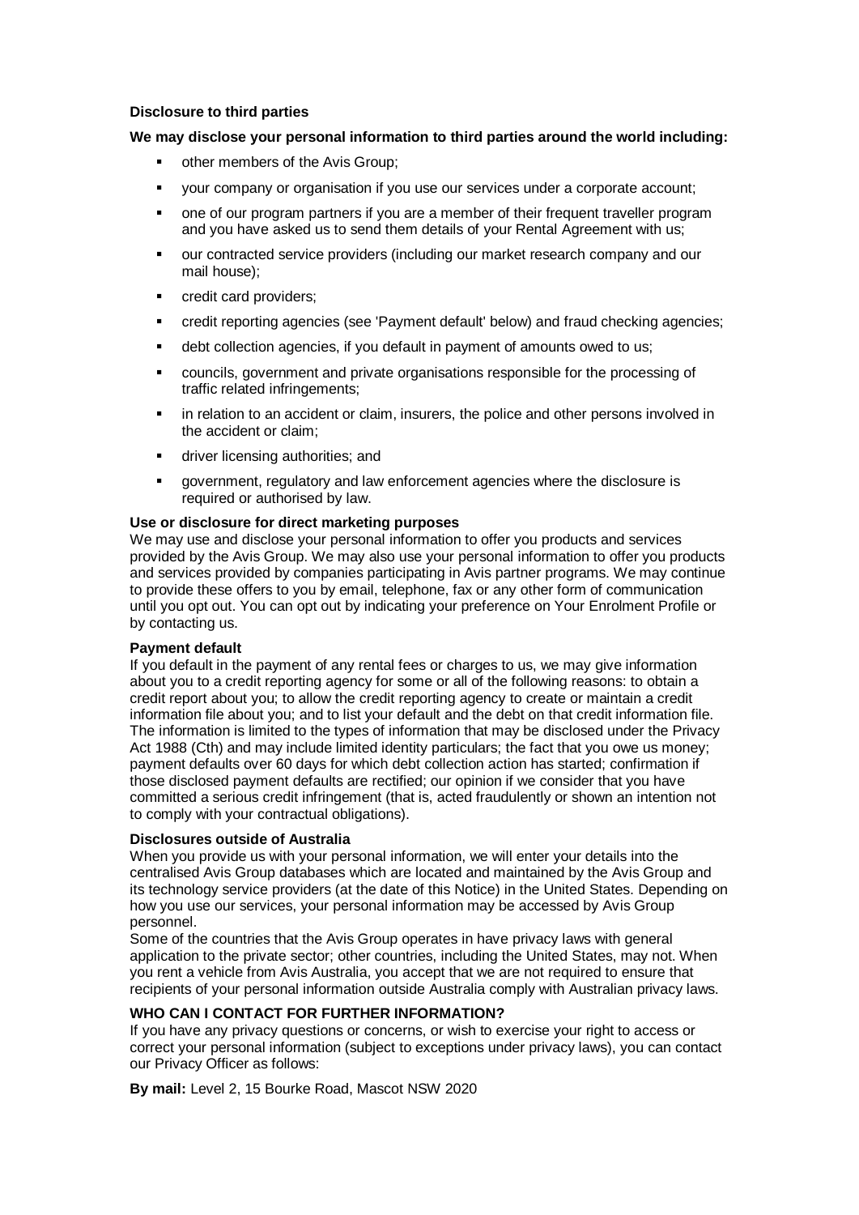**Disclosure to third parties**

**We may disclose your personal information to third parties around the world including:**

- other members of the Avis Group;
- your company or organisation if you use our services under a corporate account;
- one of our program partners if you are a member of their frequent traveller program and you have asked us to send them details of your Rental Agreement with us;
- our contracted service providers (including our market research company and our mail house);
- credit card providers;
- credit reporting agencies (see 'Payment default' below) and fraud checking agencies;
- debt collection agencies, if you default in payment of amounts owed to us;
- councils, government and private organisations responsible for the processing of traffic related infringements;
- in relation to an accident or claim, insurers, the police and other persons involved in the accident or claim;
- driver licensing authorities; and
- government, regulatory and law enforcement agencies where the disclosure is required or authorised by law.

**Use or disclosure for direct marketing purposes**

We may use and disclose your personal information to offer you products and services provided by the Avis Group. We may also use your personal information to offer you products and services provided by companies participating in Avis partner programs. We may continue to provide these offers to you by email, telephone, fax or any other form of communication until you opt out. You can opt out by indicating your preference on Your Enrolment Profile or by contacting us.

**Payment default**

If you default in the payment of any rental fees or charges to us, we may give information about you to a credit reporting agency for some or all of the following reasons: to obtain a credit report about you; to allow the credit reporting agency to create or maintain a credit information file about you; and to list your default and the debt on that credit information file. The information is limited to the types of information that may be disclosed under the Privacy Act 1988 (Cth) and may include limited identity particulars; the fact that you owe us money; payment defaults over 60 days for which debt collection action has started; confirmation if those disclosed payment defaults are rectified; our opinion if we consider that you have committed a serious credit infringement (that is, acted fraudulently or shown an intention not to comply with your contractual obligations).

**Disclosures outside of Australia**

When you provide us with your personal information, we will enter your details into the centralised Avis Group databases which are located and maintained by the Avis Group and its technology service providers (at the date of this Notice) in the United States. Depending on how you use our services, your personal information may be accessed by Avis Group personnel.

Some of the countries that the Avis Group operates in have privacy laws with general application to the private sector; other countries, including the United States, may not. When you rent a vehicle from Avis Australia, you accept that we are not required to ensure that recipients of your personal information outside Australia comply with Australian privacy laws.

**WHO CAN I CONTACT FOR FURTHER INFORMATION?**

If you have any privacy questions or concerns, or wish to exercise your right to access or correct your personal information (subject to exceptions under privacy laws), you can contact our Privacy Officer as follows:

**By mail:** Level 2, 15 Bourke Road, Mascot NSW 2020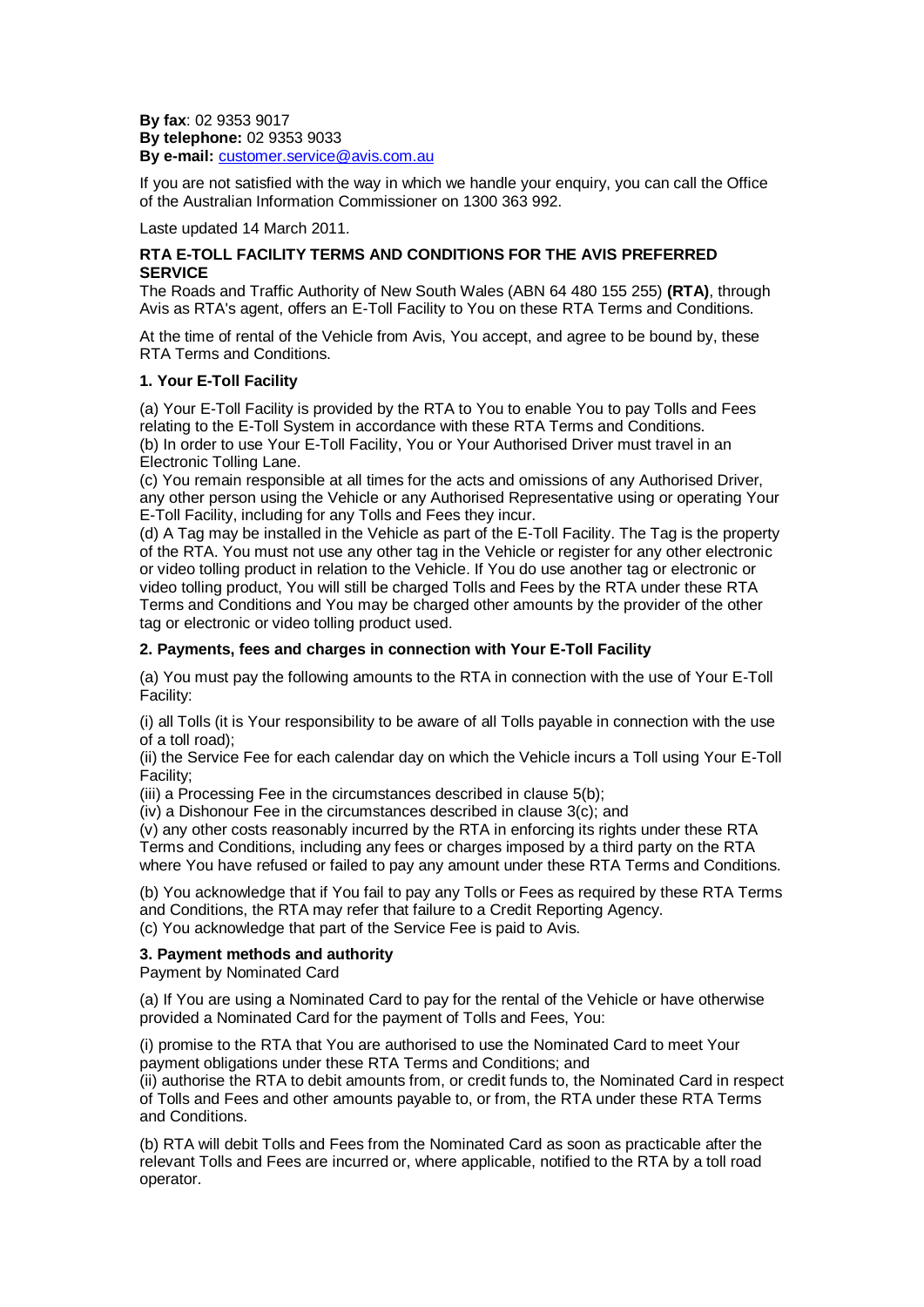**By fax**: 02 9353 9017
**By telephone:** 02 9353 9033
**By e-mail:** customer.service@avis.com.au

If you are not satisfied with the way in which we handle your enquiry, you can call the Office of the Australian Information Commissioner on 1300 363 992.

Laste updated 14 March 2011.

**RTA E-TOLL FACILITY TERMS AND CONDITIONS FOR THE AVIS PREFERRED SERVICE**

The Roads and Traffic Authority of New South Wales (ABN 64 480 155 255) **(RTA)**, through Avis as RTA's agent, offers an E-Toll Facility to You on these RTA Terms and Conditions.

At the time of rental of the Vehicle from Avis, You accept, and agree to be bound by, these RTA Terms and Conditions.

**1. Your E-Toll Facility**

(a) Your E-Toll Facility is provided by the RTA to You to enable You to pay Tolls and Fees relating to the E-Toll System in accordance with these RTA Terms and Conditions.
(b) In order to use Your E-Toll Facility, You or Your Authorised Driver must travel in an Electronic Tolling Lane.
(c) You remain responsible at all times for the acts and omissions of any Authorised Driver, any other person using the Vehicle or any Authorised Representative using or operating Your E-Toll Facility, including for any Tolls and Fees they incur.
(d) A Tag may be installed in the Vehicle as part of the E-Toll Facility. The Tag is the property of the RTA. You must not use any other tag in the Vehicle or register for any other electronic or video tolling product in relation to the Vehicle. If You do use another tag or electronic or video tolling product, You will still be charged Tolls and Fees by the RTA under these RTA Terms and Conditions and You may be charged other amounts by the provider of the other tag or electronic or video tolling product used.

**2. Payments, fees and charges in connection with Your E-Toll Facility**

(a) You must pay the following amounts to the RTA in connection with the use of Your E-Toll Facility:

(i) all Tolls (it is Your responsibility to be aware of all Tolls payable in connection with the use of a toll road);
(ii) the Service Fee for each calendar day on which the Vehicle incurs a Toll using Your E-Toll Facility;
(iii) a Processing Fee in the circumstances described in clause 5(b);
(iv) a Dishonour Fee in the circumstances described in clause 3(c); and
(v) any other costs reasonably incurred by the RTA in enforcing its rights under these RTA Terms and Conditions, including any fees or charges imposed by a third party on the RTA where You have refused or failed to pay any amount under these RTA Terms and Conditions.

(b) You acknowledge that if You fail to pay any Tolls or Fees as required by these RTA Terms and Conditions, the RTA may refer that failure to a Credit Reporting Agency.
(c) You acknowledge that part of the Service Fee is paid to Avis.

**3. Payment methods and authority**

Payment by Nominated Card

(a) If You are using a Nominated Card to pay for the rental of the Vehicle or have otherwise provided a Nominated Card for the payment of Tolls and Fees, You:

(i) promise to the RTA that You are authorised to use the Nominated Card to meet Your payment obligations under these RTA Terms and Conditions; and
(ii) authorise the RTA to debit amounts from, or credit funds to, the Nominated Card in respect of Tolls and Fees and other amounts payable to, or from, the RTA under these RTA Terms and Conditions.

(b) RTA will debit Tolls and Fees from the Nominated Card as soon as practicable after the relevant Tolls and Fees are incurred or, where applicable, notified to the RTA by a toll road operator.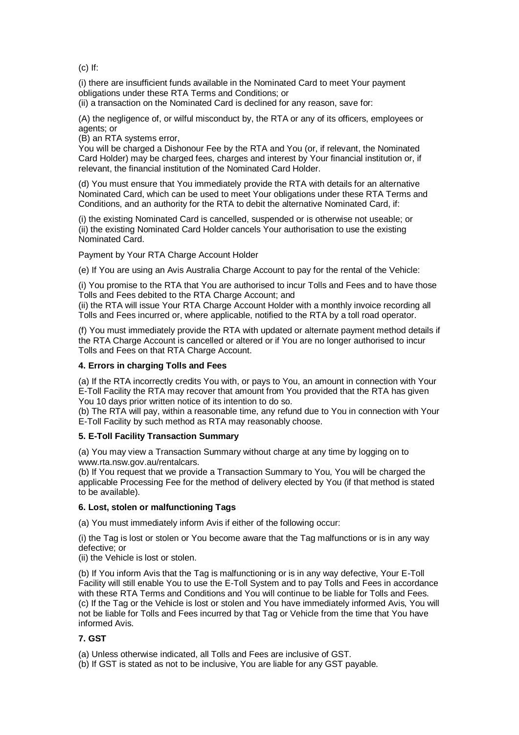(c) If:

(i) there are insufficient funds available in the Nominated Card to meet Your payment obligations under these RTA Terms and Conditions; or
(ii) a transaction on the Nominated Card is declined for any reason, save for:

(A) the negligence of, or wilful misconduct by, the RTA or any of its officers, employees or agents; or
(B) an RTA systems error,
You will be charged a Dishonour Fee by the RTA and You (or, if relevant, the Nominated Card Holder) may be charged fees, charges and interest by Your financial institution or, if relevant, the financial institution of the Nominated Card Holder.

(d) You must ensure that You immediately provide the RTA with details for an alternative Nominated Card, which can be used to meet Your obligations under these RTA Terms and Conditions, and an authority for the RTA to debit the alternative Nominated Card, if:

(i) the existing Nominated Card is cancelled, suspended or is otherwise not useable; or
(ii) the existing Nominated Card Holder cancels Your authorisation to use the existing Nominated Card.

Payment by Your RTA Charge Account Holder

(e) If You are using an Avis Australia Charge Account to pay for the rental of the Vehicle:

(i) You promise to the RTA that You are authorised to incur Tolls and Fees and to have those Tolls and Fees debited to the RTA Charge Account; and
(ii) the RTA will issue Your RTA Charge Account Holder with a monthly invoice recording all Tolls and Fees incurred or, where applicable, notified to the RTA by a toll road operator.

(f) You must immediately provide the RTA with updated or alternate payment method details if the RTA Charge Account is cancelled or altered or if You are no longer authorised to incur Tolls and Fees on that RTA Charge Account.

**4. Errors in charging Tolls and Fees**

(a) If the RTA incorrectly credits You with, or pays to You, an amount in connection with Your E-Toll Facility the RTA may recover that amount from You provided that the RTA has given You 10 days prior written notice of its intention to do so.
(b) The RTA will pay, within a reasonable time, any refund due to You in connection with Your E-Toll Facility by such method as RTA may reasonably choose.

**5. E-Toll Facility Transaction Summary**

(a) You may view a Transaction Summary without charge at any time by logging on to www.rta.nsw.gov.au/rentalcars.
(b) If You request that we provide a Transaction Summary to You, You will be charged the applicable Processing Fee for the method of delivery elected by You (if that method is stated to be available).

**6. Lost, stolen or malfunctioning Tags**

(a) You must immediately inform Avis if either of the following occur:

(i) the Tag is lost or stolen or You become aware that the Tag malfunctions or is in any way defective; or
(ii) the Vehicle is lost or stolen.

(b) If You inform Avis that the Tag is malfunctioning or is in any way defective, Your E-Toll Facility will still enable You to use the E-Toll System and to pay Tolls and Fees in accordance with these RTA Terms and Conditions and You will continue to be liable for Tolls and Fees.
(c) If the Tag or the Vehicle is lost or stolen and You have immediately informed Avis, You will not be liable for Tolls and Fees incurred by that Tag or Vehicle from the time that You have informed Avis.

**7. GST**

(a) Unless otherwise indicated, all Tolls and Fees are inclusive of GST.
(b) If GST is stated as not to be inclusive, You are liable for any GST payable.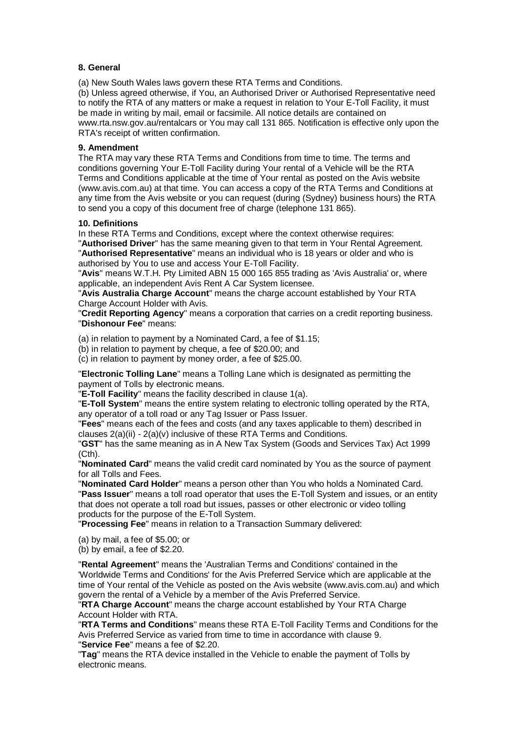**8. General**

(a) New South Wales laws govern these RTA Terms and Conditions.

(b) Unless agreed otherwise, if You, an Authorised Driver or Authorised Representative need to notify the RTA of any matters or make a request in relation to Your E-Toll Facility, it must be made in writing by mail, email or facsimile. All notice details are contained on www.rta.nsw.gov.au/rentalcars or You may call 131 865. Notification is effective only upon the RTA's receipt of written confirmation.

**9. Amendment**

The RTA may vary these RTA Terms and Conditions from time to time. The terms and conditions governing Your E-Toll Facility during Your rental of a Vehicle will be the RTA Terms and Conditions applicable at the time of Your rental as posted on the Avis website (www.avis.com.au) at that time. You can access a copy of the RTA Terms and Conditions at any time from the Avis website or you can request (during (Sydney) business hours) the RTA to send you a copy of this document free of charge (telephone 131 865).

**10. Definitions**

In these RTA Terms and Conditions, except where the context otherwise requires:

"**Authorised Driver**" has the same meaning given to that term in Your Rental Agreement.

"**Authorised Representative**" means an individual who is 18 years or older and who is authorised by You to use and access Your E-Toll Facility.

"**Avis**" means W.T.H. Pty Limited ABN 15 000 165 855 trading as 'Avis Australia' or, where applicable, an independent Avis Rent A Car System licensee.

"**Avis Australia Charge Account**" means the charge account established by Your RTA Charge Account Holder with Avis.

"**Credit Reporting Agency**" means a corporation that carries on a credit reporting business.

"**Dishonour Fee**" means:

(a) in relation to payment by a Nominated Card, a fee of $1.15;

(b) in relation to payment by cheque, a fee of $20.00; and

(c) in relation to payment by money order, a fee of $25.00.

"**Electronic Tolling Lane**" means a Tolling Lane which is designated as permitting the payment of Tolls by electronic means.

"**E-Toll Facility**" means the facility described in clause 1(a).

"**E-Toll System**" means the entire system relating to electronic tolling operated by the RTA, any operator of a toll road or any Tag Issuer or Pass Issuer.

"**Fees**" means each of the fees and costs (and any taxes applicable to them) described in clauses 2(a)(ii) - 2(a)(v) inclusive of these RTA Terms and Conditions.

"**GST**" has the same meaning as in A New Tax System (Goods and Services Tax) Act 1999 (Cth).

"**Nominated Card**" means the valid credit card nominated by You as the source of payment for all Tolls and Fees.

"**Nominated Card Holder**" means a person other than You who holds a Nominated Card.

"**Pass Issuer**" means a toll road operator that uses the E-Toll System and issues, or an entity that does not operate a toll road but issues, passes or other electronic or video tolling products for the purpose of the E-Toll System.

"**Processing Fee**" means in relation to a Transaction Summary delivered:

(a) by mail, a fee of $5.00; or

(b) by email, a fee of $2.20.

"**Rental Agreement**" means the 'Australian Terms and Conditions' contained in the 'Worldwide Terms and Conditions' for the Avis Preferred Service which are applicable at the time of Your rental of the Vehicle as posted on the Avis website (www.avis.com.au) and which govern the rental of a Vehicle by a member of the Avis Preferred Service.

"**RTA Charge Account**" means the charge account established by Your RTA Charge Account Holder with RTA.

"**RTA Terms and Conditions**" means these RTA E-Toll Facility Terms and Conditions for the Avis Preferred Service as varied from time to time in accordance with clause 9.

"**Service Fee**" means a fee of $2.20.

"**Tag**" means the RTA device installed in the Vehicle to enable the payment of Tolls by electronic means.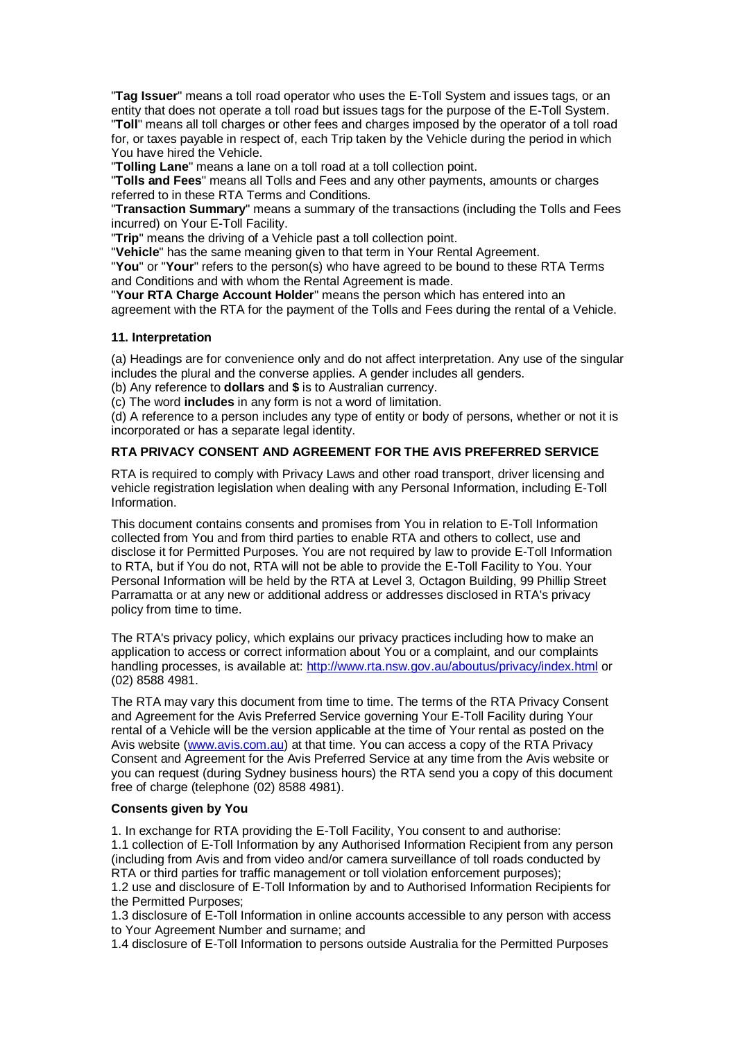"**Tag Issuer**" means a toll road operator who uses the E-Toll System and issues tags, or an entity that does not operate a toll road but issues tags for the purpose of the E-Toll System.
"**Toll**" means all toll charges or other fees and charges imposed by the operator of a toll road for, or taxes payable in respect of, each Trip taken by the Vehicle during the period in which You have hired the Vehicle.
"**Tolling Lane**" means a lane on a toll road at a toll collection point.
"**Tolls and Fees**" means all Tolls and Fees and any other payments, amounts or charges referred to in these RTA Terms and Conditions.
"**Transaction Summary**" means a summary of the transactions (including the Tolls and Fees incurred) on Your E-Toll Facility.
"**Trip**" means the driving of a Vehicle past a toll collection point.
"**Vehicle**" has the same meaning given to that term in Your Rental Agreement.
"**You**" or "**Your**" refers to the person(s) who have agreed to be bound to these RTA Terms and Conditions and with whom the Rental Agreement is made.
"**Your RTA Charge Account Holder**" means the person which has entered into an agreement with the RTA for the payment of the Tolls and Fees during the rental of a Vehicle.

**11. Interpretation**

(a) Headings are for convenience only and do not affect interpretation. Any use of the singular includes the plural and the converse applies. A gender includes all genders.
(b) Any reference to **dollars** and **$** is to Australian currency.
(c) The word **includes** in any form is not a word of limitation.
(d) A reference to a person includes any type of entity or body of persons, whether or not it is incorporated or has a separate legal identity.

**RTA PRIVACY CONSENT AND AGREEMENT FOR THE AVIS PREFERRED SERVICE**

RTA is required to comply with Privacy Laws and other road transport, driver licensing and vehicle registration legislation when dealing with any Personal Information, including E-Toll Information.

This document contains consents and promises from You in relation to E-Toll Information collected from You and from third parties to enable RTA and others to collect, use and disclose it for Permitted Purposes. You are not required by law to provide E-Toll Information to RTA, but if You do not, RTA will not be able to provide the E-Toll Facility to You. Your Personal Information will be held by the RTA at Level 3, Octagon Building, 99 Phillip Street Parramatta or at any new or additional address or addresses disclosed in RTA's privacy policy from time to time.

The RTA's privacy policy, which explains our privacy practices including how to make an application to access or correct information about You or a complaint, and our complaints handling processes, is available at: http://www.rta.nsw.gov.au/aboutus/privacy/index.html or (02) 8588 4981.

The RTA may vary this document from time to time. The terms of the RTA Privacy Consent and Agreement for the Avis Preferred Service governing Your E-Toll Facility during Your rental of a Vehicle will be the version applicable at the time of Your rental as posted on the Avis website (www.avis.com.au) at that time. You can access a copy of the RTA Privacy Consent and Agreement for the Avis Preferred Service at any time from the Avis website or you can request (during Sydney business hours) the RTA send you a copy of this document free of charge (telephone (02) 8588 4981).

**Consents given by You**

1. In exchange for RTA providing the E-Toll Facility, You consent to and authorise:
1.1 collection of E-Toll Information by any Authorised Information Recipient from any person (including from Avis and from video and/or camera surveillance of toll roads conducted by RTA or third parties for traffic management or toll violation enforcement purposes);
1.2 use and disclosure of E-Toll Information by and to Authorised Information Recipients for the Permitted Purposes;
1.3 disclosure of E-Toll Information in online accounts accessible to any person with access to Your Agreement Number and surname; and
1.4 disclosure of E-Toll Information to persons outside Australia for the Permitted Purposes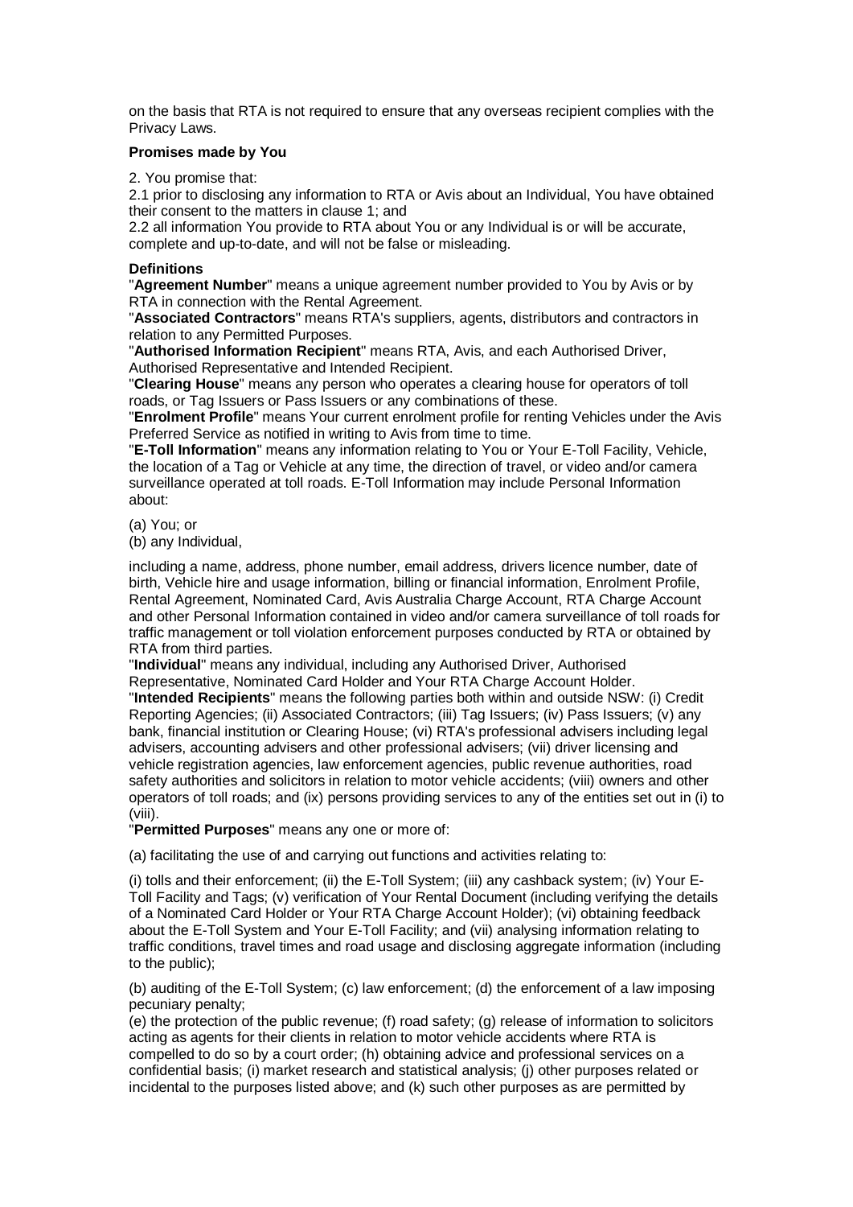on the basis that RTA is not required to ensure that any overseas recipient complies with the Privacy Laws.

**Promises made by You**

2. You promise that:

2.1 prior to disclosing any information to RTA or Avis about an Individual, You have obtained their consent to the matters in clause 1; and

2.2 all information You provide to RTA about You or any Individual is or will be accurate, complete and up-to-date, and will not be false or misleading.

**Definitions**

"**Agreement Number**" means a unique agreement number provided to You by Avis or by RTA in connection with the Rental Agreement.

"**Associated Contractors**" means RTA's suppliers, agents, distributors and contractors in relation to any Permitted Purposes.

"**Authorised Information Recipient**" means RTA, Avis, and each Authorised Driver, Authorised Representative and Intended Recipient.

"**Clearing House**" means any person who operates a clearing house for operators of toll roads, or Tag Issuers or Pass Issuers or any combinations of these.

"**Enrolment Profile**" means Your current enrolment profile for renting Vehicles under the Avis Preferred Service as notified in writing to Avis from time to time.

"**E-Toll Information**" means any information relating to You or Your E-Toll Facility, Vehicle, the location of a Tag or Vehicle at any time, the direction of travel, or video and/or camera surveillance operated at toll roads. E-Toll Information may include Personal Information about:

(a) You; or

(b) any Individual,

including a name, address, phone number, email address, drivers licence number, date of birth, Vehicle hire and usage information, billing or financial information, Enrolment Profile, Rental Agreement, Nominated Card, Avis Australia Charge Account, RTA Charge Account and other Personal Information contained in video and/or camera surveillance of toll roads for traffic management or toll violation enforcement purposes conducted by RTA or obtained by RTA from third parties.

"**Individual**" means any individual, including any Authorised Driver, Authorised Representative, Nominated Card Holder and Your RTA Charge Account Holder.

"**Intended Recipients**" means the following parties both within and outside NSW: (i) Credit Reporting Agencies; (ii) Associated Contractors; (iii) Tag Issuers; (iv) Pass Issuers; (v) any bank, financial institution or Clearing House; (vi) RTA's professional advisers including legal advisers, accounting advisers and other professional advisers; (vii) driver licensing and vehicle registration agencies, law enforcement agencies, public revenue authorities, road safety authorities and solicitors in relation to motor vehicle accidents; (viii) owners and other operators of toll roads; and (ix) persons providing services to any of the entities set out in (i) to (viii).

"**Permitted Purposes**" means any one or more of:

(a) facilitating the use of and carrying out functions and activities relating to:

(i) tolls and their enforcement; (ii) the E-Toll System; (iii) any cashback system; (iv) Your E-Toll Facility and Tags; (v) verification of Your Rental Document (including verifying the details of a Nominated Card Holder or Your RTA Charge Account Holder); (vi) obtaining feedback about the E-Toll System and Your E-Toll Facility; and (vii) analysing information relating to traffic conditions, travel times and road usage and disclosing aggregate information (including to the public);

(b) auditing of the E-Toll System; (c) law enforcement; (d) the enforcement of a law imposing pecuniary penalty;

(e) the protection of the public revenue; (f) road safety; (g) release of information to solicitors acting as agents for their clients in relation to motor vehicle accidents where RTA is compelled to do so by a court order; (h) obtaining advice and professional services on a confidential basis; (i) market research and statistical analysis; (j) other purposes related or incidental to the purposes listed above; and (k) such other purposes as are permitted by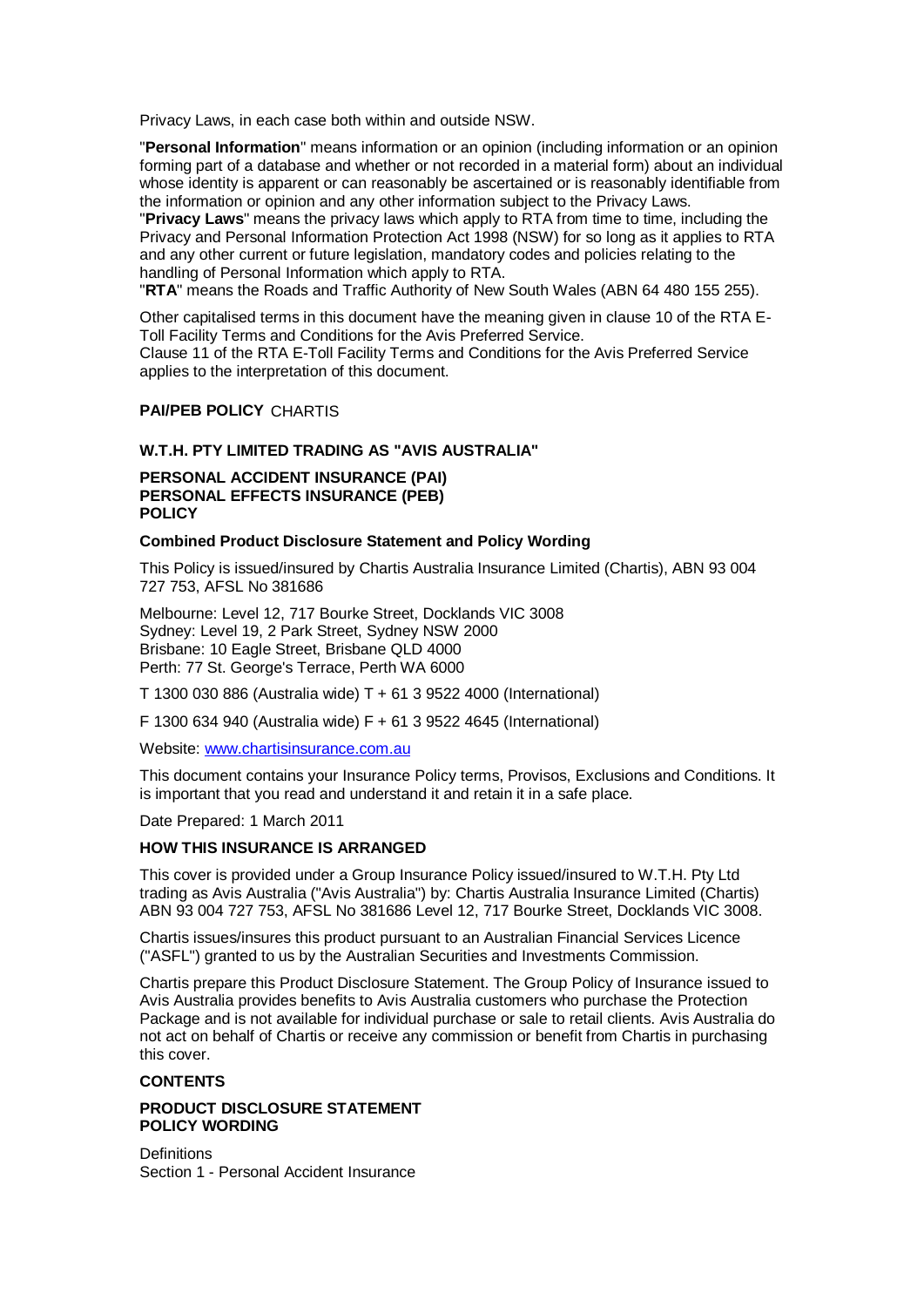Privacy Laws, in each case both within and outside NSW.

"**Personal Information**" means information or an opinion (including information or an opinion forming part of a database and whether or not recorded in a material form) about an individual whose identity is apparent or can reasonably be ascertained or is reasonably identifiable from the information or opinion and any other information subject to the Privacy Laws.
"**Privacy Laws**" means the privacy laws which apply to RTA from time to time, including the Privacy and Personal Information Protection Act 1998 (NSW) for so long as it applies to RTA and any other current or future legislation, mandatory codes and policies relating to the handling of Personal Information which apply to RTA.
"**RTA**" means the Roads and Traffic Authority of New South Wales (ABN 64 480 155 255).

Other capitalised terms in this document have the meaning given in clause 10 of the RTA E-Toll Facility Terms and Conditions for the Avis Preferred Service.
Clause 11 of the RTA E-Toll Facility Terms and Conditions for the Avis Preferred Service applies to the interpretation of this document.

**PAI/PEB POLICY** CHARTIS

**W.T.H. PTY LIMITED TRADING AS "AVIS AUSTRALIA"**

**PERSONAL ACCIDENT INSURANCE (PAI)**
**PERSONAL EFFECTS INSURANCE (PEB)**
**POLICY**

**Combined Product Disclosure Statement and Policy Wording**

This Policy is issued/insured by Chartis Australia Insurance Limited (Chartis), ABN 93 004 727 753, AFSL No 381686

Melbourne: Level 12, 717 Bourke Street, Docklands VIC 3008
Sydney: Level 19, 2 Park Street, Sydney NSW 2000
Brisbane: 10 Eagle Street, Brisbane QLD 4000
Perth: 77 St. George's Terrace, Perth WA 6000

T 1300 030 886 (Australia wide) T + 61 3 9522 4000 (International)

F 1300 634 940 (Australia wide) F + 61 3 9522 4645 (International)

Website: www.chartisinsurance.com.au

This document contains your Insurance Policy terms, Provisos, Exclusions and Conditions. It is important that you read and understand it and retain it in a safe place.

Date Prepared: 1 March 2011

**HOW THIS INSURANCE IS ARRANGED**

This cover is provided under a Group Insurance Policy issued/insured to W.T.H. Pty Ltd trading as Avis Australia ("Avis Australia") by: Chartis Australia Insurance Limited (Chartis) ABN 93 004 727 753, AFSL No 381686 Level 12, 717 Bourke Street, Docklands VIC 3008.

Chartis issues/insures this product pursuant to an Australian Financial Services Licence ("ASFL") granted to us by the Australian Securities and Investments Commission.

Chartis prepare this Product Disclosure Statement. The Group Policy of Insurance issued to Avis Australia provides benefits to Avis Australia customers who purchase the Protection Package and is not available for individual purchase or sale to retail clients. Avis Australia do not act on behalf of Chartis or receive any commission or benefit from Chartis in purchasing this cover.

**CONTENTS**

**PRODUCT DISCLOSURE STATEMENT**
**POLICY WORDING**

Definitions
Section 1 - Personal Accident Insurance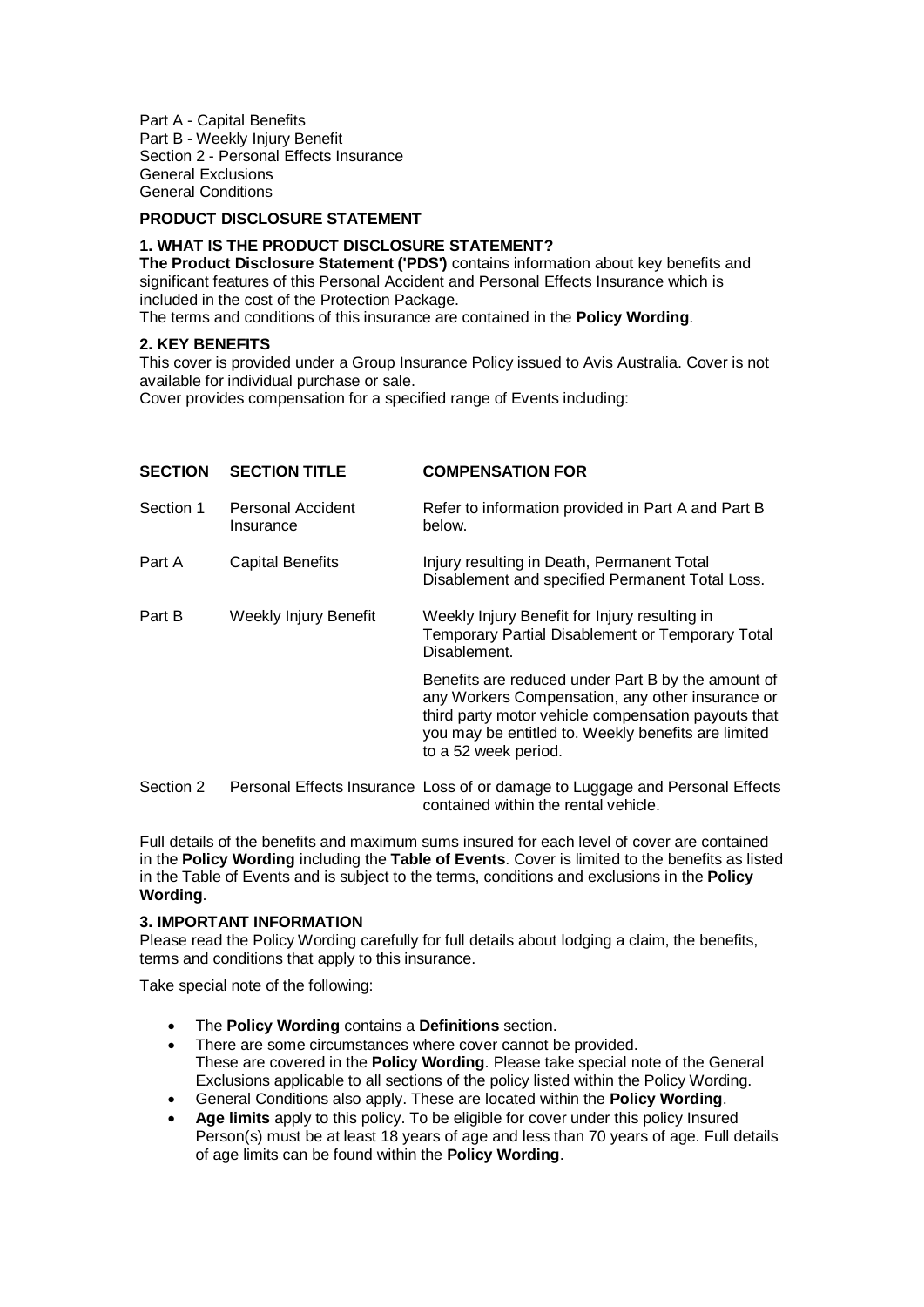Part A - Capital Benefits
Part B - Weekly Injury Benefit
Section 2 - Personal Effects Insurance
General Exclusions
General Conditions

## PRODUCT DISCLOSURE STATEMENT

### 1. WHAT IS THE PRODUCT DISCLOSURE STATEMENT?

**The Product Disclosure Statement ('PDS')** contains information about key benefits and significant features of this Personal Accident and Personal Effects Insurance which is included in the cost of the Protection Package.
The terms and conditions of this insurance are contained in the **Policy Wording**.

### 2. KEY BENEFITS

This cover is provided under a Group Insurance Policy issued to Avis Australia. Cover is not available for individual purchase or sale.
Cover provides compensation for a specified range of Events including:

| SECTION | SECTION TITLE | COMPENSATION FOR |
|---|---|---|
| Section 1 | Personal Accident Insurance | Refer to information provided in Part A and Part B below. |
| Part A | Capital Benefits | Injury resulting in Death, Permanent Total Disablement and specified Permanent Total Loss. |
| Part B | Weekly Injury Benefit | Weekly Injury Benefit for Injury resulting in Temporary Partial Disablement or Temporary Total Disablement. Benefits are reduced under Part B by the amount of any Workers Compensation, any other insurance or third party motor vehicle compensation payouts that you may be entitled to. Weekly benefits are limited to a 52 week period. |
| Section 2 | Personal Effects Insurance | Loss of or damage to Luggage and Personal Effects contained within the rental vehicle. |

Full details of the benefits and maximum sums insured for each level of cover are contained in the **Policy Wording** including the **Table of Events**. Cover is limited to the benefits as listed in the Table of Events and is subject to the terms, conditions and exclusions in the **Policy Wording**.

### 3. IMPORTANT INFORMATION

Please read the Policy Wording carefully for full details about lodging a claim, the benefits, terms and conditions that apply to this insurance.

Take special note of the following:

- The **Policy Wording** contains a **Definitions** section.
- There are some circumstances where cover cannot be provided. These are covered in the **Policy Wording**. Please take special note of the General Exclusions applicable to all sections of the policy listed within the Policy Wording.
- General Conditions also apply. These are located within the **Policy Wording**.
- **Age limits** apply to this policy. To be eligible for cover under this policy Insured Person(s) must be at least 18 years of age and less than 70 years of age. Full details of age limits can be found within the **Policy Wording**.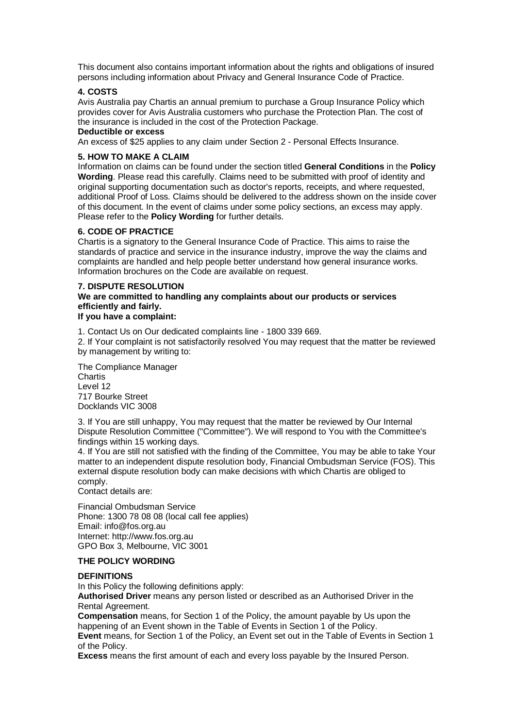This document also contains important information about the rights and obligations of insured persons including information about Privacy and General Insurance Code of Practice.

### 4. COSTS

Avis Australia pay Chartis an annual premium to purchase a Group Insurance Policy which provides cover for Avis Australia customers who purchase the Protection Plan. The cost of the insurance is included in the cost of the Protection Package.

**Deductible or excess**

An excess of $25 applies to any claim under Section 2 - Personal Effects Insurance.

### 5. HOW TO MAKE A CLAIM

Information on claims can be found under the section titled **General Conditions** in the **Policy Wording**. Please read this carefully. Claims need to be submitted with proof of identity and original supporting documentation such as doctor's reports, receipts, and where requested, additional Proof of Loss. Claims should be delivered to the address shown on the inside cover of this document. In the event of claims under some policy sections, an excess may apply. Please refer to the **Policy Wording** for further details.

### 6. CODE OF PRACTICE

Chartis is a signatory to the General Insurance Code of Practice. This aims to raise the standards of practice and service in the insurance industry, improve the way the claims and complaints are handled and help people better understand how general insurance works. Information brochures on the Code are available on request.

### 7. DISPUTE RESOLUTION

**We are committed to handling any complaints about our products or services efficiently and fairly.**

**If you have a complaint:**

1. Contact Us on Our dedicated complaints line - 1800 339 669.
2. If Your complaint is not satisfactorily resolved You may request that the matter be reviewed by management by writing to:

The Compliance Manager
Chartis
Level 12
717 Bourke Street
Docklands VIC 3008

3. If You are still unhappy, You may request that the matter be reviewed by Our Internal Dispute Resolution Committee ("Committee"). We will respond to You with the Committee's findings within 15 working days.
4. If You are still not satisfied with the finding of the Committee, You may be able to take Your matter to an independent dispute resolution body, Financial Ombudsman Service (FOS). This external dispute resolution body can make decisions with which Chartis are obliged to comply.

Contact details are:

Financial Ombudsman Service
Phone: 1300 78 08 08 (local call fee applies)
Email: info@fos.org.au
Internet: http://www.fos.org.au
GPO Box 3, Melbourne, VIC 3001

## THE POLICY WORDING

### DEFINITIONS

In this Policy the following definitions apply:

**Authorised Driver** means any person listed or described as an Authorised Driver in the Rental Agreement.

**Compensation** means, for Section 1 of the Policy, the amount payable by Us upon the happening of an Event shown in the Table of Events in Section 1 of the Policy.

**Event** means, for Section 1 of the Policy, an Event set out in the Table of Events in Section 1 of the Policy.

**Excess** means the first amount of each and every loss payable by the Insured Person.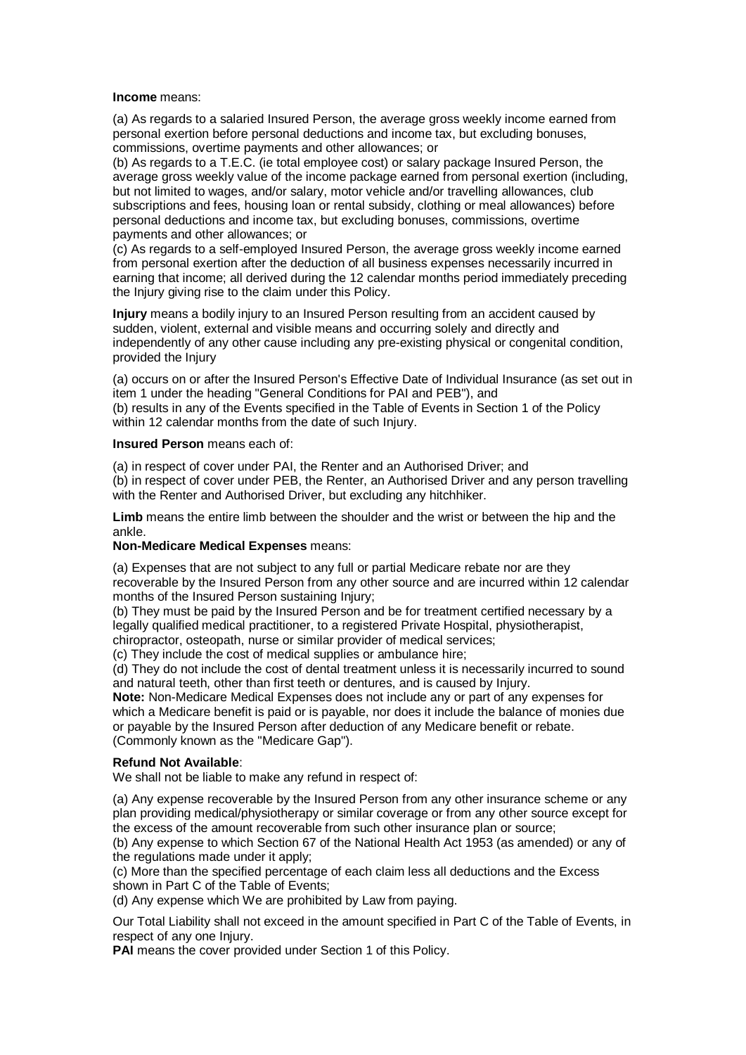**Income** means:

(a) As regards to a salaried Insured Person, the average gross weekly income earned from personal exertion before personal deductions and income tax, but excluding bonuses, commissions, overtime payments and other allowances; or
(b) As regards to a T.E.C. (ie total employee cost) or salary package Insured Person, the average gross weekly value of the income package earned from personal exertion (including, but not limited to wages, and/or salary, motor vehicle and/or travelling allowances, club subscriptions and fees, housing loan or rental subsidy, clothing or meal allowances) before personal deductions and income tax, but excluding bonuses, commissions, overtime payments and other allowances; or
(c) As regards to a self-employed Insured Person, the average gross weekly income earned from personal exertion after the deduction of all business expenses necessarily incurred in earning that income; all derived during the 12 calendar months period immediately preceding the Injury giving rise to the claim under this Policy.

**Injury** means a bodily injury to an Insured Person resulting from an accident caused by sudden, violent, external and visible means and occurring solely and directly and independently of any other cause including any pre-existing physical or congenital condition, provided the Injury

(a) occurs on or after the Insured Person's Effective Date of Individual Insurance (as set out in item 1 under the heading "General Conditions for PAI and PEB"), and
(b) results in any of the Events specified in the Table of Events in Section 1 of the Policy within 12 calendar months from the date of such Injury.

**Insured Person** means each of:

(a) in respect of cover under PAI, the Renter and an Authorised Driver; and
(b) in respect of cover under PEB, the Renter, an Authorised Driver and any person travelling with the Renter and Authorised Driver, but excluding any hitchhiker.

**Limb** means the entire limb between the shoulder and the wrist or between the hip and the ankle.

**Non-Medicare Medical Expenses** means:

(a) Expenses that are not subject to any full or partial Medicare rebate nor are they recoverable by the Insured Person from any other source and are incurred within 12 calendar months of the Insured Person sustaining Injury;
(b) They must be paid by the Insured Person and be for treatment certified necessary by a legally qualified medical practitioner, to a registered Private Hospital, physiotherapist, chiropractor, osteopath, nurse or similar provider of medical services;
(c) They include the cost of medical supplies or ambulance hire;
(d) They do not include the cost of dental treatment unless it is necessarily incurred to sound and natural teeth, other than first teeth or dentures, and is caused by Injury.

**Note:** Non-Medicare Medical Expenses does not include any or part of any expenses for which a Medicare benefit is paid or is payable, nor does it include the balance of monies due or payable by the Insured Person after deduction of any Medicare benefit or rebate. (Commonly known as the "Medicare Gap").

**Refund Not Available**:
We shall not be liable to make any refund in respect of:

(a) Any expense recoverable by the Insured Person from any other insurance scheme or any plan providing medical/physiotherapy or similar coverage or from any other source except for the excess of the amount recoverable from such other insurance plan or source;
(b) Any expense to which Section 67 of the National Health Act 1953 (as amended) or any of the regulations made under it apply;
(c) More than the specified percentage of each claim less all deductions and the Excess shown in Part C of the Table of Events;
(d) Any expense which We are prohibited by Law from paying.

Our Total Liability shall not exceed in the amount specified in Part C of the Table of Events, in respect of any one Injury.

**PAI** means the cover provided under Section 1 of this Policy.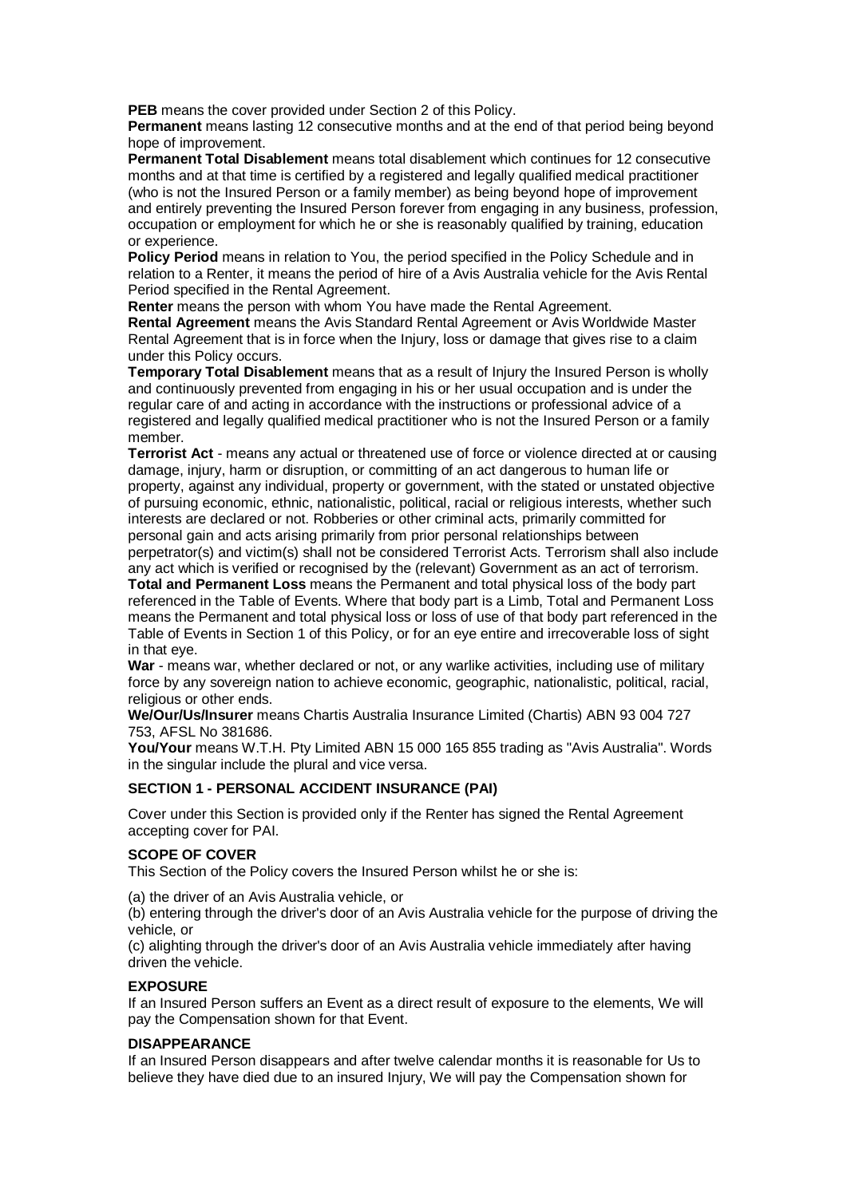**PEB** means the cover provided under Section 2 of this Policy.

**Permanent** means lasting 12 consecutive months and at the end of that period being beyond hope of improvement.

**Permanent Total Disablement** means total disablement which continues for 12 consecutive months and at that time is certified by a registered and legally qualified medical practitioner (who is not the Insured Person or a family member) as being beyond hope of improvement and entirely preventing the Insured Person forever from engaging in any business, profession, occupation or employment for which he or she is reasonably qualified by training, education or experience.

**Policy Period** means in relation to You, the period specified in the Policy Schedule and in relation to a Renter, it means the period of hire of a Avis Australia vehicle for the Avis Rental Period specified in the Rental Agreement.

**Renter** means the person with whom You have made the Rental Agreement.

**Rental Agreement** means the Avis Standard Rental Agreement or Avis Worldwide Master Rental Agreement that is in force when the Injury, loss or damage that gives rise to a claim under this Policy occurs.

**Temporary Total Disablement** means that as a result of Injury the Insured Person is wholly and continuously prevented from engaging in his or her usual occupation and is under the regular care of and acting in accordance with the instructions or professional advice of a registered and legally qualified medical practitioner who is not the Insured Person or a family member.

**Terrorist Act** - means any actual or threatened use of force or violence directed at or causing damage, injury, harm or disruption, or committing of an act dangerous to human life or property, against any individual, property or government, with the stated or unstated objective of pursuing economic, ethnic, nationalistic, political, racial or religious interests, whether such interests are declared or not. Robberies or other criminal acts, primarily committed for personal gain and acts arising primarily from prior personal relationships between perpetrator(s) and victim(s) shall not be considered Terrorist Acts. Terrorism shall also include any act which is verified or recognised by the (relevant) Government as an act of terrorism.

**Total and Permanent Loss** means the Permanent and total physical loss of the body part referenced in the Table of Events. Where that body part is a Limb, Total and Permanent Loss means the Permanent and total physical loss or loss of use of that body part referenced in the Table of Events in Section 1 of this Policy, or for an eye entire and irrecoverable loss of sight in that eye.

**War** - means war, whether declared or not, or any warlike activities, including use of military force by any sovereign nation to achieve economic, geographic, nationalistic, political, racial, religious or other ends.

**We/Our/Us/Insurer** means Chartis Australia Insurance Limited (Chartis) ABN 93 004 727 753, AFSL No 381686.

**You/Your** means W.T.H. Pty Limited ABN 15 000 165 855 trading as "Avis Australia". Words in the singular include the plural and vice versa.

## SECTION 1 - PERSONAL ACCIDENT INSURANCE (PAI)

Cover under this Section is provided only if the Renter has signed the Rental Agreement accepting cover for PAI.

### SCOPE OF COVER

This Section of the Policy covers the Insured Person whilst he or she is:

(a) the driver of an Avis Australia vehicle, or

(b) entering through the driver's door of an Avis Australia vehicle for the purpose of driving the vehicle, or

(c) alighting through the driver's door of an Avis Australia vehicle immediately after having driven the vehicle.

### EXPOSURE

If an Insured Person suffers an Event as a direct result of exposure to the elements, We will pay the Compensation shown for that Event.

### DISAPPEARANCE

If an Insured Person disappears and after twelve calendar months it is reasonable for Us to believe they have died due to an insured Injury, We will pay the Compensation shown for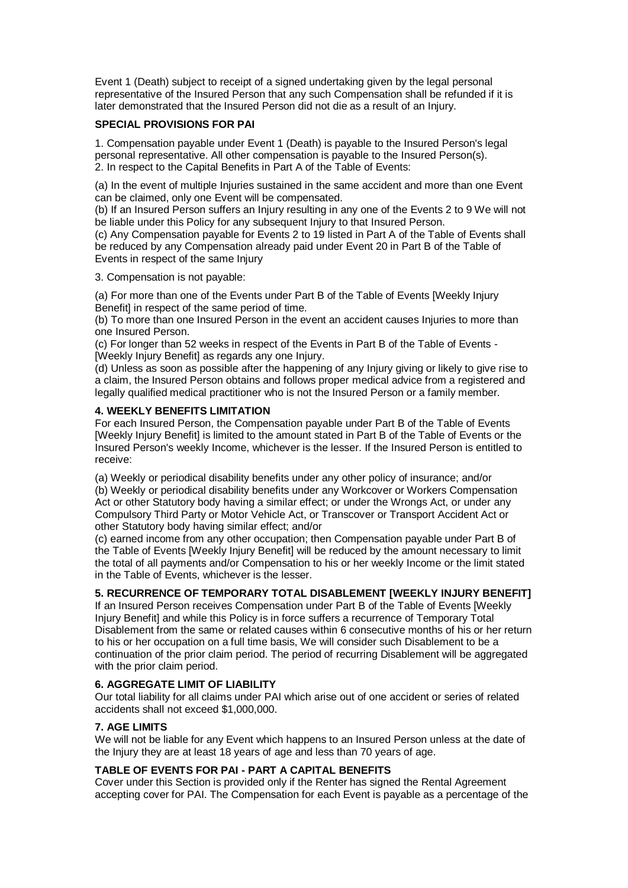Event 1 (Death) subject to receipt of a signed undertaking given by the legal personal representative of the Insured Person that any such Compensation shall be refunded if it is later demonstrated that the Insured Person did not die as a result of an Injury.

**SPECIAL PROVISIONS FOR PAI**

1. Compensation payable under Event 1 (Death) is payable to the Insured Person's legal personal representative. All other compensation is payable to the Insured Person(s).
2. In respect to the Capital Benefits in Part A of the Table of Events:

(a) In the event of multiple Injuries sustained in the same accident and more than one Event can be claimed, only one Event will be compensated.
(b) If an Insured Person suffers an Injury resulting in any one of the Events 2 to 9 We will not be liable under this Policy for any subsequent Injury to that Insured Person.
(c) Any Compensation payable for Events 2 to 19 listed in Part A of the Table of Events shall be reduced by any Compensation already paid under Event 20 in Part B of the Table of Events in respect of the same Injury

3. Compensation is not payable:

(a) For more than one of the Events under Part B of the Table of Events [Weekly Injury Benefit] in respect of the same period of time.
(b) To more than one Insured Person in the event an accident causes Injuries to more than one Insured Person.
(c) For longer than 52 weeks in respect of the Events in Part B of the Table of Events - [Weekly Injury Benefit] as regards any one Injury.
(d) Unless as soon as possible after the happening of any Injury giving or likely to give rise to a claim, the Insured Person obtains and follows proper medical advice from a registered and legally qualified medical practitioner who is not the Insured Person or a family member.

**4. WEEKLY BENEFITS LIMITATION**

For each Insured Person, the Compensation payable under Part B of the Table of Events [Weekly Injury Benefit] is limited to the amount stated in Part B of the Table of Events or the Insured Person's weekly Income, whichever is the lesser. If the Insured Person is entitled to receive:

(a) Weekly or periodical disability benefits under any other policy of insurance; and/or
(b) Weekly or periodical disability benefits under any Workcover or Workers Compensation Act or other Statutory body having a similar effect; or under the Wrongs Act, or under any Compulsory Third Party or Motor Vehicle Act, or Transcover or Transport Accident Act or other Statutory body having similar effect; and/or
(c) earned income from any other occupation; then Compensation payable under Part B of the Table of Events [Weekly Injury Benefit] will be reduced by the amount necessary to limit the total of all payments and/or Compensation to his or her weekly Income or the limit stated in the Table of Events, whichever is the lesser.

**5. RECURRENCE OF TEMPORARY TOTAL DISABLEMENT [WEEKLY INJURY BENEFIT]**

If an Insured Person receives Compensation under Part B of the Table of Events [Weekly Injury Benefit] and while this Policy is in force suffers a recurrence of Temporary Total Disablement from the same or related causes within 6 consecutive months of his or her return to his or her occupation on a full time basis, We will consider such Disablement to be a continuation of the prior claim period. The period of recurring Disablement will be aggregated with the prior claim period.

**6. AGGREGATE LIMIT OF LIABILITY**

Our total liability for all claims under PAI which arise out of one accident or series of related accidents shall not exceed $1,000,000.

**7. AGE LIMITS**

We will not be liable for any Event which happens to an Insured Person unless at the date of the Injury they are at least 18 years of age and less than 70 years of age.

**TABLE OF EVENTS FOR PAI - PART A CAPITAL BENEFITS**

Cover under this Section is provided only if the Renter has signed the Rental Agreement accepting cover for PAI. The Compensation for each Event is payable as a percentage of the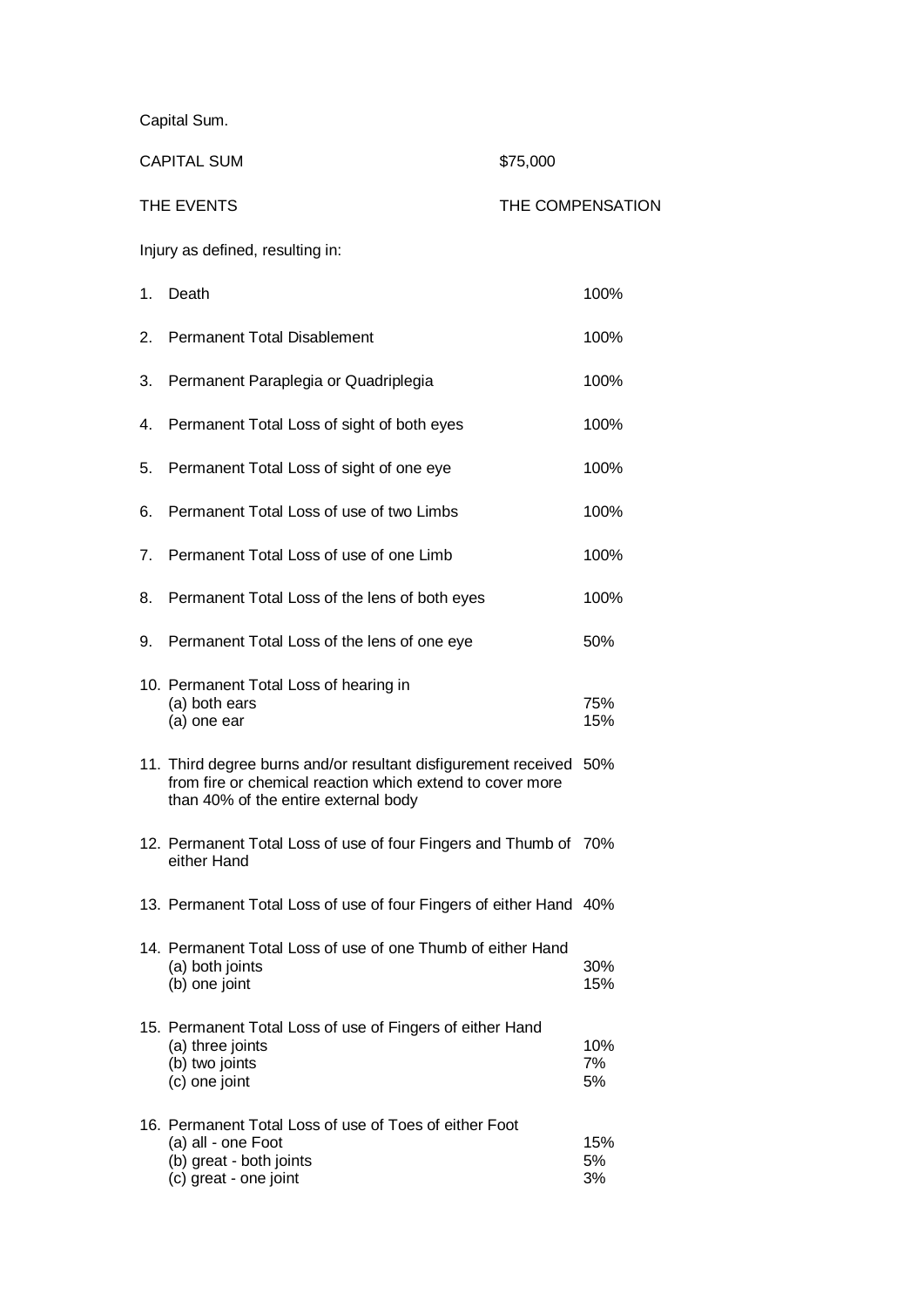Capital Sum.

| CAPITAL SUM | $75,000 |
|---|---|
| **THE EVENTS** | **THE COMPENSATION** |

Injury as defined, resulting in:

| | | |
|---|---|---|
| 1. | Death | 100% |
| 2. | Permanent Total Disablement | 100% |
| 3. | Permanent Paraplegia or Quadriplegia | 100% |
| 4. | Permanent Total Loss of sight of both eyes | 100% |
| 5. | Permanent Total Loss of sight of one eye | 100% |
| 6. | Permanent Total Loss of use of two Limbs | 100% |
| 7. | Permanent Total Loss of use of one Limb | 100% |
| 8. | Permanent Total Loss of the lens of both eyes | 100% |
| 9. | Permanent Total Loss of the lens of one eye | 50% |
| 10. | Permanent Total Loss of hearing in | |
| | (a) both ears | 75% |
| | (a) one ear | 15% |
| 11. | Third degree burns and/or resultant disfigurement received from fire or chemical reaction which extend to cover more than 40% of the entire external body | 50% |
| 12. | Permanent Total Loss of use of four Fingers and Thumb of either Hand | 70% |
| 13. | Permanent Total Loss of use of four Fingers of either Hand | 40% |
| 14. | Permanent Total Loss of use of one Thumb of either Hand | |
| | (a) both joints | 30% |
| | (b) one joint | 15% |
| 15. | Permanent Total Loss of use of Fingers of either Hand | |
| | (a) three joints | 10% |
| | (b) two joints | 7% |
| | (c) one joint | 5% |
| 16. | Permanent Total Loss of use of Toes of either Foot | |
| | (a) all - one Foot | 15% |
| | (b) great - both joints | 5% |
| | (c) great - one joint | 3% |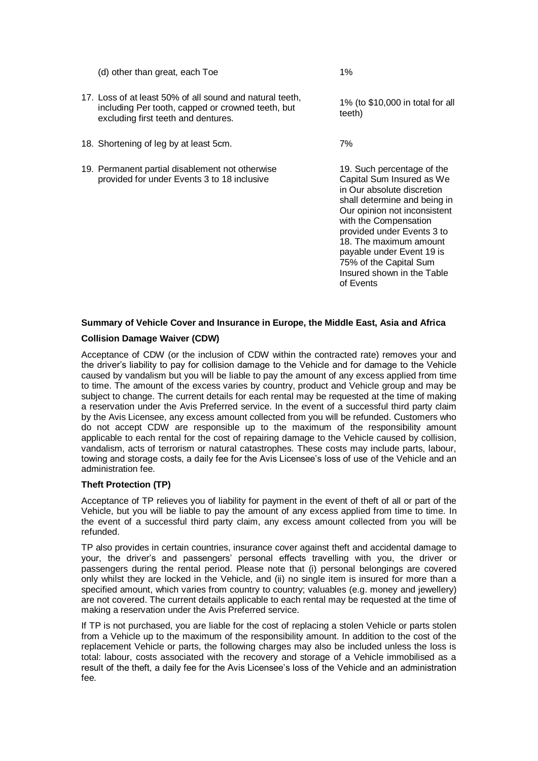| | |
|---|---|
| (d) other than great, each Toe | 1% |
| 17. Loss of at least 50% of all sound and natural teeth, including Per tooth, capped or crowned teeth, but excluding first teeth and dentures. | 1% (to $10,000 in total for all teeth) |
| 18. Shortening of leg by at least 5cm. | 7% |
| 19. Permanent partial disablement not otherwise provided for under Events 3 to 18 inclusive | 19. Such percentage of the Capital Sum Insured as We in Our absolute discretion shall determine and being in Our opinion not inconsistent with the Compensation provided under Events 3 to 18. The maximum amount payable under Event 19 is 75% of the Capital Sum Insured shown in the Table of Events |

**Summary of Vehicle Cover and Insurance in Europe, the Middle East, Asia and Africa**

**Collision Damage Waiver (CDW)**

Acceptance of CDW (or the inclusion of CDW within the contracted rate) removes your and the driver's liability to pay for collision damage to the Vehicle and for damage to the Vehicle caused by vandalism but you will be liable to pay the amount of any excess applied from time to time. The amount of the excess varies by country, product and Vehicle group and may be subject to change. The current details for each rental may be requested at the time of making a reservation under the Avis Preferred service. In the event of a successful third party claim by the Avis Licensee, any excess amount collected from you will be refunded. Customers who do not accept CDW are responsible up to the maximum of the responsibility amount applicable to each rental for the cost of repairing damage to the Vehicle caused by collision, vandalism, acts of terrorism or natural catastrophes. These costs may include parts, labour, towing and storage costs, a daily fee for the Avis Licensee's loss of use of the Vehicle and an administration fee.

**Theft Protection (TP)**

Acceptance of TP relieves you of liability for payment in the event of theft of all or part of the Vehicle, but you will be liable to pay the amount of any excess applied from time to time. In the event of a successful third party claim, any excess amount collected from you will be refunded.

TP also provides in certain countries, insurance cover against theft and accidental damage to your, the driver's and passengers' personal effects travelling with you, the driver or passengers during the rental period. Please note that (i) personal belongings are covered only whilst they are locked in the Vehicle, and (ii) no single item is insured for more than a specified amount, which varies from country to country; valuables (e.g. money and jewellery) are not covered. The current details applicable to each rental may be requested at the time of making a reservation under the Avis Preferred service.

If TP is not purchased, you are liable for the cost of replacing a stolen Vehicle or parts stolen from a Vehicle up to the maximum of the responsibility amount. In addition to the cost of the replacement Vehicle or parts, the following charges may also be included unless the loss is total: labour, costs associated with the recovery and storage of a Vehicle immobilised as a result of the theft, a daily fee for the Avis Licensee's loss of the Vehicle and an administration fee.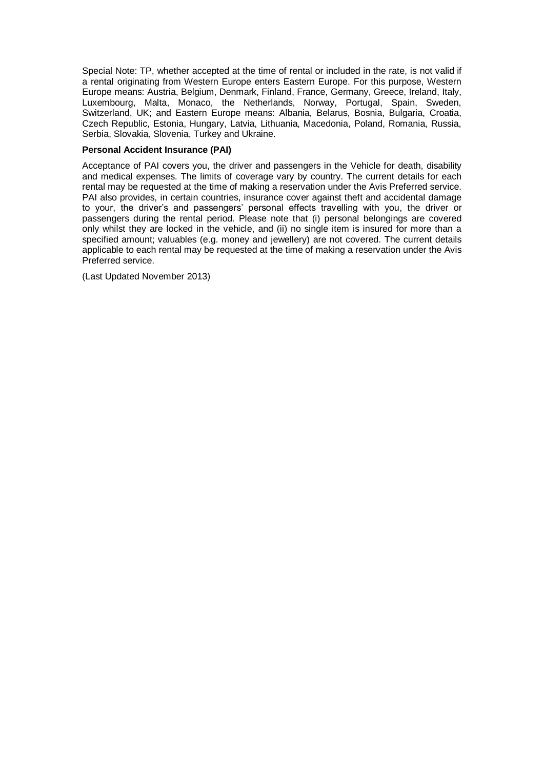Special Note: TP, whether accepted at the time of rental or included in the rate, is not valid if a rental originating from Western Europe enters Eastern Europe. For this purpose, Western Europe means: Austria, Belgium, Denmark, Finland, France, Germany, Greece, Ireland, Italy, Luxembourg, Malta, Monaco, the Netherlands, Norway, Portugal, Spain, Sweden, Switzerland, UK; and Eastern Europe means: Albania, Belarus, Bosnia, Bulgaria, Croatia, Czech Republic, Estonia, Hungary, Latvia, Lithuania, Macedonia, Poland, Romania, Russia, Serbia, Slovakia, Slovenia, Turkey and Ukraine.

**Personal Accident Insurance (PAI)**

Acceptance of PAI covers you, the driver and passengers in the Vehicle for death, disability and medical expenses. The limits of coverage vary by country. The current details for each rental may be requested at the time of making a reservation under the Avis Preferred service. PAI also provides, in certain countries, insurance cover against theft and accidental damage to your, the driver's and passengers' personal effects travelling with you, the driver or passengers during the rental period. Please note that (i) personal belongings are covered only whilst they are locked in the vehicle, and (ii) no single item is insured for more than a specified amount; valuables (e.g. money and jewellery) are not covered. The current details applicable to each rental may be requested at the time of making a reservation under the Avis Preferred service.

(Last Updated November 2013)